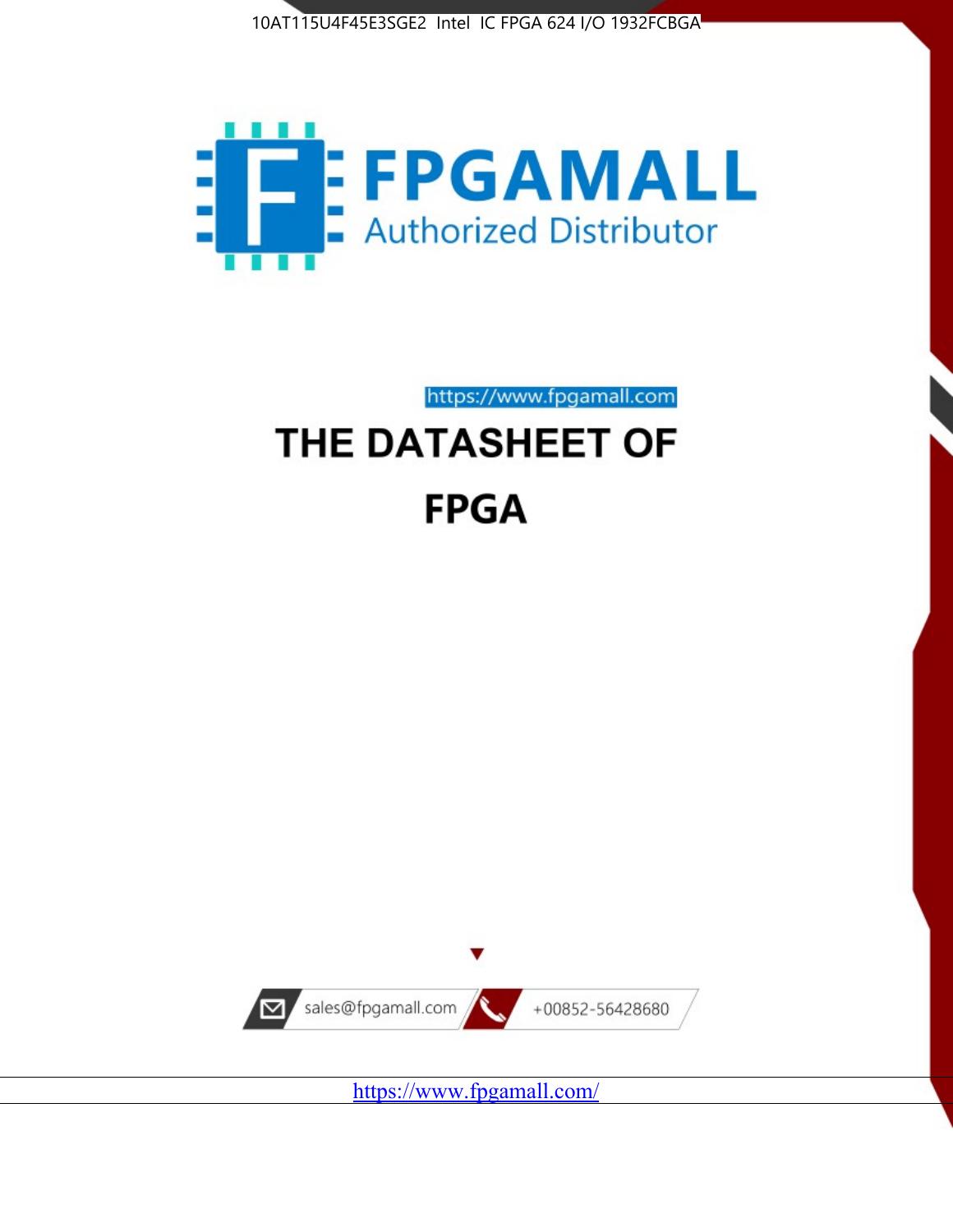10AT115U4F45E3SGE2 Intel IC FPGA 624 I/O 1932FCBGA

FPGAMALL

Authorized Distributor

https://www.fpgamall.com

# THE DATASHEET OF FPGA

sales@fpgamall.com

+00852-56428680

https://www.fpgamall.com/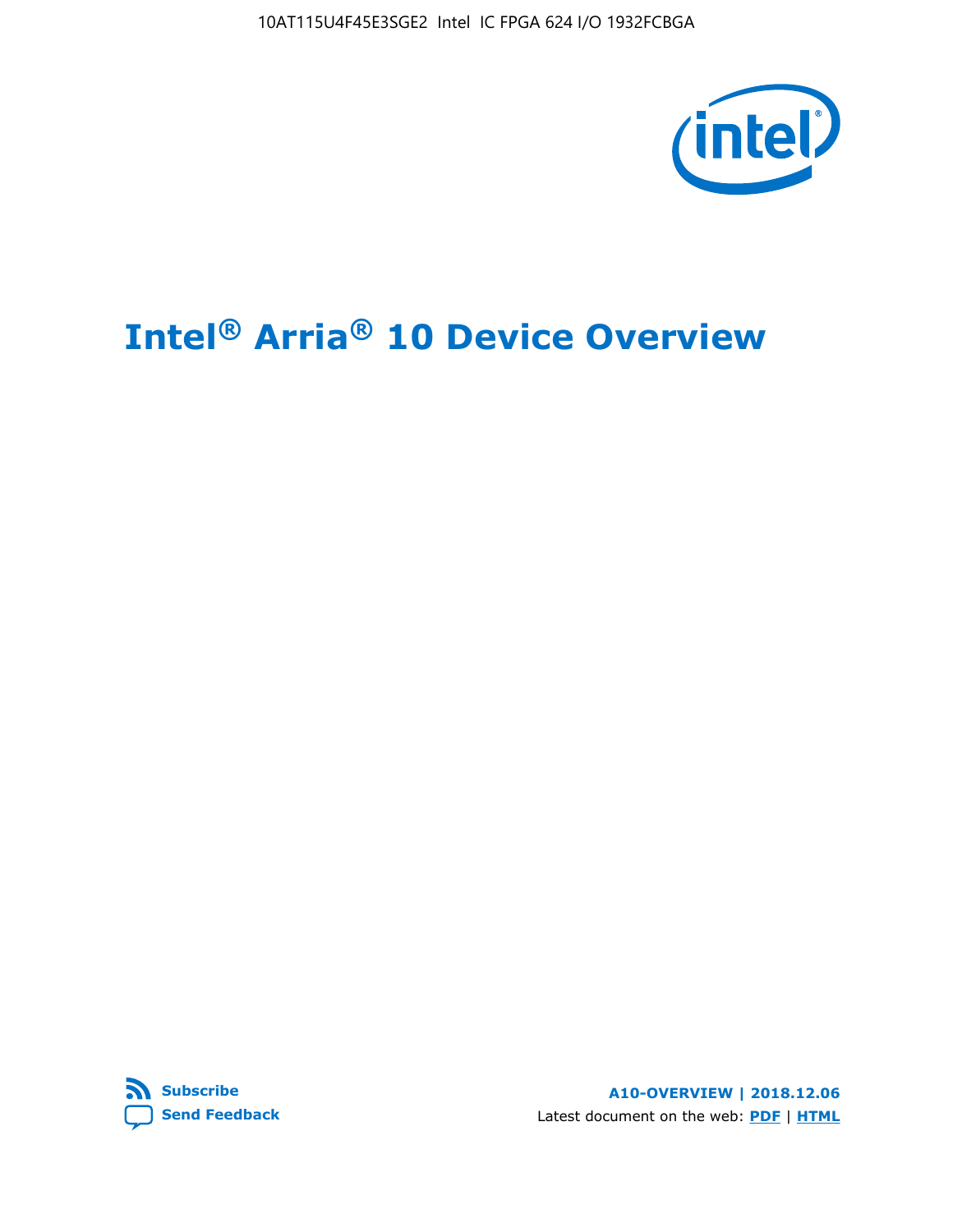# Intel® Arria® 10 Device Overview

**Subscribe**

**Send Feedback**

**A10-OVERVIEW | 2018.12.06**

Latest document on the web: **PDF** | **HTML**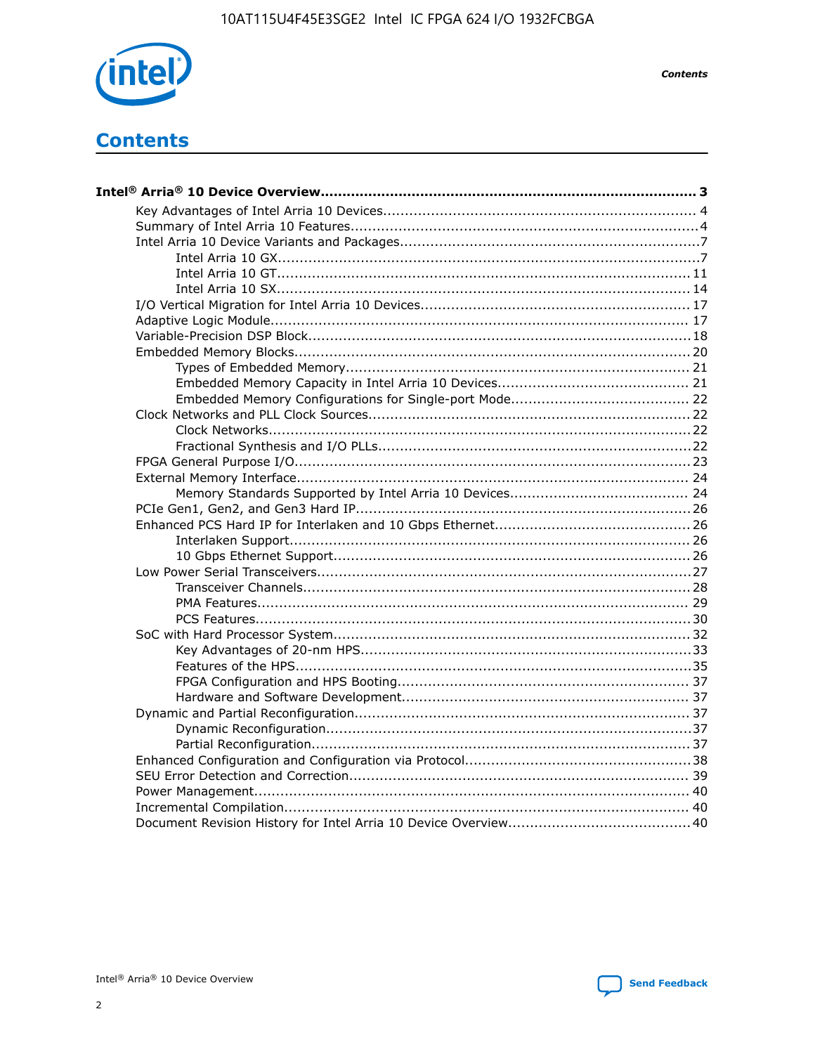# Contents

**Intel® Arria® 10 Device Overview....................................................................................... 3**

- Key Advantages of Intel Arria 10 Devices........................................................................ 4
- Summary of Intel Arria 10 Features................................................................................ 4
- Intel Arria 10 Device Variants and Packages..................................................................... 7
    - Intel Arria 10 GX.................................................................................................. 7
    - Intel Arria 10 GT................................................................................................ 11
    - Intel Arria 10 SX................................................................................................ 14
- I/O Vertical Migration for Intel Arria 10 Devices.............................................................. 17
- Adaptive Logic Module................................................................................................ 17
- Variable-Precision DSP Block........................................................................................ 18
- Embedded Memory Blocks........................................................................................... 20
    - Types of Embedded Memory................................................................................ 21
    - Embedded Memory Capacity in Intel Arria 10 Devices............................................. 21
    - Embedded Memory Configurations for Single-port Mode.......................................... 22
- Clock Networks and PLL Clock Sources.......................................................................... 22
    - Clock Networks.................................................................................................. 22
    - Fractional Synthesis and I/O PLLs......................................................................... 22
- FPGA General Purpose I/O........................................................................................... 23
- External Memory Interface........................................................................................... 24
    - Memory Standards Supported by Intel Arria 10 Devices.......................................... 24
- PCIe Gen1, Gen2, and Gen3 Hard IP............................................................................. 26
- Enhanced PCS Hard IP for Interlaken and 10 Gbps Ethernet............................................. 26
    - Interlaken Support............................................................................................. 26
    - 10 Gbps Ethernet Support................................................................................... 26
- Low Power Serial Transceivers...................................................................................... 27
    - Transceiver Channels.......................................................................................... 28
    - PMA Features.................................................................................................... 29
    - PCS Features..................................................................................................... 30
- SoC with Hard Processor System.................................................................................. 32
    - Key Advantages of 20-nm HPS............................................................................. 33
    - Features of the HPS............................................................................................ 35
    - FPGA Configuration and HPS Booting.................................................................... 37
    - Hardware and Software Development................................................................... 37
- Dynamic and Partial Reconfiguration............................................................................. 37
    - Dynamic Reconfiguration..................................................................................... 37
    - Partial Reconfiguration........................................................................................ 37
- Enhanced Configuration and Configuration via Protocol.................................................... 38
- SEU Error Detection and Correction.............................................................................. 39
- Power Management.................................................................................................... 40
- Incremental Compilation............................................................................................. 40
- Document Revision History for Intel Arria 10 Device Overview.......................................... 40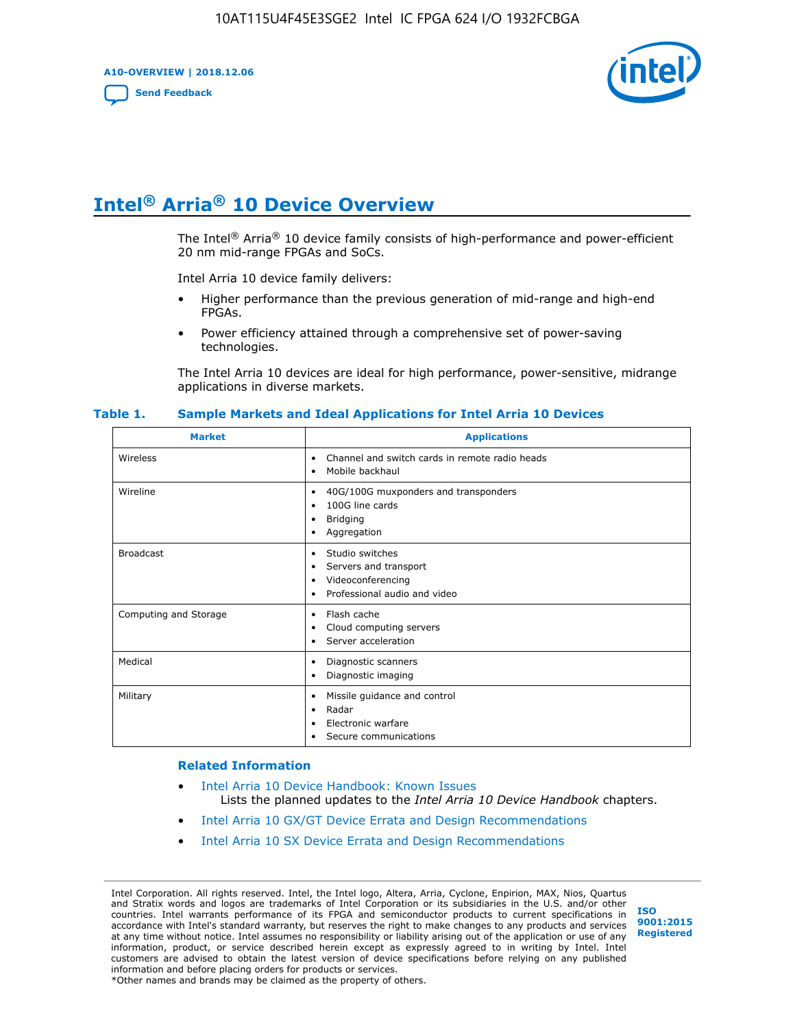# Intel® Arria® 10 Device Overview

The Intel® Arria® 10 device family consists of high-performance and power-efficient 20 nm mid-range FPGAs and SoCs.

Intel Arria 10 device family delivers:

- Higher performance than the previous generation of mid-range and high-end FPGAs.
- Power efficiency attained through a comprehensive set of power-saving technologies.

The Intel Arria 10 devices are ideal for high performance, power-sensitive, midrange applications in diverse markets.

**Table 1. Sample Markets and Ideal Applications for Intel Arria 10 Devices**

| Market | Applications |
|---|---|
| Wireless | • Channel and switch cards in remote radio heads<br>• Mobile backhaul |
| Wireline | • 40G/100G muxponders and transponders<br>• 100G line cards<br>• Bridging<br>• Aggregation |
| Broadcast | • Studio switches<br>• Servers and transport<br>• Videoconferencing<br>• Professional audio and video |
| Computing and Storage | • Flash cache<br>• Cloud computing servers<br>• Server acceleration |
| Medical | • Diagnostic scanners<br>• Diagnostic imaging |
| Military | • Missile guidance and control<br>• Radar<br>• Electronic warfare<br>• Secure communications |

### Related Information

- Intel Arria 10 Device Handbook: Known Issues
  Lists the planned updates to the *Intel Arria 10 Device Handbook* chapters.
- Intel Arria 10 GX/GT Device Errata and Design Recommendations
- Intel Arria 10 SX Device Errata and Design Recommendations

Intel Corporation. All rights reserved. Intel, the Intel logo, Altera, Arria, Cyclone, Enpirion, MAX, Nios, Quartus and Stratix words and logos are trademarks of Intel Corporation or its subsidiaries in the U.S. and/or other countries. Intel warrants performance of its FPGA and semiconductor products to current specifications in accordance with Intel's standard warranty, but reserves the right to make changes to any products and services at any time without notice. Intel assumes no responsibility or liability arising out of the application or use of any information, product, or service described herein except as expressly agreed to in writing by Intel. Intel customers are advised to obtain the latest version of device specifications before relying on any published information and before placing orders for products or services.
*Other names and brands may be claimed as the property of others.

ISO 9001:2015 Registered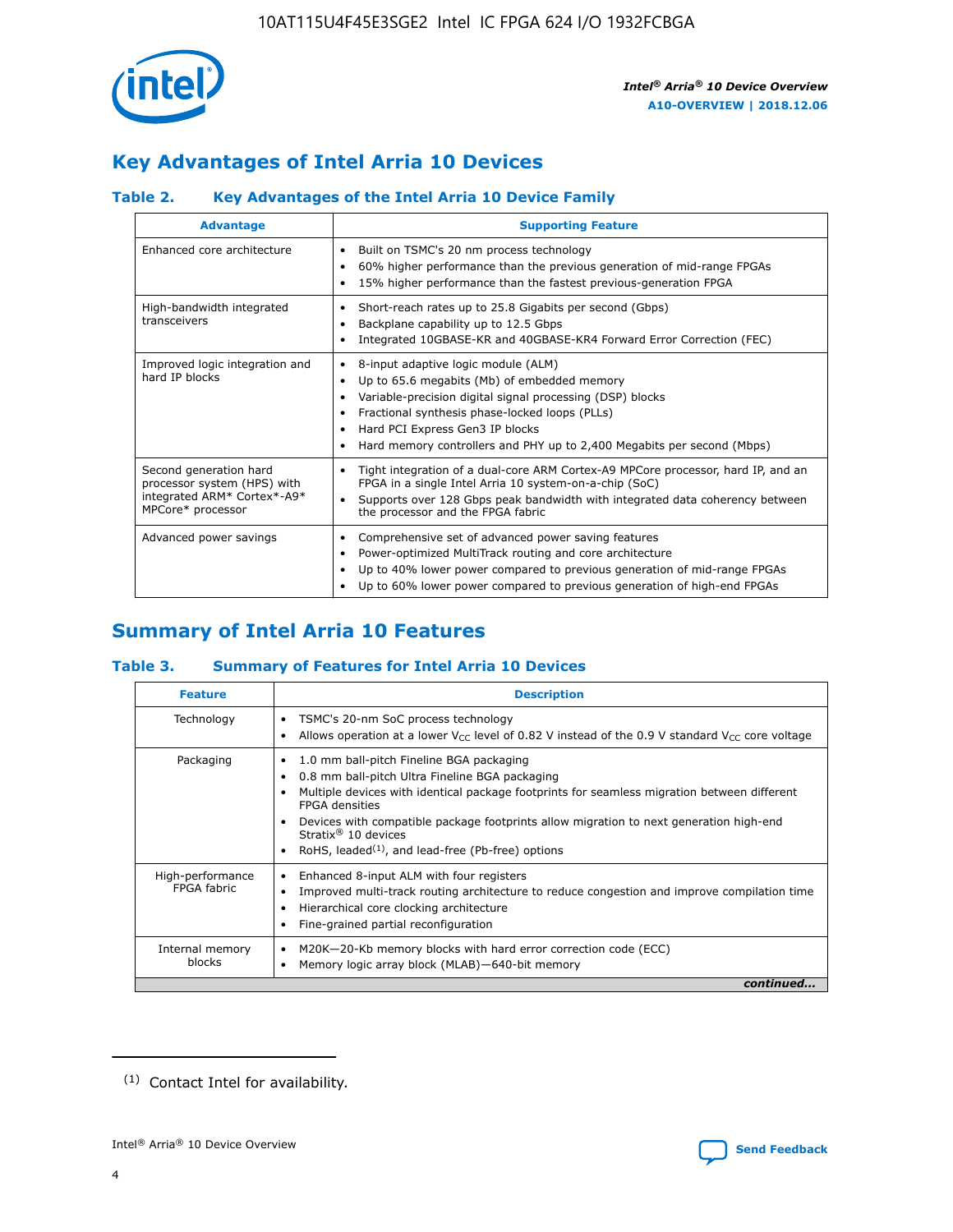## Key Advantages of Intel Arria 10 Devices

### Table 2. Key Advantages of the Intel Arria 10 Device Family

| Advantage | Supporting Feature |
|---|---|
| Enhanced core architecture | • Built on TSMC's 20 nm process technology<br>• 60% higher performance than the previous generation of mid-range FPGAs<br>• 15% higher performance than the fastest previous-generation FPGA |
| High-bandwidth integrated transceivers | • Short-reach rates up to 25.8 Gigabits per second (Gbps)<br>• Backplane capability up to 12.5 Gbps<br>• Integrated 10GBASE-KR and 40GBASE-KR4 Forward Error Correction (FEC) |
| Improved logic integration and hard IP blocks | • 8-input adaptive logic module (ALM)<br>• Up to 65.6 megabits (Mb) of embedded memory<br>• Variable-precision digital signal processing (DSP) blocks<br>• Fractional synthesis phase-locked loops (PLLs)<br>• Hard PCI Express Gen3 IP blocks<br>• Hard memory controllers and PHY up to 2,400 Megabits per second (Mbps) |
| Second generation hard processor system (HPS) with integrated ARM* Cortex*-A9* MPCore* processor | • Tight integration of a dual-core ARM Cortex-A9 MPCore processor, hard IP, and an FPGA in a single Intel Arria 10 system-on-a-chip (SoC)<br>• Supports over 128 Gbps peak bandwidth with integrated data coherency between the processor and the FPGA fabric |
| Advanced power savings | • Comprehensive set of advanced power saving features<br>• Power-optimized MultiTrack routing and core architecture<br>• Up to 40% lower power compared to previous generation of mid-range FPGAs<br>• Up to 60% lower power compared to previous generation of high-end FPGAs |

## Summary of Intel Arria 10 Features

### Table 3. Summary of Features for Intel Arria 10 Devices

| Feature | Description |
|---|---|
| Technology | • TSMC's 20-nm SoC process technology<br>• Allows operation at a lower $V_{CC}$ level of 0.82 V instead of the 0.9 V standard $V_{CC}$ core voltage |
| Packaging | • 1.0 mm ball-pitch Fineline BGA packaging<br>• 0.8 mm ball-pitch Ultra Fineline BGA packaging<br>• Multiple devices with identical package footprints for seamless migration between different FPGA densities<br>• Devices with compatible package footprints allow migration to next generation high-end Stratix® 10 devices<br>• RoHS, leaded[(1)], and lead-free (Pb-free) options |
| High-performance FPGA fabric | • Enhanced 8-input ALM with four registers<br>• Improved multi-track routing architecture to reduce congestion and improve compilation time<br>• Hierarchical core clocking architecture<br>• Fine-grained partial reconfiguration |
| Internal memory blocks | • M20K—20-Kb memory blocks with hard error correction code (ECC)<br>• Memory logic array block (MLAB)—640-bit memory |

*continued...*

(1) Contact Intel for availability.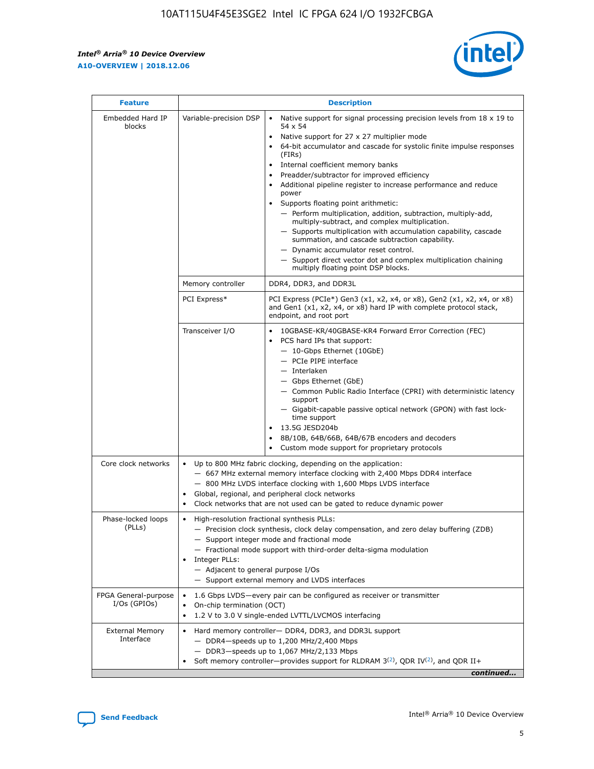| Feature | Description | |
|---|---|---|
| Embedded Hard IP blocks | Variable-precision DSP | • Native support for signal processing precision levels from 18 x 19 to 54 x 54<br>• Native support for 27 x 27 multiplier mode<br>• 64-bit accumulator and cascade for systolic finite impulse responses (FIRs)<br>• Internal coefficient memory banks<br>• Preadder/subtractor for improved efficiency<br>• Additional pipeline register to increase performance and reduce power<br>• Supports floating point arithmetic:<br>— Perform multiplication, addition, subtraction, multiply-add, multiply-subtract, and complex multiplication.<br>— Supports multiplication with accumulation capability, cascade summation, and cascade subtraction capability.<br>— Dynamic accumulator reset control.<br>— Support direct vector dot and complex multiplication chaining multiply floating point DSP blocks. |
| | Memory controller | DDR4, DDR3, and DDR3L |
| | PCI Express* | PCI Express (PCIe*) Gen3 (x1, x2, x4, or x8), Gen2 (x1, x2, x4, or x8) and Gen1 (x1, x2, x4, or x8) hard IP with complete protocol stack, endpoint, and root port |
| | Transceiver I/O | • 10GBASE-KR/40GBASE-KR4 Forward Error Correction (FEC)<br>• PCS hard IPs that support:<br>— 10-Gbps Ethernet (10GbE)<br>— PCIe PIPE interface<br>— Interlaken<br>— Gbps Ethernet (GbE)<br>— Common Public Radio Interface (CPRI) with deterministic latency support<br>— Gigabit-capable passive optical network (GPON) with fast lock-time support<br>• 13.5G JESD204b<br>• 8B/10B, 64B/66B, 64B/67B encoders and decoders<br>• Custom mode support for proprietary protocols |
| Core clock networks | • Up to 800 MHz fabric clocking, depending on the application:<br>— 667 MHz external memory interface clocking with 2,400 Mbps DDR4 interface<br>— 800 MHz LVDS interface clocking with 1,600 Mbps LVDS interface<br>• Global, regional, and peripheral clock networks<br>• Clock networks that are not used can be gated to reduce dynamic power | |
| Phase-locked loops (PLLs) | • High-resolution fractional synthesis PLLs:<br>— Precision clock synthesis, clock delay compensation, and zero delay buffering (ZDB)<br>— Support integer mode and fractional mode<br>— Fractional mode support with third-order delta-sigma modulation<br>• Integer PLLs:<br>— Adjacent to general purpose I/Os<br>— Support external memory and LVDS interfaces | |
| FPGA General-purpose I/Os (GPIOs) | • 1.6 Gbps LVDS—every pair can be configured as receiver or transmitter<br>• On-chip termination (OCT)<br>• 1.2 V to 3.0 V single-ended LVTTL/LVCMOS interfacing | |
| External Memory Interface | • Hard memory controller— DDR4, DDR3, and DDR3L support<br>— DDR4—speeds up to 1,200 MHz/2,400 Mbps<br>— DDR3—speeds up to 1,067 MHz/2,133 Mbps<br>• Soft memory controller—provides support for RLDRAM 3[(2)], QDR IV[(2)], and QDR II+ | |

*continued...*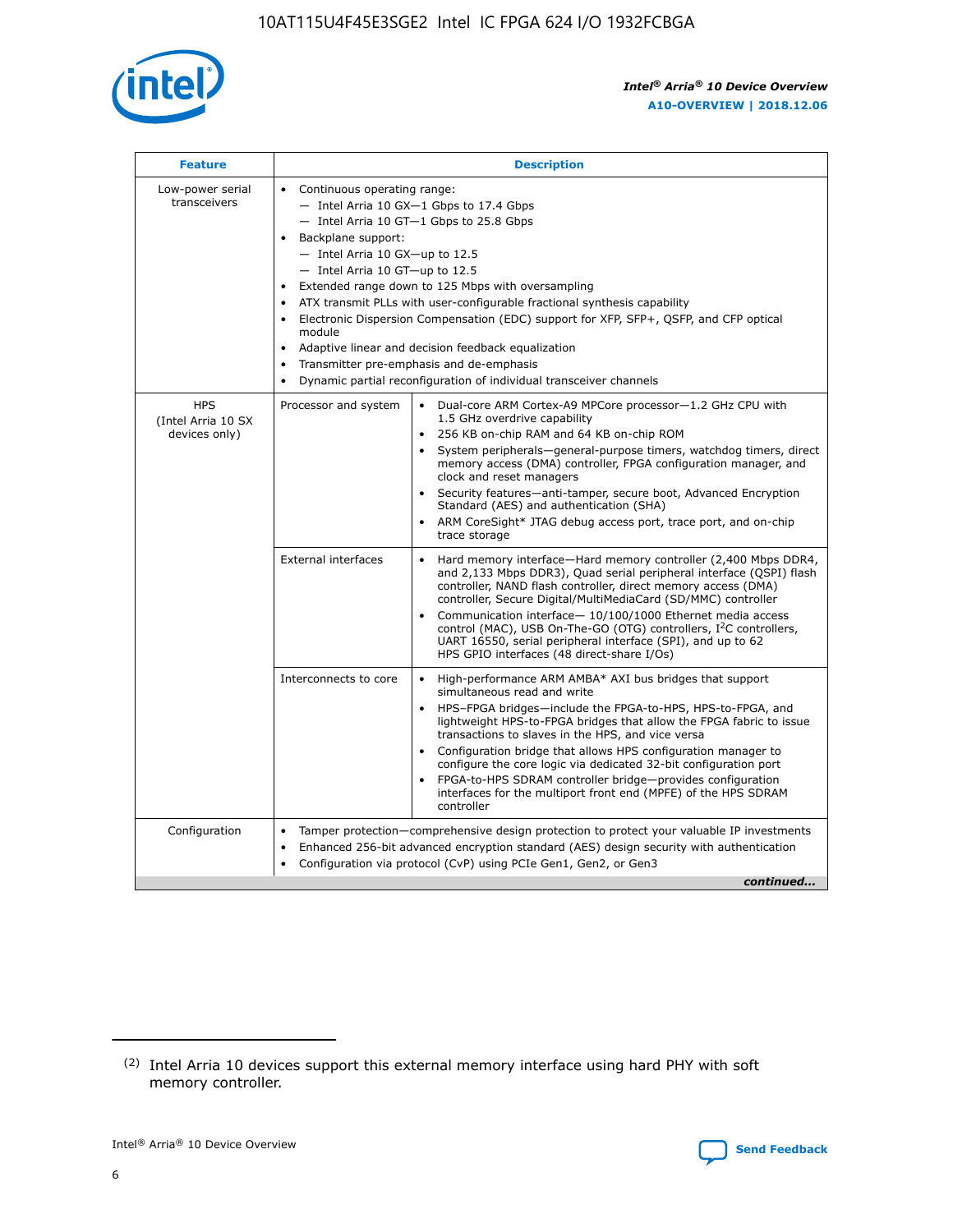| Feature | Description | |
|---|---|---|
| Low-power serial transceivers | • Continuous operating range:<br>— Intel Arria 10 GX—1 Gbps to 17.4 Gbps<br>— Intel Arria 10 GT—1 Gbps to 25.8 Gbps<br>• Backplane support:<br>— Intel Arria 10 GX—up to 12.5<br>— Intel Arria 10 GT—up to 12.5<br>• Extended range down to 125 Mbps with oversampling<br>• ATX transmit PLLs with user-configurable fractional synthesis capability<br>• Electronic Dispersion Compensation (EDC) support for XFP, SFP+, QSFP, and CFP optical module<br>• Adaptive linear and decision feedback equalization<br>• Transmitter pre-emphasis and de-emphasis<br>• Dynamic partial reconfiguration of individual transceiver channels | |
| HPS (Intel Arria 10 SX devices only) | Processor and system | • Dual-core ARM Cortex-A9 MPCore processor—1.2 GHz CPU with 1.5 GHz overdrive capability<br>• 256 KB on-chip RAM and 64 KB on-chip ROM<br>• System peripherals—general-purpose timers, watchdog timers, direct memory access (DMA) controller, FPGA configuration manager, and clock and reset managers<br>• Security features—anti-tamper, secure boot, Advanced Encryption Standard (AES) and authentication (SHA)<br>• ARM CoreSight* JTAG debug access port, trace port, and on-chip trace storage |
| | External interfaces | • Hard memory interface—Hard memory controller (2,400 Mbps DDR4, and 2,133 Mbps DDR3), Quad serial peripheral interface (QSPI) flash controller, NAND flash controller, direct memory access (DMA) controller, Secure Digital/MultiMediaCard (SD/MMC) controller<br>• Communication interface— 10/100/1000 Ethernet media access control (MAC), USB On-The-GO (OTG) controllers, I²C controllers, UART 16550, serial peripheral interface (SPI), and up to 62 HPS GPIO interfaces (48 direct-share I/Os) |
| | Interconnects to core | • High-performance ARM AMBA* AXI bus bridges that support simultaneous read and write<br>• HPS–FPGA bridges—include the FPGA-to-HPS, HPS-to-FPGA, and lightweight HPS-to-FPGA bridges that allow the FPGA fabric to issue transactions to slaves in the HPS, and vice versa<br>• Configuration bridge that allows HPS configuration manager to configure the core logic via dedicated 32-bit configuration port<br>• FPGA-to-HPS SDRAM controller bridge—provides configuration interfaces for the multiport front end (MPFE) of the HPS SDRAM controller |
| Configuration | • Tamper protection—comprehensive design protection to protect your valuable IP investments<br>• Enhanced 256-bit advanced encryption standard (AES) design security with authentication<br>• Configuration via protocol (CvP) using PCIe Gen1, Gen2, or Gen3 | |

*continued...*

(2) Intel Arria 10 devices support this external memory interface using hard PHY with soft memory controller.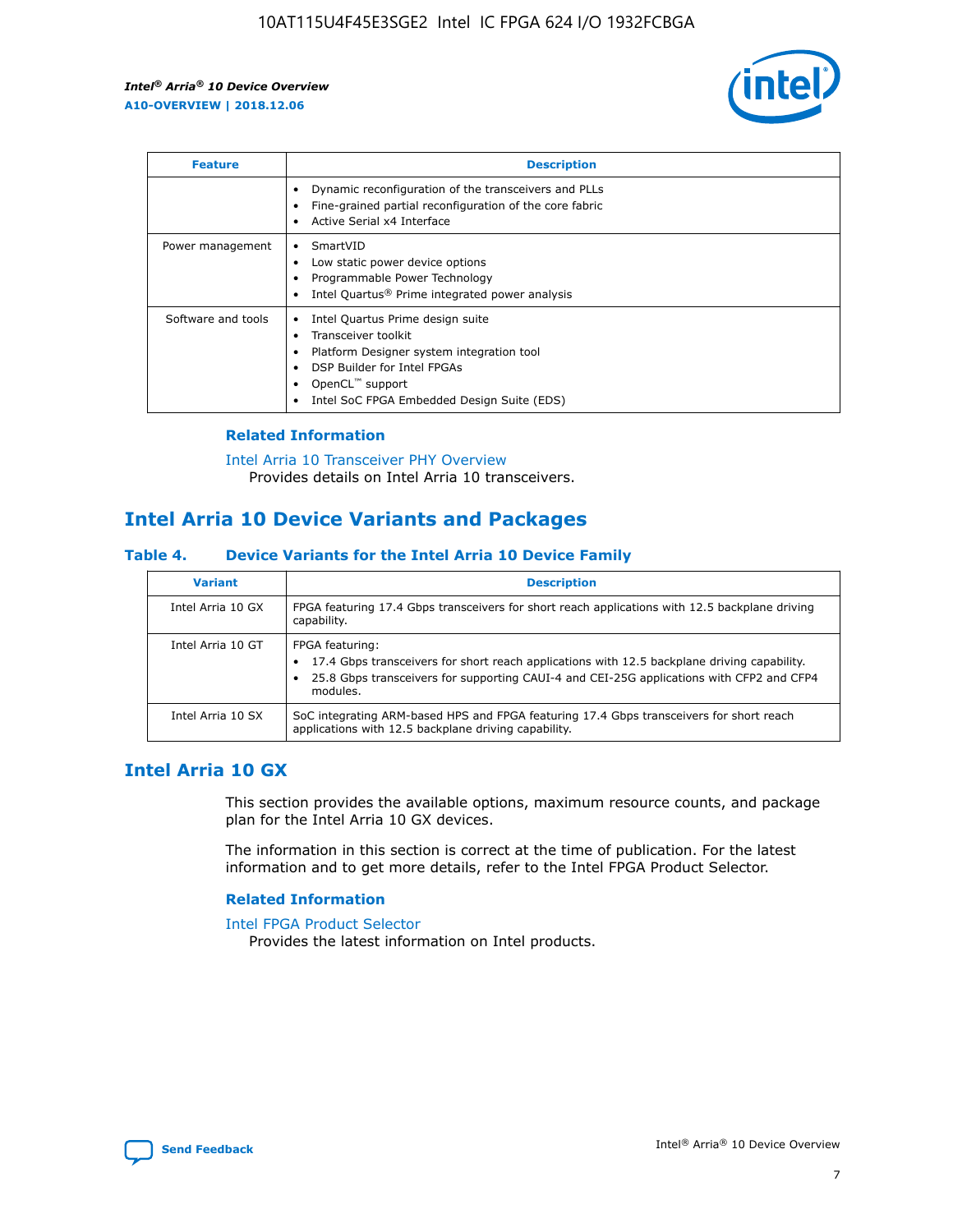| Feature | Description |
| --- | --- |
| | • Dynamic reconfiguration of the transceivers and PLLs<br>• Fine-grained partial reconfiguration of the core fabric<br>• Active Serial x4 Interface |
| Power management | • SmartVID<br>• Low static power device options<br>• Programmable Power Technology<br>• Intel Quartus® Prime integrated power analysis |
| Software and tools | • Intel Quartus Prime design suite<br>• Transceiver toolkit<br>• Platform Designer system integration tool<br>• DSP Builder for Intel FPGAs<br>• OpenCL™ support<br>• Intel SoC FPGA Embedded Design Suite (EDS) |

### Related Information

Intel Arria 10 Transceiver PHY Overview
Provides details on Intel Arria 10 transceivers.

## Intel Arria 10 Device Variants and Packages

### Table 4. Device Variants for the Intel Arria 10 Device Family

| Variant | Description |
| --- | --- |
| Intel Arria 10 GX | FPGA featuring 17.4 Gbps transceivers for short reach applications with 12.5 backplane driving capability. |
| Intel Arria 10 GT | FPGA featuring:<br>• 17.4 Gbps transceivers for short reach applications with 12.5 backplane driving capability.<br>• 25.8 Gbps transceivers for supporting CAUI-4 and CEI-25G applications with CFP2 and CFP4 modules. |
| Intel Arria 10 SX | SoC integrating ARM-based HPS and FPGA featuring 17.4 Gbps transceivers for short reach applications with 12.5 backplane driving capability. |

## Intel Arria 10 GX

This section provides the available options, maximum resource counts, and package plan for the Intel Arria 10 GX devices.

The information in this section is correct at the time of publication. For the latest information and to get more details, refer to the Intel FPGA Product Selector.

### Related Information

Intel FPGA Product Selector
Provides the latest information on Intel products.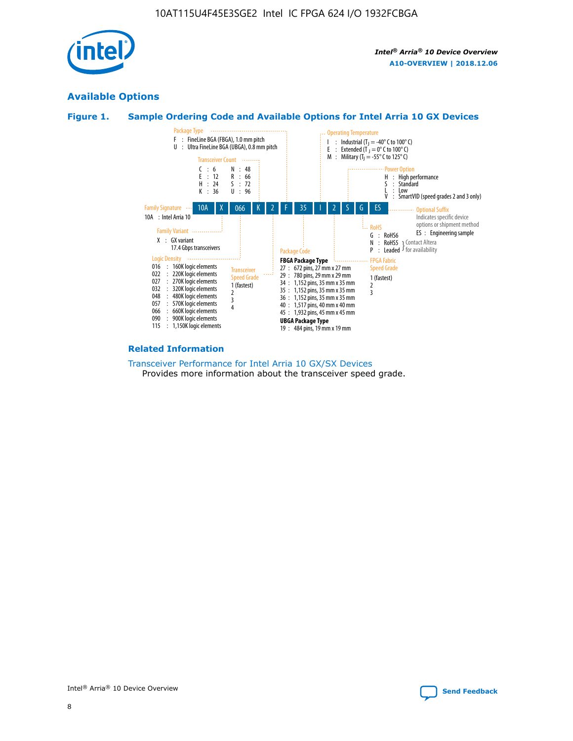## Available Options

### Figure 1. Sample Ordering Code and Available Options for Intel Arria 10 GX Devices

| 10A | X | 066 | K | 2 | F | 35 | I | 2 | S | G | ES |
|---|---|---|---|---|---|---|---|---|---|---|---|

**Family Signature**
10A : Intel Arria 10

**Family Variant**
X : GX variant
17.4 Gbps transceivers

**Logic Density**
016 : 160K logic elements
022 : 220K logic elements
027 : 270K logic elements
032 : 320K logic elements
048 : 480K logic elements
057 : 570K logic elements
066 : 660K logic elements
090 : 900K logic elements
115 : 1,150K logic elements

**Transceiver Count**
C : 6
E : 12
H : 24
K : 36
N : 48
R : 66
S : 72
U : 96

**Transceiver Speed Grade**
1 (fastest)
2
3
4

**Package Type**
F : FineLine BGA (FBGA), 1.0 mm pitch
U : Ultra FineLine BGA (UBGA), 0.8 mm pitch

**Package Code**
**FBGA Package Type**
27 : 672 pins, 27 mm x 27 mm
29 : 780 pins, 29 mm x 29 mm
34 : 1,152 pins, 35 mm x 35 mm
35 : 1,152 pins, 35 mm x 35 mm
36 : 1,152 pins, 35 mm x 35 mm
40 : 1,517 pins, 40 mm x 40 mm
45 : 1,932 pins, 45 mm x 45 mm
**UBGA Package Type**
19 : 484 pins, 19 mm x 19 mm

**Operating Temperature**
I : Industrial ($T_J$ = -40° C to 100° C)
E : Extended ($T_J$ = 0° C to 100° C)
M : Military ($T_J$ = -55° C to 125° C)

**FPGA Fabric Speed Grade**
1 (fastest)
2
3

**Power Option**
H : High performance
S : Standard
L : Low
V : SmartVID (speed grades 2 and 3 only)

**RoHS**
G : RoHS6
N : RoHS5 (Contact Altera for availability)
P : Leaded (Contact Altera for availability)

**Optional Suffix**
Indicates specific device options or shipment method
ES : Engineering sample

### Related Information

Transceiver Performance for Intel Arria 10 GX/SX Devices
Provides more information about the transceiver speed grade.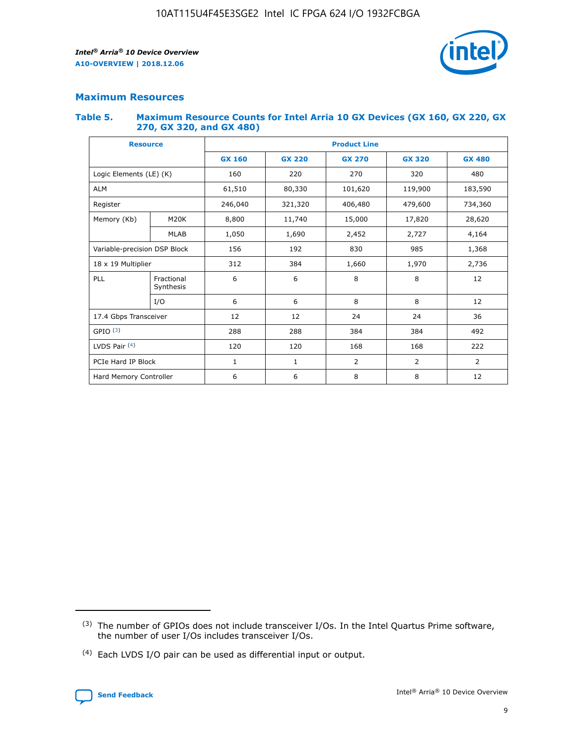## Maximum Resources

### Table 5. Maximum Resource Counts for Intel Arria 10 GX Devices (GX 160, GX 220, GX 270, GX 320, and GX 480)

| Resource | | Product Line | | | | |
|---|---|---|---|---|---|---|
| | | GX 160 | GX 220 | GX 270 | GX 320 | GX 480 |
| Logic Elements (LE) (K) | | 160 | 220 | 270 | 320 | 480 |
| ALM | | 61,510 | 80,330 | 101,620 | 119,900 | 183,590 |
| Register | | 246,040 | 321,320 | 406,480 | 479,600 | 734,360 |
| Memory (Kb) | M20K | 8,800 | 11,740 | 15,000 | 17,820 | 28,620 |
| | MLAB | 1,050 | 1,690 | 2,452 | 2,727 | 4,164 |
| Variable-precision DSP Block | | 156 | 192 | 830 | 985 | 1,368 |
| 18 x 19 Multiplier | | 312 | 384 | 1,660 | 1,970 | 2,736 |
| PLL | Fractional Synthesis | 6 | 6 | 8 | 8 | 12 |
| | I/O | 6 | 6 | 8 | 8 | 12 |
| 17.4 Gbps Transceiver | | 12 | 12 | 24 | 24 | 36 |
| GPIO [(3)] | | 288 | 288 | 384 | 384 | 492 |
| LVDS Pair [(4)] | | 120 | 120 | 168 | 168 | 222 |
| PCIe Hard IP Block | | 1 | 1 | 2 | 2 | 2 |
| Hard Memory Controller | | 6 | 6 | 8 | 8 | 12 |

(3) The number of GPIOs does not include transceiver I/Os. In the Intel Quartus Prime software, the number of user I/Os includes transceiver I/Os.

(4) Each LVDS I/O pair can be used as differential input or output.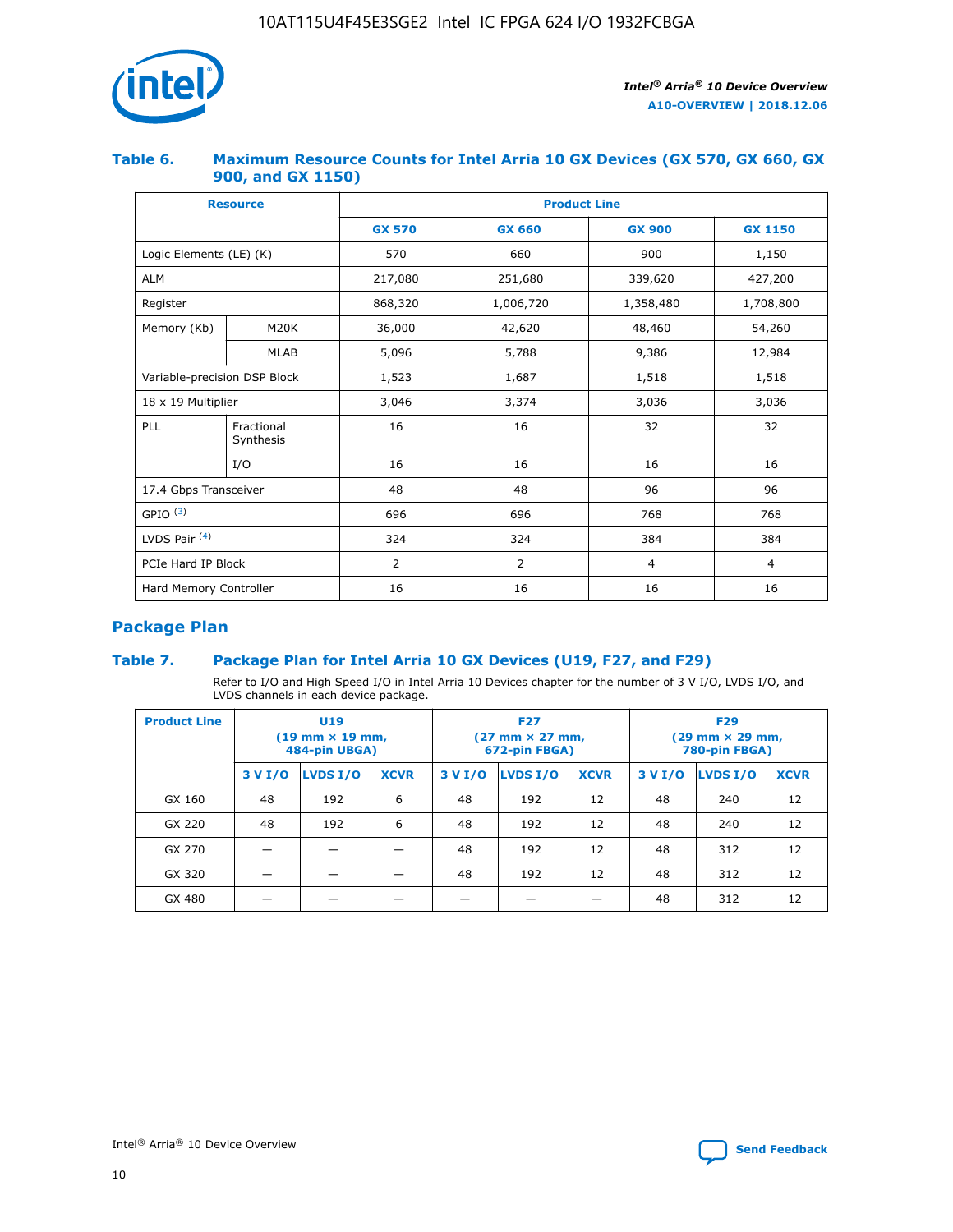### Table 6. Maximum Resource Counts for Intel Arria 10 GX Devices (GX 570, GX 660, GX 900, and GX 1150)

| Resource | | Product Line | | | |
|---|---|---|---|---|---|
| | | GX 570 | GX 660 | GX 900 | GX 1150 |
| Logic Elements (LE) (K) | | 570 | 660 | 900 | 1,150 |
| ALM | | 217,080 | 251,680 | 339,620 | 427,200 |
| Register | | 868,320 | 1,006,720 | 1,358,480 | 1,708,800 |
| Memory (Kb) | M20K | 36,000 | 42,620 | 48,460 | 54,260 |
| | MLAB | 5,096 | 5,788 | 9,386 | 12,984 |
| Variable-precision DSP Block | | 1,523 | 1,687 | 1,518 | 1,518 |
| 18 x 19 Multiplier | | 3,046 | 3,374 | 3,036 | 3,036 |
| PLL | Fractional Synthesis | 16 | 16 | 32 | 32 |
| | I/O | 16 | 16 | 16 | 16 |
| 17.4 Gbps Transceiver | | 48 | 48 | 96 | 96 |
| GPIO [(3)] | | 696 | 696 | 768 | 768 |
| LVDS Pair [(4)] | | 324 | 324 | 384 | 384 |
| PCIe Hard IP Block | | 2 | 2 | 4 | 4 |
| Hard Memory Controller | | 16 | 16 | 16 | 16 |

## Package Plan

### Table 7. Package Plan for Intel Arria 10 GX Devices (U19, F27, and F29)

Refer to I/O and High Speed I/O in Intel Arria 10 Devices chapter for the number of 3 V I/O, LVDS I/O, and LVDS channels in each device package.

| Product Line | U19 (19 mm × 19 mm, 484-pin UBGA) | | | F27 (27 mm × 27 mm, 672-pin FBGA) | | | F29 (29 mm × 29 mm, 780-pin FBGA) | | |
|---|---|---|---|---|---|---|---|---|---|
| | 3 V I/O | LVDS I/O | XCVR | 3 V I/O | LVDS I/O | XCVR | 3 V I/O | LVDS I/O | XCVR |
| GX 160 | 48 | 192 | 6 | 48 | 192 | 12 | 48 | 240 | 12 |
| GX 220 | 48 | 192 | 6 | 48 | 192 | 12 | 48 | 240 | 12 |
| GX 270 | — | — | — | 48 | 192 | 12 | 48 | 312 | 12 |
| GX 320 | — | — | — | 48 | 192 | 12 | 48 | 312 | 12 |
| GX 480 | — | — | — | — | — | — | 48 | 312 | 12 |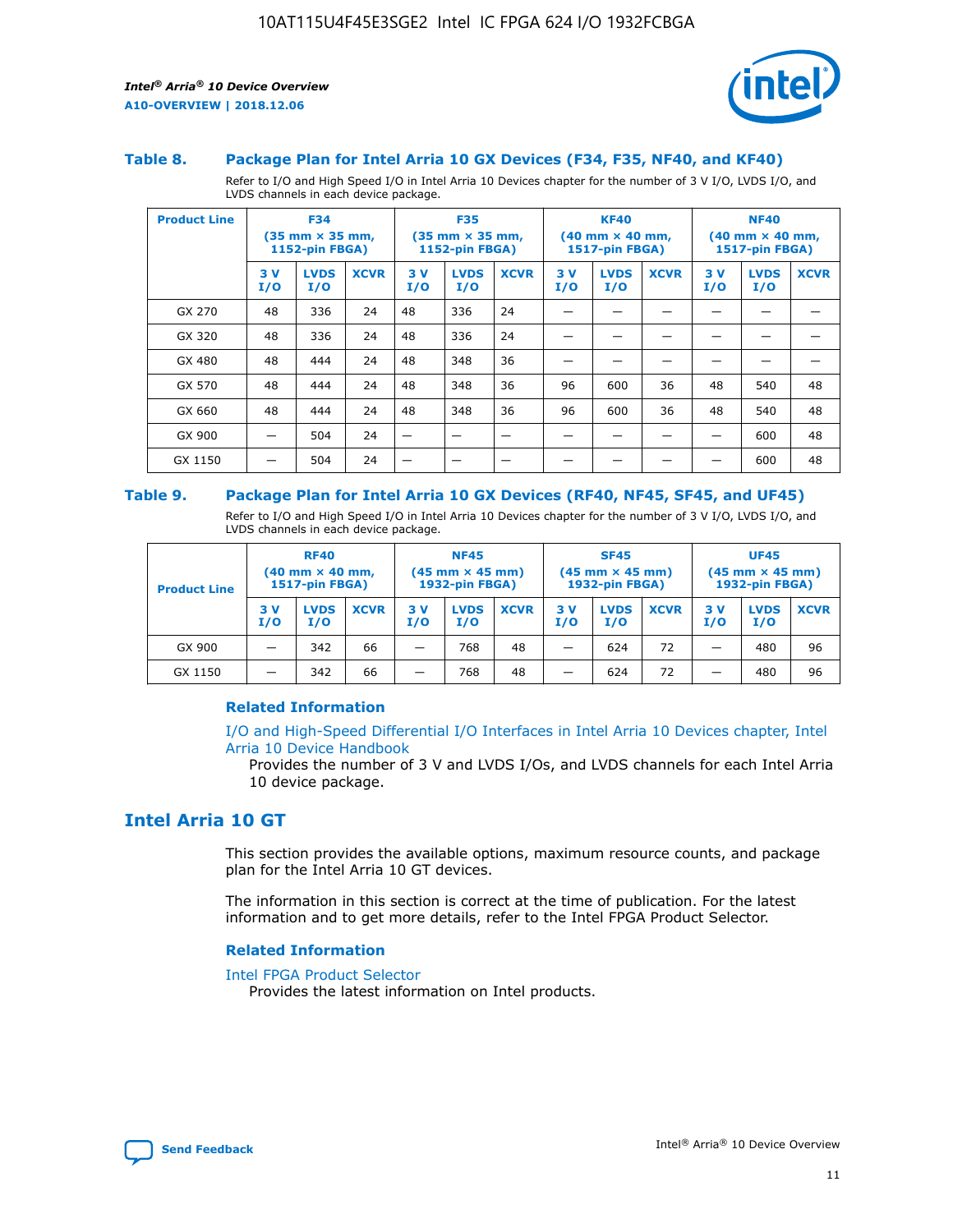### Table 8. Package Plan for Intel Arria 10 GX Devices (F34, F35, NF40, and KF40)

Refer to I/O and High Speed I/O in Intel Arria 10 Devices chapter for the number of 3 V I/O, LVDS I/O, and LVDS channels in each device package.

| Product Line | F34 (35 mm × 35 mm, 1152-pin FBGA) | | | F35 (35 mm × 35 mm, 1152-pin FBGA) | | | KF40 (40 mm × 40 mm, 1517-pin FBGA) | | | NF40 (40 mm × 40 mm, 1517-pin FBGA) | | |
|---|---|---|---|---|---|---|---|---|---|---|---|---|
| | 3 V I/O | LVDS I/O | XCVR | 3 V I/O | LVDS I/O | XCVR | 3 V I/O | LVDS I/O | XCVR | 3 V I/O | LVDS I/O | XCVR |
| GX 270 | 48 | 336 | 24 | 48 | 336 | 24 | — | — | — | — | — | — |
| GX 320 | 48 | 336 | 24 | 48 | 336 | 24 | — | — | — | — | — | — |
| GX 480 | 48 | 444 | 24 | 48 | 348 | 36 | — | — | — | — | — | — |
| GX 570 | 48 | 444 | 24 | 48 | 348 | 36 | 96 | 600 | 36 | 48 | 540 | 48 |
| GX 660 | 48 | 444 | 24 | 48 | 348 | 36 | 96 | 600 | 36 | 48 | 540 | 48 |
| GX 900 | — | 504 | 24 | — | — | — | — | — | — | — | 600 | 48 |
| GX 1150 | — | 504 | 24 | — | — | — | — | — | — | — | 600 | 48 |

### Table 9. Package Plan for Intel Arria 10 GX Devices (RF40, NF45, SF45, and UF45)

Refer to I/O and High Speed I/O in Intel Arria 10 Devices chapter for the number of 3 V I/O, LVDS I/O, and LVDS channels in each device package.

| Product Line | RF40 (40 mm × 40 mm, 1517-pin FBGA) | | | NF45 (45 mm × 45 mm) 1932-pin FBGA) | | | SF45 (45 mm × 45 mm) 1932-pin FBGA) | | | UF45 (45 mm × 45 mm) 1932-pin FBGA) | | |
|---|---|---|---|---|---|---|---|---|---|---|---|---|
| | 3 V I/O | LVDS I/O | XCVR | 3 V I/O | LVDS I/O | XCVR | 3 V I/O | LVDS I/O | XCVR | 3 V I/O | LVDS I/O | XCVR |
| GX 900 | — | 342 | 66 | — | 768 | 48 | — | 624 | 72 | — | 480 | 96 |
| GX 1150 | — | 342 | 66 | — | 768 | 48 | — | 624 | 72 | — | 480 | 96 |

#### Related Information

I/O and High-Speed Differential I/O Interfaces in Intel Arria 10 Devices chapter, Intel Arria 10 Device Handbook

Provides the number of 3 V and LVDS I/Os, and LVDS channels for each Intel Arria 10 device package.

## Intel Arria 10 GT

This section provides the available options, maximum resource counts, and package plan for the Intel Arria 10 GT devices.

The information in this section is correct at the time of publication. For the latest information and to get more details, refer to the Intel FPGA Product Selector.

#### Related Information

Intel FPGA Product Selector

Provides the latest information on Intel products.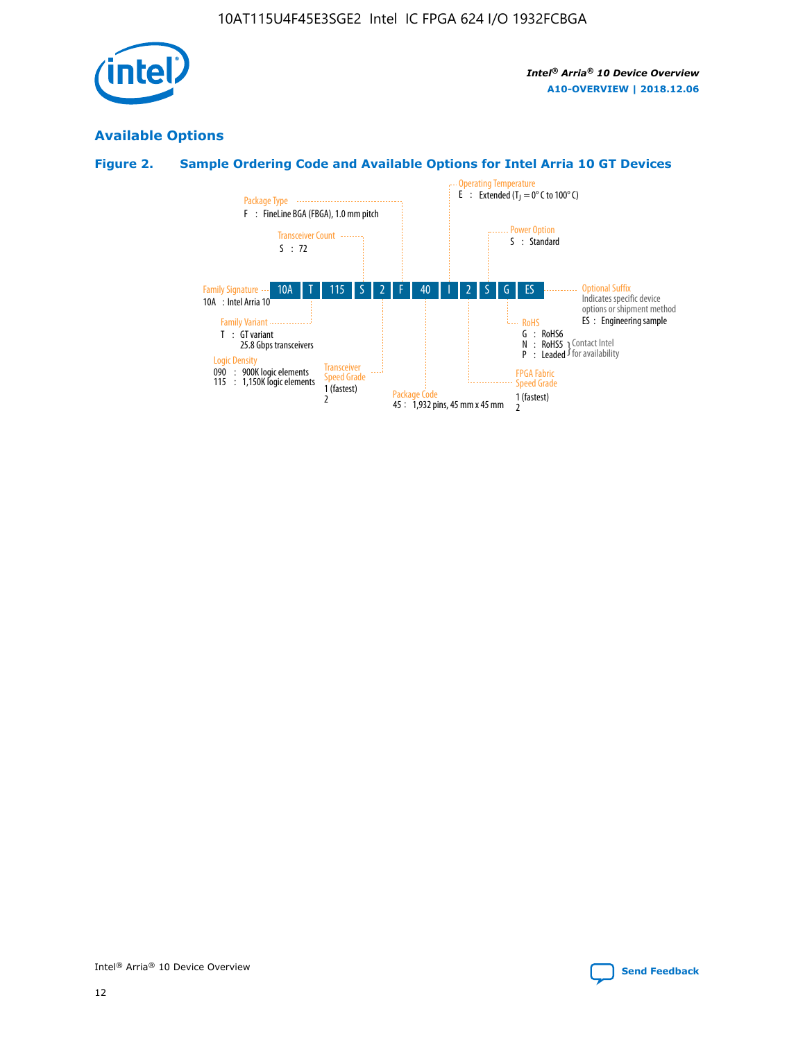## Available Options

### Figure 2. Sample Ordering Code and Available Options for Intel Arria 10 GT Devices

| 10A | T | 115 | S | 2 | F | 40 | I | 2 | S | G | ES |
|---|---|---|---|---|---|---|---|---|---|---|---|

**Family Signature**
10A : Intel Arria 10

**Family Variant**
T : GT variant
25.8 Gbps transceivers

**Logic Density**
090 : 900K logic elements
115 : 1,150K logic elements

**Transceiver Count**
S : 72

**Transceiver Speed Grade**
1 (fastest)
2

**Package Type**
F : FineLine BGA (FBGA), 1.0 mm pitch

**Package Code**
45 : 1,932 pins, 45 mm x 45 mm

**Operating Temperature**
E : Extended ($T_J$ = 0° C to 100° C)

**FPGA Fabric Speed Grade**
1 (fastest)
2

**Power Option**
S : Standard

**RoHS**
G : RoHS6
N : RoHS5 } Contact Intel for availability
P : Leaded } Contact Intel for availability

**Optional Suffix**
Indicates specific device options or shipment method
ES : Engineering sample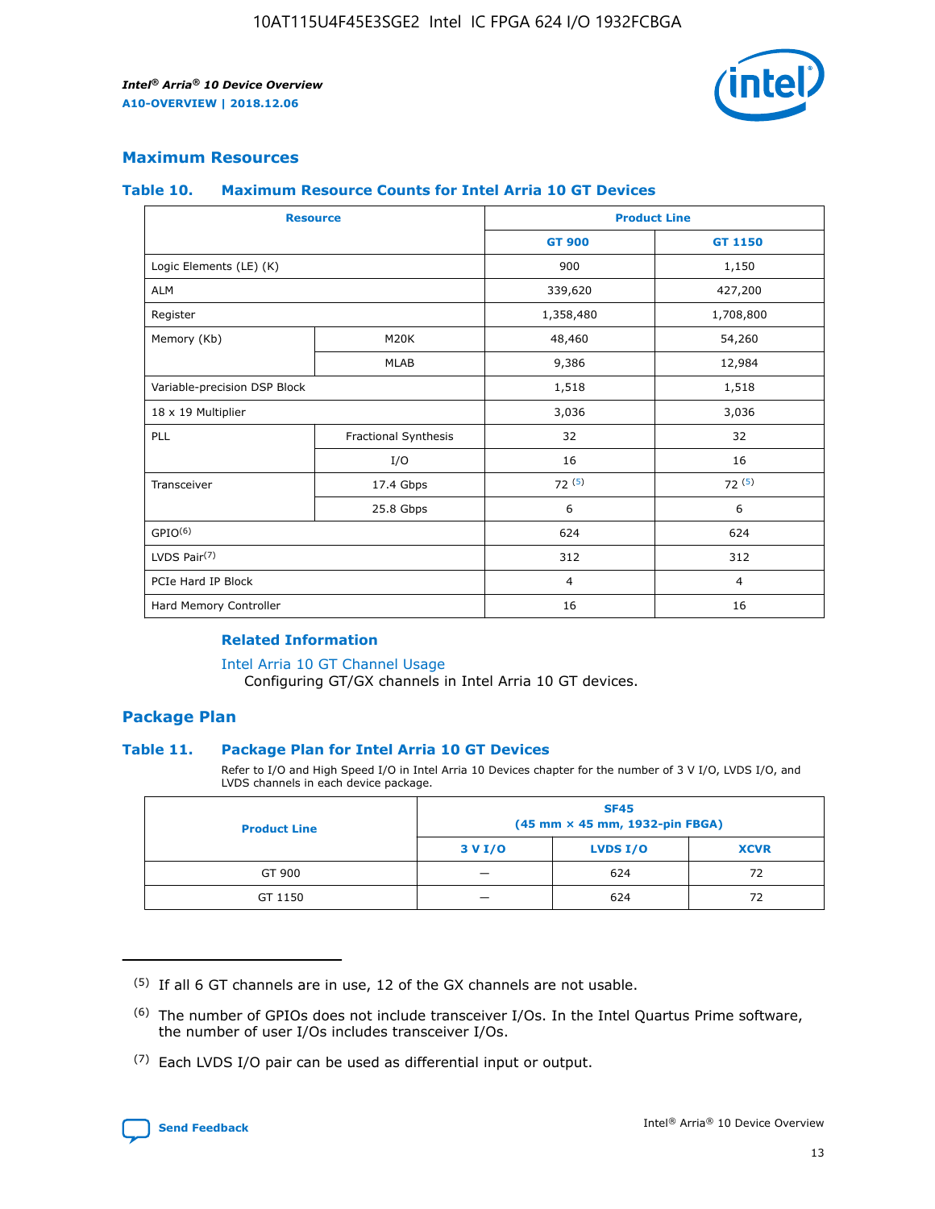## Maximum Resources

### Table 10. Maximum Resource Counts for Intel Arria 10 GT Devices

| Resource | | Product Line | |
|---|---|---|---|
| | | GT 900 | GT 1150 |
| Logic Elements (LE) (K) | | 900 | 1,150 |
| ALM | | 339,620 | 427,200 |
| Register | | 1,358,480 | 1,708,800 |
| Memory (Kb) | M20K | 48,460 | 54,260 |
| | MLAB | 9,386 | 12,984 |
| Variable-precision DSP Block | | 1,518 | 1,518 |
| 18 x 19 Multiplier | | 3,036 | 3,036 |
| PLL | Fractional Synthesis | 32 | 32 |
| | I/O | 16 | 16 |
| Transceiver | 17.4 Gbps | 72 [5] | 72 [5] |
| | 25.8 Gbps | 6 | 6 |
| GPIO[6] | | 624 | 624 |
| LVDS Pair[7] | | 312 | 312 |
| PCIe Hard IP Block | | 4 | 4 |
| Hard Memory Controller | | 16 | 16 |

### Related Information

Intel Arria 10 GT Channel Usage
Configuring GT/GX channels in Intel Arria 10 GT devices.

## Package Plan

### Table 11. Package Plan for Intel Arria 10 GT Devices

Refer to I/O and High Speed I/O in Intel Arria 10 Devices chapter for the number of 3 V I/O, LVDS I/O, and LVDS channels in each device package.

| Product Line | SF45 (45 mm × 45 mm, 1932-pin FBGA) | | |
|---|---|---|---|
| | 3 V I/O | LVDS I/O | XCVR |
| GT 900 | — | 624 | 72 |
| GT 1150 | — | 624 | 72 |

(5) If all 6 GT channels are in use, 12 of the GX channels are not usable.

(6) The number of GPIOs does not include transceiver I/Os. In the Intel Quartus Prime software, the number of user I/Os includes transceiver I/Os.

(7) Each LVDS I/O pair can be used as differential input or output.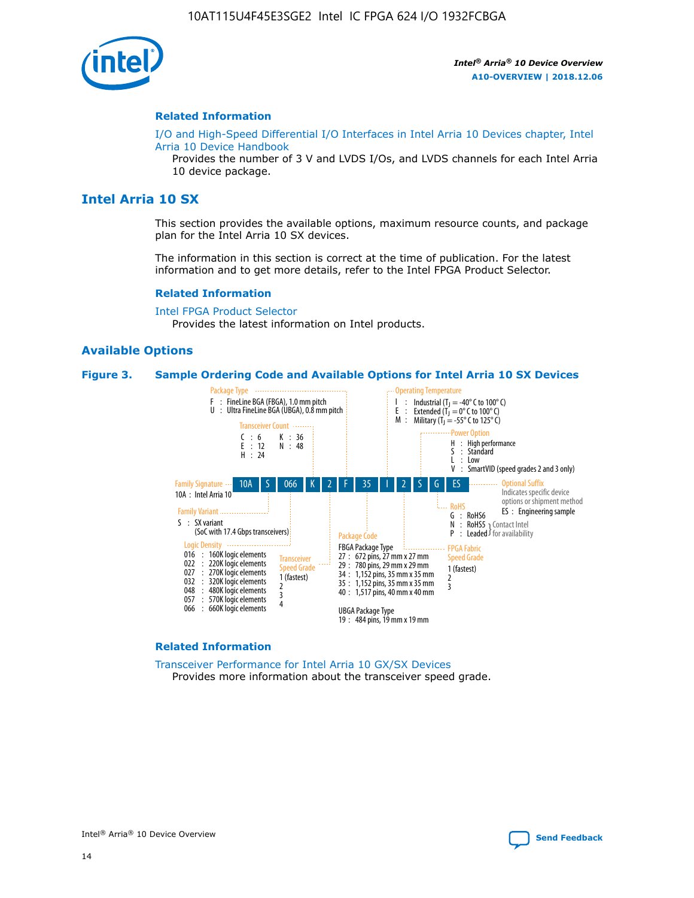## Related Information

I/O and High-Speed Differential I/O Interfaces in Intel Arria 10 Devices chapter, Intel Arria 10 Device Handbook

Provides the number of 3 V and LVDS I/Os, and LVDS channels for each Intel Arria 10 device package.

# Intel Arria 10 SX

This section provides the available options, maximum resource counts, and package plan for the Intel Arria 10 SX devices.

The information in this section is correct at the time of publication. For the latest information and to get more details, refer to the Intel FPGA Product Selector.

## Related Information

Intel FPGA Product Selector

Provides the latest information on Intel products.

## Available Options

**Figure 3. Sample Ordering Code and Available Options for Intel Arria 10 SX Devices**

Sample ordering code: 10A S 066 K 2 F 35 I 2 S G ES

- **Family Signature**
  - 10A : Intel Arria 10
- **Family Variant**
  - S : SX variant (SoC with 17.4 Gbps transceivers)
- **Logic Density**
  - 016 : 160K logic elements
  - 022 : 220K logic elements
  - 027 : 270K logic elements
  - 032 : 320K logic elements
  - 048 : 480K logic elements
  - 057 : 570K logic elements
  - 066 : 660K logic elements
- **Transceiver Count**
  - C : 6
  - E : 12
  - H : 24
  - K : 36
  - N : 48
- **Transceiver Speed Grade**
  - 1 (fastest)
  - 2
  - 3
  - 4
- **Package Type**
  - F : FineLine BGA (FBGA), 1.0 mm pitch
  - U : Ultra FineLine BGA (UBGA), 0.8 mm pitch
- **Package Code**
  - FBGA Package Type
    - 27 : 672 pins, 27 mm x 27 mm
    - 29 : 780 pins, 29 mm x 29 mm
    - 34 : 1,152 pins, 35 mm x 35 mm
    - 35 : 1,152 pins, 35 mm x 35 mm
    - 40 : 1,517 pins, 40 mm x 40 mm
  - UBGA Package Type
    - 19 : 484 pins, 19 mm x 19 mm
- **Operating Temperature**
  - I : Industrial ($T_J$ = -40° C to 100° C)
  - E : Extended ($T_J$ = 0° C to 100° C)
  - M : Military ($T_J$ = -55° C to 125° C)
- **FPGA Fabric Speed Grade**
  - 1 (fastest)
  - 2
  - 3
- **Power Option**
  - H : High performance
  - S : Standard
  - L : Low
  - V : SmartVID (speed grades 2 and 3 only)
- **RoHS**
  - G : RoHS6
  - N : RoHS5 } Contact Intel for availability
  - P : Leaded } Contact Intel for availability
- **Optional Suffix**
  - Indicates specific device options or shipment method
  - ES : Engineering sample

## Related Information

Transceiver Performance for Intel Arria 10 GX/SX Devices

Provides more information about the transceiver speed grade.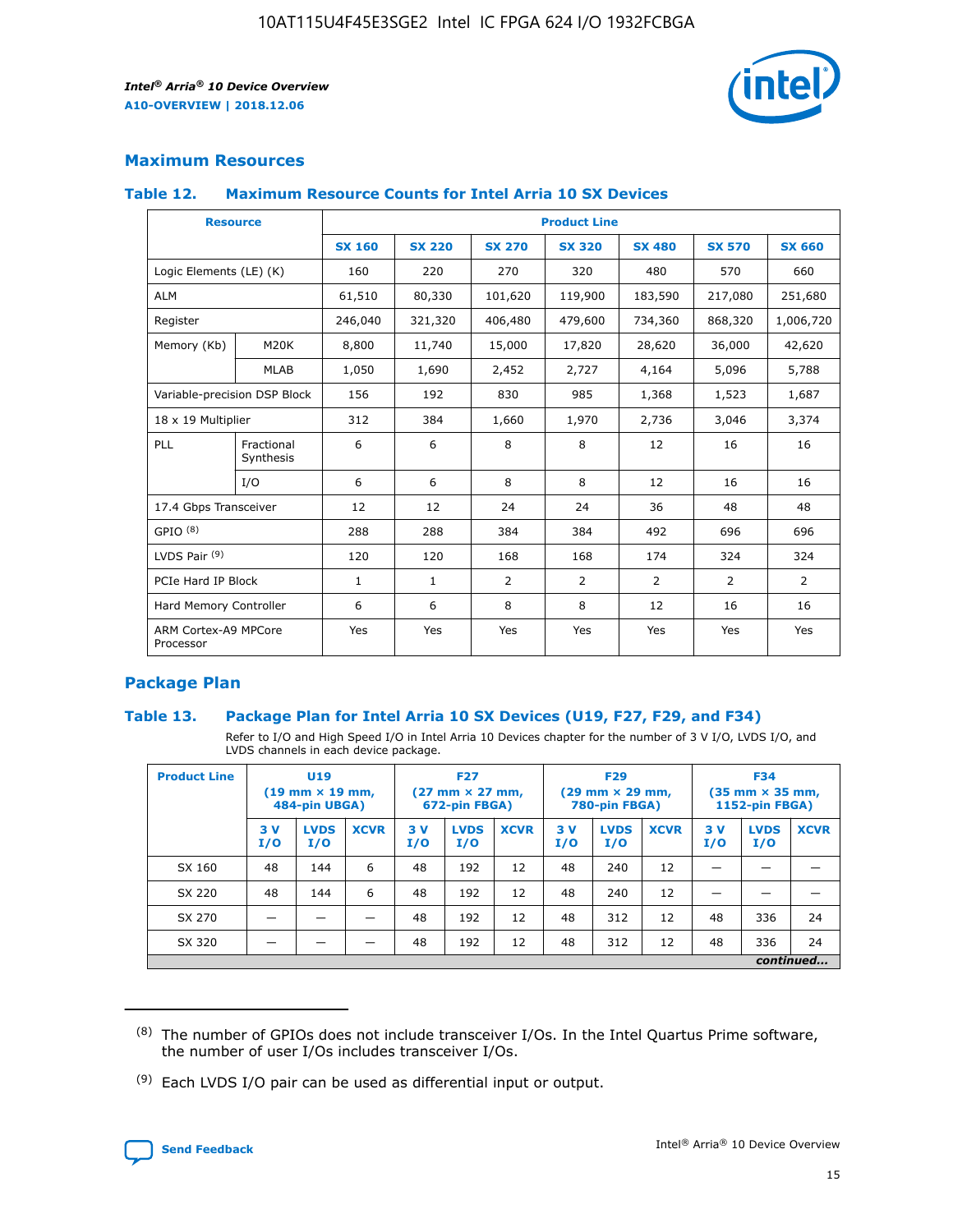## Maximum Resources

### Table 12. Maximum Resource Counts for Intel Arria 10 SX Devices

| Resource | | Product Line | | | | | | |
|---|---|---|---|---|---|---|---|---|
| | | SX 160 | SX 220 | SX 270 | SX 320 | SX 480 | SX 570 | SX 660 |
| Logic Elements (LE) (K) | | 160 | 220 | 270 | 320 | 480 | 570 | 660 |
| ALM | | 61,510 | 80,330 | 101,620 | 119,900 | 183,590 | 217,080 | 251,680 |
| Register | | 246,040 | 321,320 | 406,480 | 479,600 | 734,360 | 868,320 | 1,006,720 |
| Memory (Kb) | M20K | 8,800 | 11,740 | 15,000 | 17,820 | 28,620 | 36,000 | 42,620 |
| | MLAB | 1,050 | 1,690 | 2,452 | 2,727 | 4,164 | 5,096 | 5,788 |
| Variable-precision DSP Block | | 156 | 192 | 830 | 985 | 1,368 | 1,523 | 1,687 |
| 18 x 19 Multiplier | | 312 | 384 | 1,660 | 1,970 | 2,736 | 3,046 | 3,374 |
| PLL | Fractional Synthesis | 6 | 6 | 8 | 8 | 12 | 16 | 16 |
| | I/O | 6 | 6 | 8 | 8 | 12 | 16 | 16 |
| 17.4 Gbps Transceiver | | 12 | 12 | 24 | 24 | 36 | 48 | 48 |
| GPIO [8] | | 288 | 288 | 384 | 384 | 492 | 696 | 696 |
| LVDS Pair [9] | | 120 | 120 | 168 | 168 | 174 | 324 | 324 |
| PCIe Hard IP Block | | 1 | 1 | 2 | 2 | 2 | 2 | 2 |
| Hard Memory Controller | | 6 | 6 | 8 | 8 | 12 | 16 | 16 |
| ARM Cortex-A9 MPCore Processor | | Yes | Yes | Yes | Yes | Yes | Yes | Yes |

## Package Plan

### Table 13. Package Plan for Intel Arria 10 SX Devices (U19, F27, F29, and F34)

Refer to I/O and High Speed I/O in Intel Arria 10 Devices chapter for the number of 3 V I/O, LVDS I/O, and LVDS channels in each device package.

| Product Line | U19 (19 mm × 19 mm, 484-pin UBGA) | | | F27 (27 mm × 27 mm, 672-pin FBGA) | | | F29 (29 mm × 29 mm, 780-pin FBGA) | | | F34 (35 mm × 35 mm, 1152-pin FBGA) | | |
|---|---|---|---|---|---|---|---|---|---|---|---|---|
| | 3 V I/O | LVDS I/O | XCVR | 3 V I/O | LVDS I/O | XCVR | 3 V I/O | LVDS I/O | XCVR | 3 V I/O | LVDS I/O | XCVR |
| SX 160 | 48 | 144 | 6 | 48 | 192 | 12 | 48 | 240 | 12 | — | — | — |
| SX 220 | 48 | 144 | 6 | 48 | 192 | 12 | 48 | 240 | 12 | — | — | — |
| SX 270 | — | — | — | 48 | 192 | 12 | 48 | 312 | 12 | 48 | 336 | 24 |
| SX 320 | — | — | — | 48 | 192 | 12 | 48 | 312 | 12 | 48 | 336 | 24 |

*continued...*

(8) The number of GPIOs does not include transceiver I/Os. In the Intel Quartus Prime software, the number of user I/Os includes transceiver I/Os.

(9) Each LVDS I/O pair can be used as differential input or output.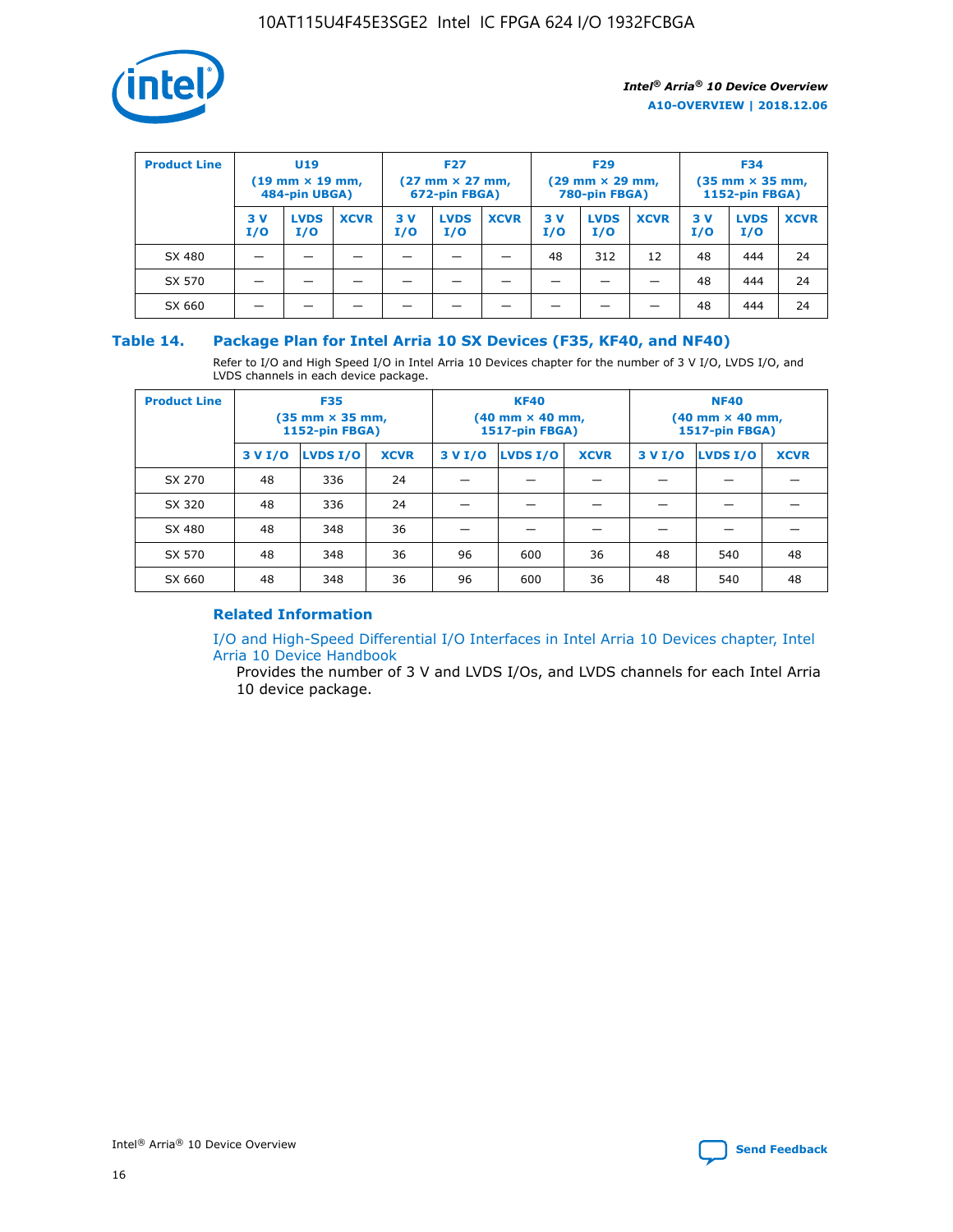| Product Line | U19 (19 mm × 19 mm, 484-pin UBGA) | | | F27 (27 mm × 27 mm, 672-pin FBGA) | | | F29 (29 mm × 29 mm, 780-pin FBGA) | | | F34 (35 mm × 35 mm, 1152-pin FBGA) | | |
|---|---|---|---|---|---|---|---|---|---|---|---|---|
| | 3 V I/O | LVDS I/O | XCVR | 3 V I/O | LVDS I/O | XCVR | 3 V I/O | LVDS I/O | XCVR | 3 V I/O | LVDS I/O | XCVR |
| SX 480 | — | — | — | — | — | — | 48 | 312 | 12 | 48 | 444 | 24 |
| SX 570 | — | — | — | — | — | — | — | — | — | 48 | 444 | 24 |
| SX 660 | — | — | — | — | — | — | — | — | — | 48 | 444 | 24 |

### Table 14. Package Plan for Intel Arria 10 SX Devices (F35, KF40, and NF40)

Refer to I/O and High Speed I/O in Intel Arria 10 Devices chapter for the number of 3 V I/O, LVDS I/O, and LVDS channels in each device package.

| Product Line | F35 (35 mm × 35 mm, 1152-pin FBGA) | | | KF40 (40 mm × 40 mm, 1517-pin FBGA) | | | NF40 (40 mm × 40 mm, 1517-pin FBGA) | | |
|---|---|---|---|---|---|---|---|---|---|
| | 3 V I/O | LVDS I/O | XCVR | 3 V I/O | LVDS I/O | XCVR | 3 V I/O | LVDS I/O | XCVR |
| SX 270 | 48 | 336 | 24 | — | — | — | — | — | — |
| SX 320 | 48 | 336 | 24 | — | — | — | — | — | — |
| SX 480 | 48 | 348 | 36 | — | — | — | — | — | — |
| SX 570 | 48 | 348 | 36 | 96 | 600 | 36 | 48 | 540 | 48 |
| SX 660 | 48 | 348 | 36 | 96 | 600 | 36 | 48 | 540 | 48 |

#### Related Information

I/O and High-Speed Differential I/O Interfaces in Intel Arria 10 Devices chapter, Intel Arria 10 Device Handbook

Provides the number of 3 V and LVDS I/Os, and LVDS channels for each Intel Arria 10 device package.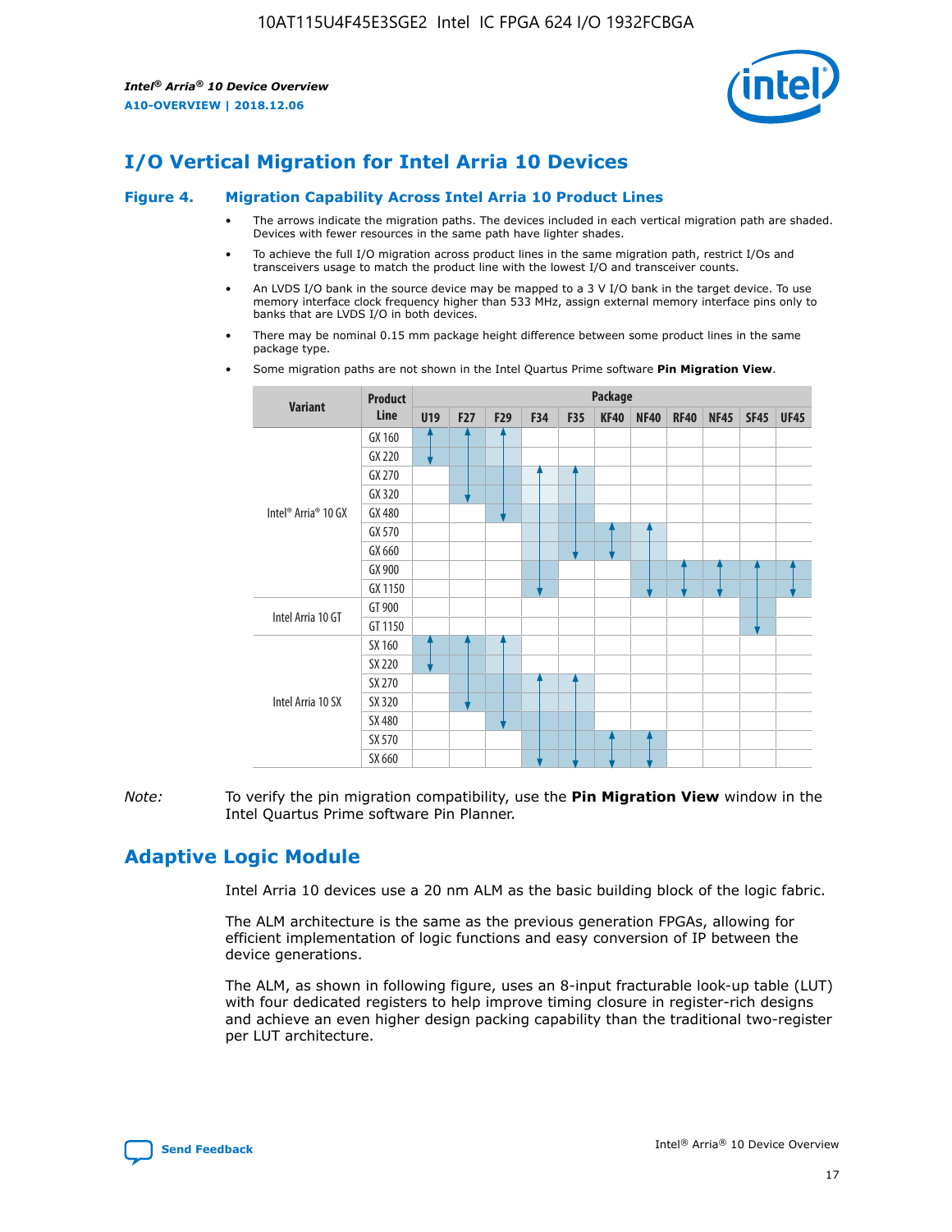# I/O Vertical Migration for Intel Arria 10 Devices

**Figure 4. Migration Capability Across Intel Arria 10 Product Lines**

- The arrows indicate the migration paths. The devices included in each vertical migration path are shaded. Devices with fewer resources in the same path have lighter shades.
- To achieve the full I/O migration across product lines in the same migration path, restrict I/Os and transceivers usage to match the product line with the lowest I/O and transceiver counts.
- An LVDS I/O bank in the source device may be mapped to a 3 V I/O bank in the target device. To use memory interface clock frequency higher than 533 MHz, assign external memory interface pins only to banks that are LVDS I/O in both devices.
- There may be nominal 0.15 mm package height difference between some product lines in the same package type.
- Some migration paths are not shown in the Intel Quartus Prime software **Pin Migration View**.

| Variant | Product Line | U19 | F27 | F29 | F34 | F35 | KF40 | NF40 | RF40 | NF45 | SF45 | UF45 |
|---|---|---|---|---|---|---|---|---|---|---|---|---|
| Intel® Arria® 10 GX | GX 160 | | | | | | | | | | | |
| | GX 220 | | | | | | | | | | | |
| | GX 270 | | | | | | | | | | | |
| | GX 320 | | | | | | | | | | | |
| | GX 480 | | | | | | | | | | | |
| | GX 570 | | | | | | | | | | | |
| | GX 660 | | | | | | | | | | | |
| | GX 900 | | | | | | | | | | | |
| | GX 1150 | | | | | | | | | | | |
| Intel Arria 10 GT | GT 900 | | | | | | | | | | | |
| | GT 1150 | | | | | | | | | | | |
| Intel Arria 10 SX | SX 160 | | | | | | | | | | | |
| | SX 220 | | | | | | | | | | | |
| | SX 270 | | | | | | | | | | | |
| | SX 320 | | | | | | | | | | | |
| | SX 480 | | | | | | | | | | | |
| | SX 570 | | | | | | | | | | | |
| | SX 660 | | | | | | | | | | | |

*Note:* To verify the pin migration compatibility, use the **Pin Migration View** window in the Intel Quartus Prime software Pin Planner.

# Adaptive Logic Module

Intel Arria 10 devices use a 20 nm ALM as the basic building block of the logic fabric.

The ALM architecture is the same as the previous generation FPGAs, allowing for efficient implementation of logic functions and easy conversion of IP between the device generations.

The ALM, as shown in following figure, uses an 8-input fracturable look-up table (LUT) with four dedicated registers to help improve timing closure in register-rich designs and achieve an even higher design packing capability than the traditional two-register per LUT architecture.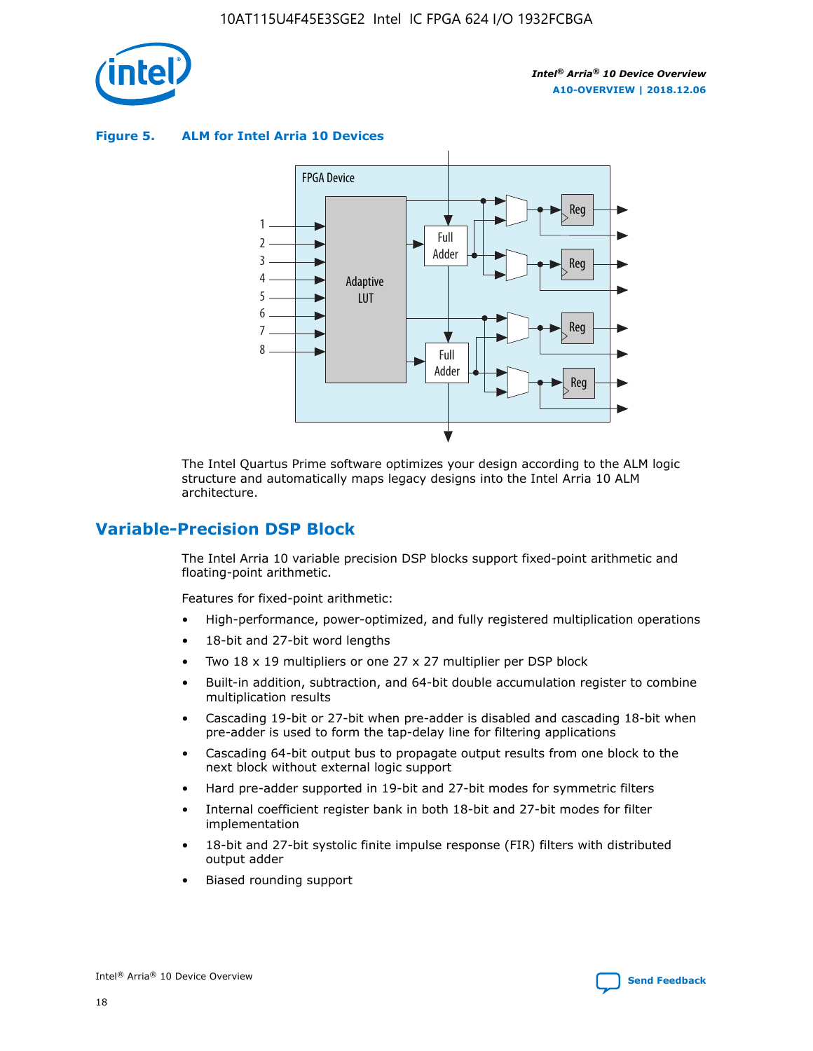**Figure 5. ALM for Intel Arria 10 Devices**

The Intel Quartus Prime software optimizes your design according to the ALM logic structure and automatically maps legacy designs into the Intel Arria 10 ALM architecture.

## Variable-Precision DSP Block

The Intel Arria 10 variable precision DSP blocks support fixed-point arithmetic and floating-point arithmetic.

Features for fixed-point arithmetic:

- High-performance, power-optimized, and fully registered multiplication operations
- 18-bit and 27-bit word lengths
- Two 18 x 19 multipliers or one 27 x 27 multiplier per DSP block
- Built-in addition, subtraction, and 64-bit double accumulation register to combine multiplication results
- Cascading 19-bit or 27-bit when pre-adder is disabled and cascading 18-bit when pre-adder is used to form the tap-delay line for filtering applications
- Cascading 64-bit output bus to propagate output results from one block to the next block without external logic support
- Hard pre-adder supported in 19-bit and 27-bit modes for symmetric filters
- Internal coefficient register bank in both 18-bit and 27-bit modes for filter implementation
- 18-bit and 27-bit systolic finite impulse response (FIR) filters with distributed output adder
- Biased rounding support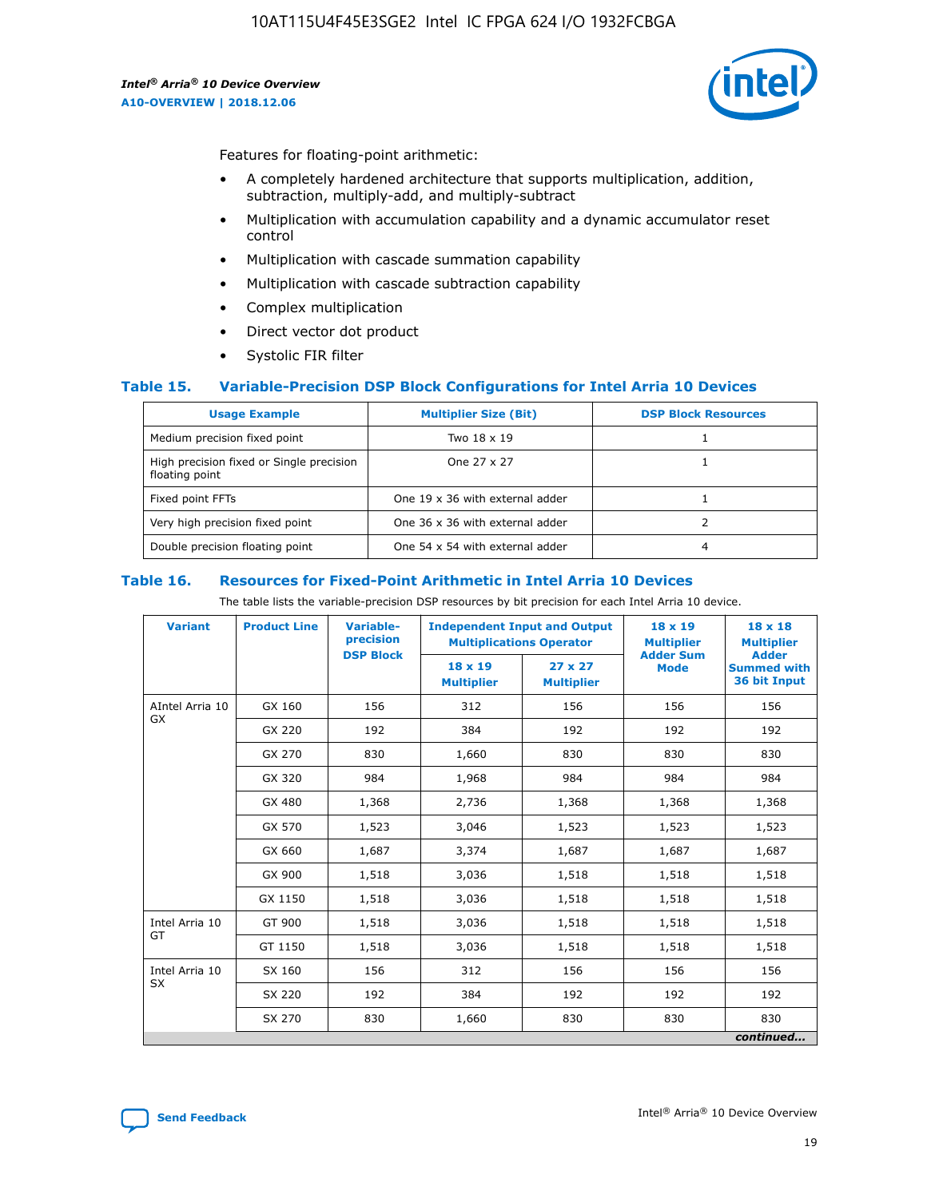Features for floating-point arithmetic:

- A completely hardened architecture that supports multiplication, addition, subtraction, multiply-add, and multiply-subtract
- Multiplication with accumulation capability and a dynamic accumulator reset control
- Multiplication with cascade summation capability
- Multiplication with cascade subtraction capability
- Complex multiplication
- Direct vector dot product
- Systolic FIR filter

### Table 15. Variable-Precision DSP Block Configurations for Intel Arria 10 Devices

| Usage Example | Multiplier Size (Bit) | DSP Block Resources |
|---|---|---|
| Medium precision fixed point | Two 18 x 19 | 1 |
| High precision fixed or Single precision floating point | One 27 x 27 | 1 |
| Fixed point FFTs | One 19 x 36 with external adder | 1 |
| Very high precision fixed point | One 36 x 36 with external adder | 2 |
| Double precision floating point | One 54 x 54 with external adder | 4 |

### Table 16. Resources for Fixed-Point Arithmetic in Intel Arria 10 Devices

The table lists the variable-precision DSP resources by bit precision for each Intel Arria 10 device.

| Variant | Product Line | Variable-precision DSP Block | Independent Input and Output Multiplications Operator | | 18 x 19 Multiplier Adder Sum Mode | 18 x 18 Multiplier Adder Summed with 36 bit Input |
|---|---|---|---|---|---|---|
| | | | 18 x 19 Multiplier | 27 x 27 Multiplier | | |
| AIntel Arria 10 GX | GX 160 | 156 | 312 | 156 | 156 | 156 |
| | GX 220 | 192 | 384 | 192 | 192 | 192 |
| | GX 270 | 830 | 1,660 | 830 | 830 | 830 |
| | GX 320 | 984 | 1,968 | 984 | 984 | 984 |
| | GX 480 | 1,368 | 2,736 | 1,368 | 1,368 | 1,368 |
| | GX 570 | 1,523 | 3,046 | 1,523 | 1,523 | 1,523 |
| | GX 660 | 1,687 | 3,374 | 1,687 | 1,687 | 1,687 |
| | GX 900 | 1,518 | 3,036 | 1,518 | 1,518 | 1,518 |
| | GX 1150 | 1,518 | 3,036 | 1,518 | 1,518 | 1,518 |
| Intel Arria 10 GT | GT 900 | 1,518 | 3,036 | 1,518 | 1,518 | 1,518 |
| | GT 1150 | 1,518 | 3,036 | 1,518 | 1,518 | 1,518 |
| Intel Arria 10 SX | SX 160 | 156 | 312 | 156 | 156 | 156 |
| | SX 220 | 192 | 384 | 192 | 192 | 192 |
| | SX 270 | 830 | 1,660 | 830 | 830 | 830 |

*continued...*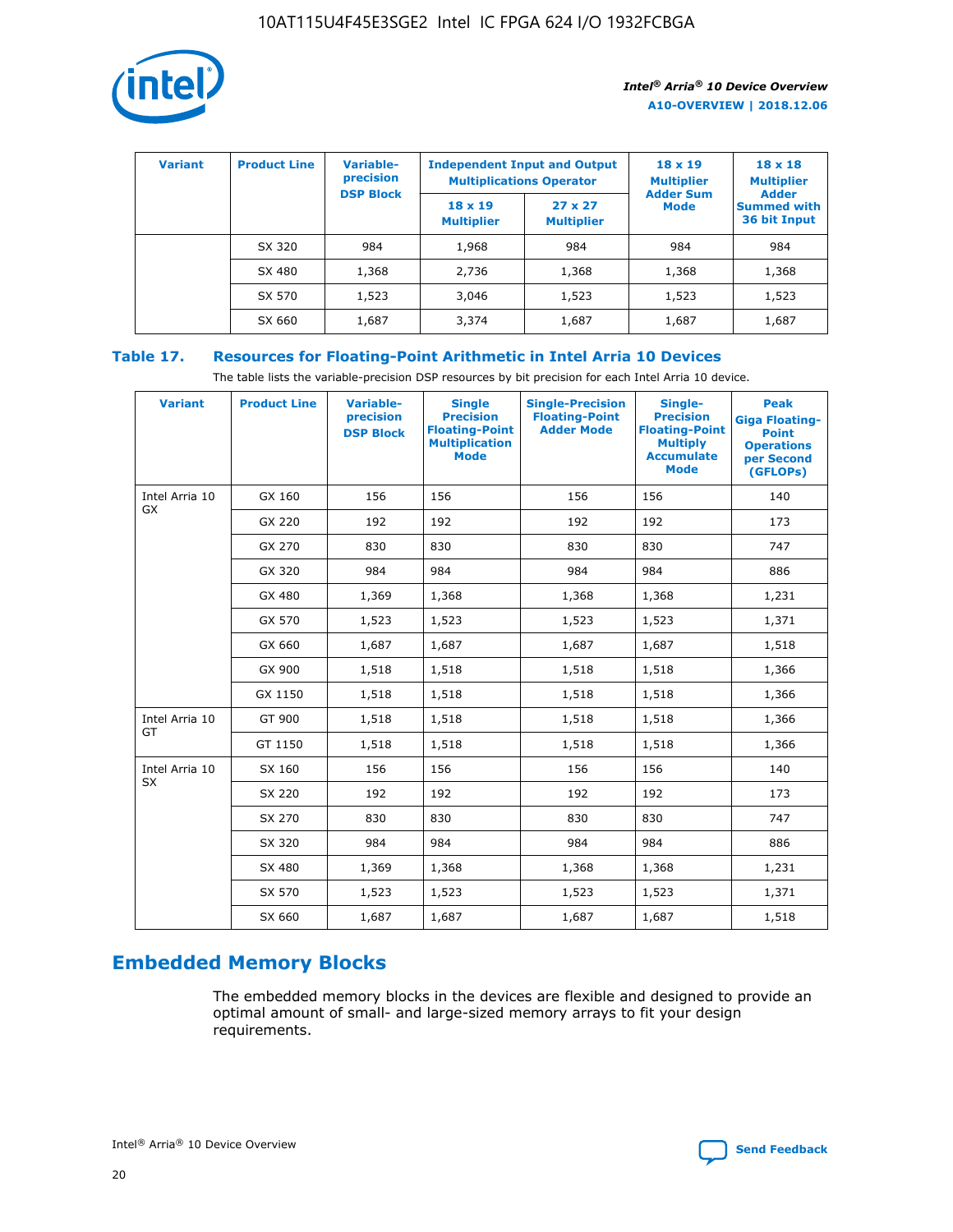| Variant | Product Line | Variable-precision DSP Block | Independent Input and Output Multiplications Operator | | 18 x 19 Multiplier Adder Sum Mode | 18 x 18 Multiplier Adder Summed with 36 bit Input |
|---|---|---|---|---|---|---|
| | | | 18 x 19 Multiplier | 27 x 27 Multiplier | | |
| | SX 320 | 984 | 1,968 | 984 | 984 | 984 |
| | SX 480 | 1,368 | 2,736 | 1,368 | 1,368 | 1,368 |
| | SX 570 | 1,523 | 3,046 | 1,523 | 1,523 | 1,523 |
| | SX 660 | 1,687 | 3,374 | 1,687 | 1,687 | 1,687 |

## Table 17. Resources for Floating-Point Arithmetic in Intel Arria 10 Devices

The table lists the variable-precision DSP resources by bit precision for each Intel Arria 10 device.

| Variant | Product Line | Variable-precision DSP Block | Single Precision Floating-Point Multiplication Mode | Single-Precision Floating-Point Adder Mode | Single-Precision Floating-Point Multiply Accumulate Mode | Peak Giga Floating-Point Operations per Second (GFLOPs) |
|---|---|---|---|---|---|---|
| Intel Arria 10 GX | GX 160 | 156 | 156 | 156 | 156 | 140 |
| | GX 220 | 192 | 192 | 192 | 192 | 173 |
| | GX 270 | 830 | 830 | 830 | 830 | 747 |
| | GX 320 | 984 | 984 | 984 | 984 | 886 |
| | GX 480 | 1,369 | 1,368 | 1,368 | 1,368 | 1,231 |
| | GX 570 | 1,523 | 1,523 | 1,523 | 1,523 | 1,371 |
| | GX 660 | 1,687 | 1,687 | 1,687 | 1,687 | 1,518 |
| | GX 900 | 1,518 | 1,518 | 1,518 | 1,518 | 1,366 |
| | GX 1150 | 1,518 | 1,518 | 1,518 | 1,518 | 1,366 |
| Intel Arria 10 GT | GT 900 | 1,518 | 1,518 | 1,518 | 1,518 | 1,366 |
| | GT 1150 | 1,518 | 1,518 | 1,518 | 1,518 | 1,366 |
| Intel Arria 10 SX | SX 160 | 156 | 156 | 156 | 156 | 140 |
| | SX 220 | 192 | 192 | 192 | 192 | 173 |
| | SX 270 | 830 | 830 | 830 | 830 | 747 |
| | SX 320 | 984 | 984 | 984 | 984 | 886 |
| | SX 480 | 1,369 | 1,368 | 1,368 | 1,368 | 1,231 |
| | SX 570 | 1,523 | 1,523 | 1,523 | 1,523 | 1,371 |
| | SX 660 | 1,687 | 1,687 | 1,687 | 1,687 | 1,518 |

## Embedded Memory Blocks

The embedded memory blocks in the devices are flexible and designed to provide an optimal amount of small- and large-sized memory arrays to fit your design requirements.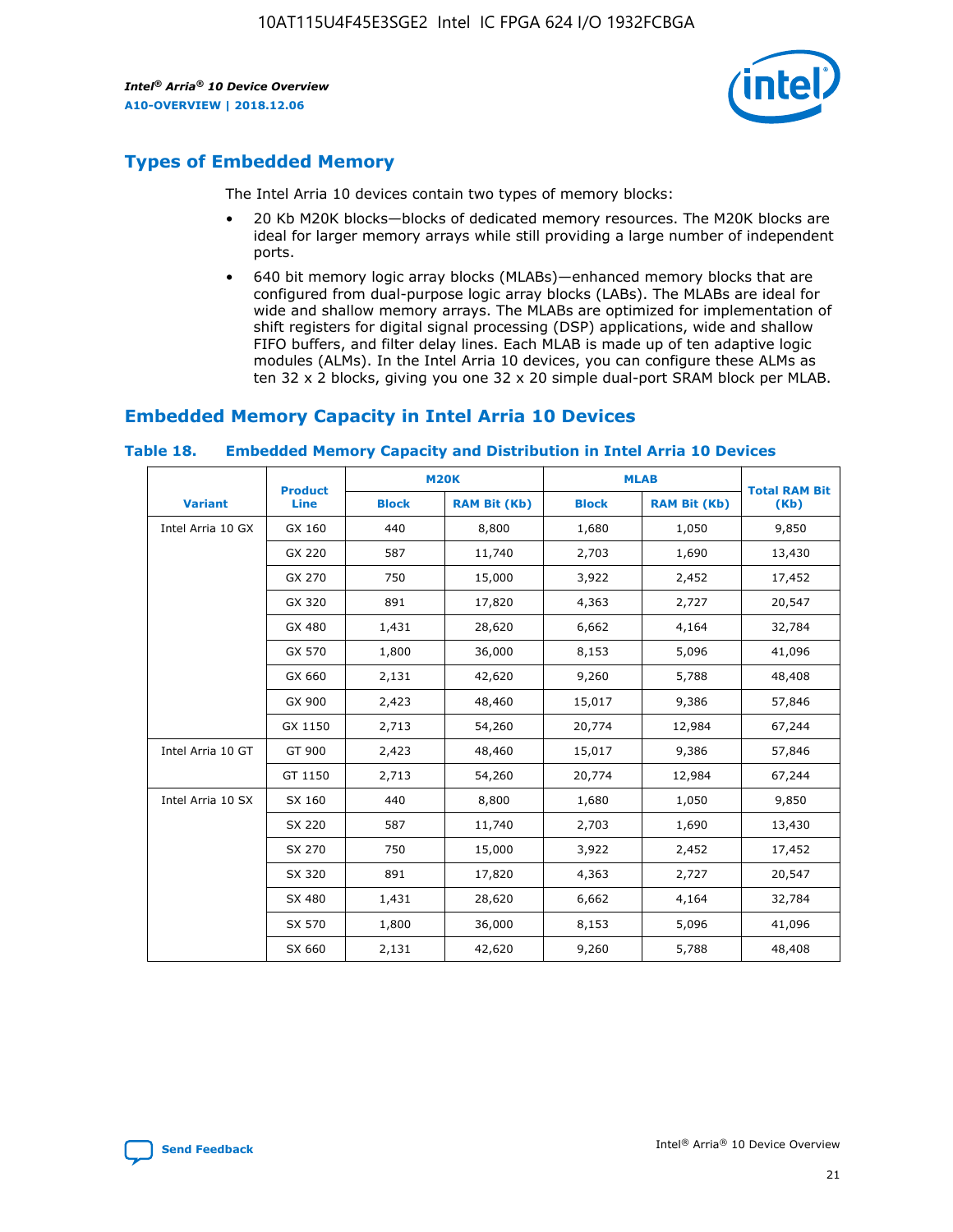## Types of Embedded Memory

The Intel Arria 10 devices contain two types of memory blocks:

- 20 Kb M20K blocks—blocks of dedicated memory resources. The M20K blocks are ideal for larger memory arrays while still providing a large number of independent ports.
- 640 bit memory logic array blocks (MLABs)—enhanced memory blocks that are configured from dual-purpose logic array blocks (LABs). The MLABs are ideal for wide and shallow memory arrays. The MLABs are optimized for implementation of shift registers for digital signal processing (DSP) applications, wide and shallow FIFO buffers, and filter delay lines. Each MLAB is made up of ten adaptive logic modules (ALMs). In the Intel Arria 10 devices, you can configure these ALMs as ten 32 x 2 blocks, giving you one 32 x 20 simple dual-port SRAM block per MLAB.

## Embedded Memory Capacity in Intel Arria 10 Devices

### Table 18. Embedded Memory Capacity and Distribution in Intel Arria 10 Devices

| Variant | Product Line | M20K | | MLAB | | Total RAM Bit (Kb) |
|---|---|---|---|---|---|---|
| | | Block | RAM Bit (Kb) | Block | RAM Bit (Kb) | |
| Intel Arria 10 GX | GX 160 | 440 | 8,800 | 1,680 | 1,050 | 9,850 |
| | GX 220 | 587 | 11,740 | 2,703 | 1,690 | 13,430 |
| | GX 270 | 750 | 15,000 | 3,922 | 2,452 | 17,452 |
| | GX 320 | 891 | 17,820 | 4,363 | 2,727 | 20,547 |
| | GX 480 | 1,431 | 28,620 | 6,662 | 4,164 | 32,784 |
| | GX 570 | 1,800 | 36,000 | 8,153 | 5,096 | 41,096 |
| | GX 660 | 2,131 | 42,620 | 9,260 | 5,788 | 48,408 |
| | GX 900 | 2,423 | 48,460 | 15,017 | 9,386 | 57,846 |
| | GX 1150 | 2,713 | 54,260 | 20,774 | 12,984 | 67,244 |
| Intel Arria 10 GT | GT 900 | 2,423 | 48,460 | 15,017 | 9,386 | 57,846 |
| | GT 1150 | 2,713 | 54,260 | 20,774 | 12,984 | 67,244 |
| Intel Arria 10 SX | SX 160 | 440 | 8,800 | 1,680 | 1,050 | 9,850 |
| | SX 220 | 587 | 11,740 | 2,703 | 1,690 | 13,430 |
| | SX 270 | 750 | 15,000 | 3,922 | 2,452 | 17,452 |
| | SX 320 | 891 | 17,820 | 4,363 | 2,727 | 20,547 |
| | SX 480 | 1,431 | 28,620 | 6,662 | 4,164 | 32,784 |
| | SX 570 | 1,800 | 36,000 | 8,153 | 5,096 | 41,096 |
| | SX 660 | 2,131 | 42,620 | 9,260 | 5,788 | 48,408 |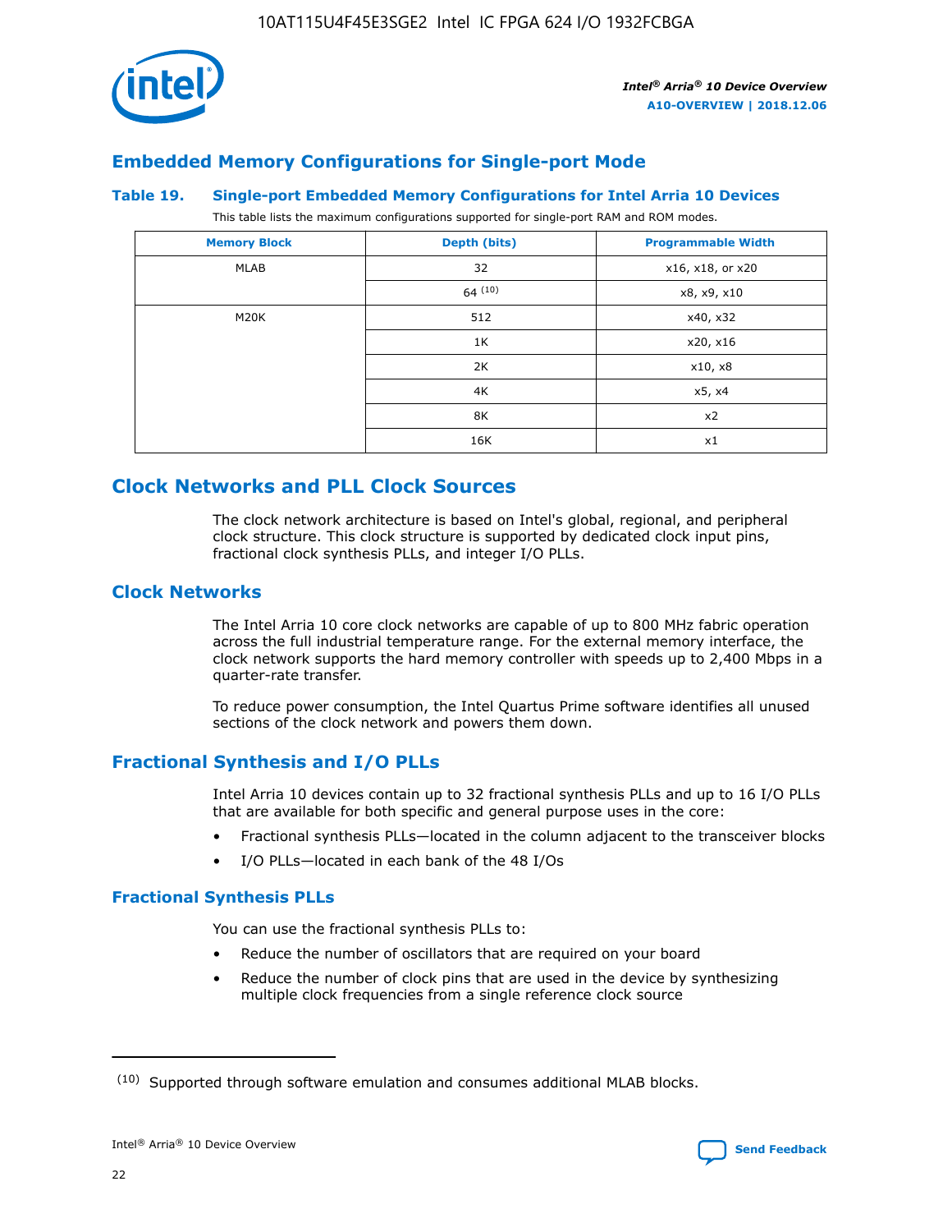## Embedded Memory Configurations for Single-port Mode

### Table 19. Single-port Embedded Memory Configurations for Intel Arria 10 Devices

This table lists the maximum configurations supported for single-port RAM and ROM modes.

| Memory Block | Depth (bits) | Programmable Width |
|---|---|---|
| MLAB | 32 | x16, x18, or x20 |
| | 64 (10) | x8, x9, x10 |
| M20K | 512 | x40, x32 |
| | 1K | x20, x16 |
| | 2K | x10, x8 |
| | 4K | x5, x4 |
| | 8K | x2 |
| | 16K | x1 |

## Clock Networks and PLL Clock Sources

The clock network architecture is based on Intel's global, regional, and peripheral clock structure. This clock structure is supported by dedicated clock input pins, fractional clock synthesis PLLs, and integer I/O PLLs.

## Clock Networks

The Intel Arria 10 core clock networks are capable of up to 800 MHz fabric operation across the full industrial temperature range. For the external memory interface, the clock network supports the hard memory controller with speeds up to 2,400 Mbps in a quarter-rate transfer.

To reduce power consumption, the Intel Quartus Prime software identifies all unused sections of the clock network and powers them down.

## Fractional Synthesis and I/O PLLs

Intel Arria 10 devices contain up to 32 fractional synthesis PLLs and up to 16 I/O PLLs that are available for both specific and general purpose uses in the core:

- Fractional synthesis PLLs—located in the column adjacent to the transceiver blocks
- I/O PLLs—located in each bank of the 48 I/Os

### Fractional Synthesis PLLs

You can use the fractional synthesis PLLs to:

- Reduce the number of oscillators that are required on your board
- Reduce the number of clock pins that are used in the device by synthesizing multiple clock frequencies from a single reference clock source

(10) Supported through software emulation and consumes additional MLAB blocks.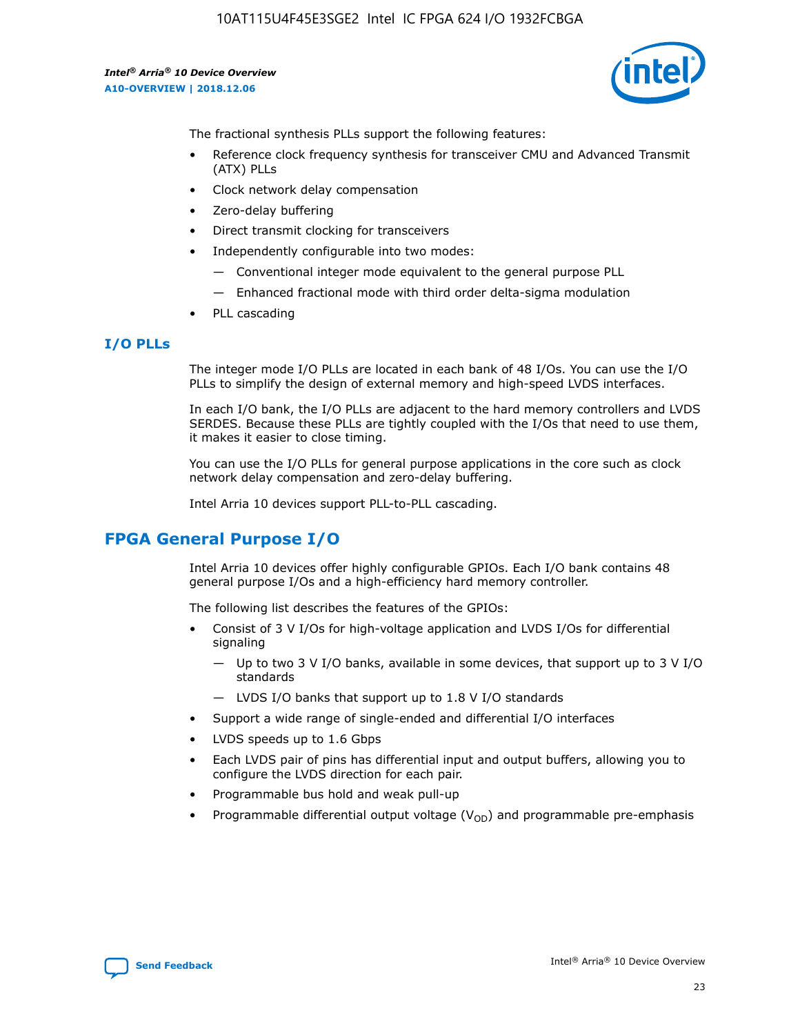The fractional synthesis PLLs support the following features:

- Reference clock frequency synthesis for transceiver CMU and Advanced Transmit (ATX) PLLs
- Clock network delay compensation
- Zero-delay buffering
- Direct transmit clocking for transceivers
- Independently configurable into two modes:
  - — Conventional integer mode equivalent to the general purpose PLL
  - — Enhanced fractional mode with third order delta-sigma modulation
- PLL cascading

### I/O PLLs

The integer mode I/O PLLs are located in each bank of 48 I/Os. You can use the I/O PLLs to simplify the design of external memory and high-speed LVDS interfaces.

In each I/O bank, the I/O PLLs are adjacent to the hard memory controllers and LVDS SERDES. Because these PLLs are tightly coupled with the I/Os that need to use them, it makes it easier to close timing.

You can use the I/O PLLs for general purpose applications in the core such as clock network delay compensation and zero-delay buffering.

Intel Arria 10 devices support PLL-to-PLL cascading.

## FPGA General Purpose I/O

Intel Arria 10 devices offer highly configurable GPIOs. Each I/O bank contains 48 general purpose I/Os and a high-efficiency hard memory controller.

The following list describes the features of the GPIOs:

- Consist of 3 V I/Os for high-voltage application and LVDS I/Os for differential signaling
  - — Up to two 3 V I/O banks, available in some devices, that support up to 3 V I/O standards
  - — LVDS I/O banks that support up to 1.8 V I/O standards
- Support a wide range of single-ended and differential I/O interfaces
- LVDS speeds up to 1.6 Gbps
- Each LVDS pair of pins has differential input and output buffers, allowing you to configure the LVDS direction for each pair.
- Programmable bus hold and weak pull-up
- Programmable differential output voltage ($V_{OD}$) and programmable pre-emphasis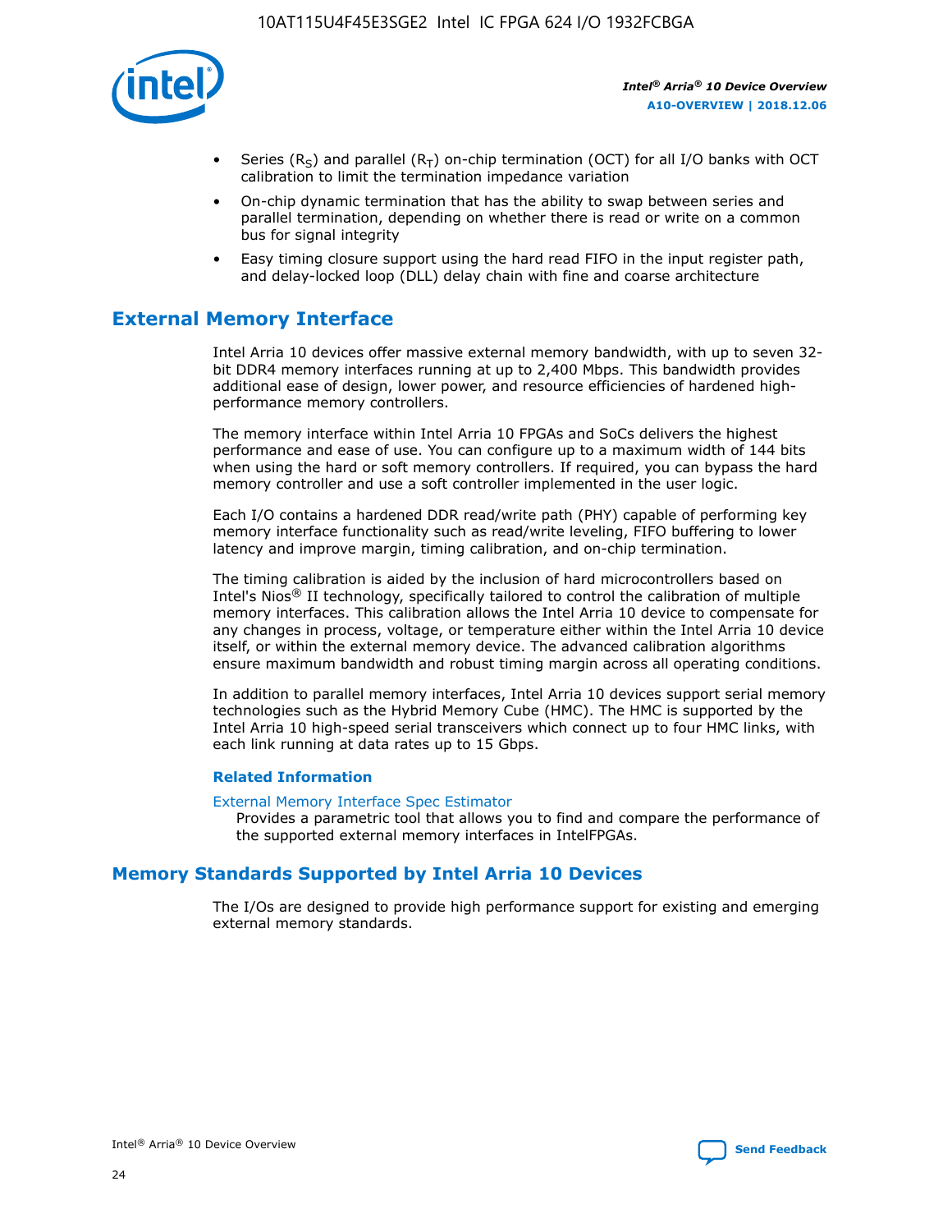- Series ($R_S$) and parallel ($R_T$) on-chip termination (OCT) for all I/O banks with OCT calibration to limit the termination impedance variation
- On-chip dynamic termination that has the ability to swap between series and parallel termination, depending on whether there is read or write on a common bus for signal integrity
- Easy timing closure support using the hard read FIFO in the input register path, and delay-locked loop (DLL) delay chain with fine and coarse architecture

## External Memory Interface

Intel Arria 10 devices offer massive external memory bandwidth, with up to seven 32-bit DDR4 memory interfaces running at up to 2,400 Mbps. This bandwidth provides additional ease of design, lower power, and resource efficiencies of hardened high-performance memory controllers.

The memory interface within Intel Arria 10 FPGAs and SoCs delivers the highest performance and ease of use. You can configure up to a maximum width of 144 bits when using the hard or soft memory controllers. If required, you can bypass the hard memory controller and use a soft controller implemented in the user logic.

Each I/O contains a hardened DDR read/write path (PHY) capable of performing key memory interface functionality such as read/write leveling, FIFO buffering to lower latency and improve margin, timing calibration, and on-chip termination.

The timing calibration is aided by the inclusion of hard microcontrollers based on Intel's Nios® II technology, specifically tailored to control the calibration of multiple memory interfaces. This calibration allows the Intel Arria 10 device to compensate for any changes in process, voltage, or temperature either within the Intel Arria 10 device itself, or within the external memory device. The advanced calibration algorithms ensure maximum bandwidth and robust timing margin across all operating conditions.

In addition to parallel memory interfaces, Intel Arria 10 devices support serial memory technologies such as the Hybrid Memory Cube (HMC). The HMC is supported by the Intel Arria 10 high-speed serial transceivers which connect up to four HMC links, with each link running at data rates up to 15 Gbps.

### Related Information

External Memory Interface Spec Estimator
Provides a parametric tool that allows you to find and compare the performance of the supported external memory interfaces in IntelFPGAs.

## Memory Standards Supported by Intel Arria 10 Devices

The I/Os are designed to provide high performance support for existing and emerging external memory standards.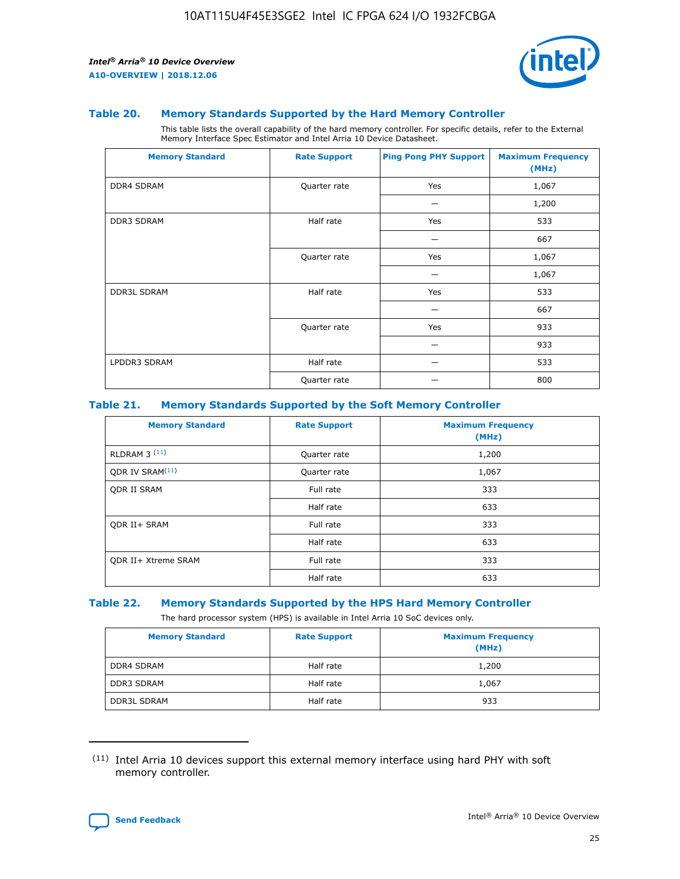### Table 20. Memory Standards Supported by the Hard Memory Controller

This table lists the overall capability of the hard memory controller. For specific details, refer to the External Memory Interface Spec Estimator and Intel Arria 10 Device Datasheet.

| Memory Standard | Rate Support | Ping Pong PHY Support | Maximum Frequency (MHz) |
|---|---|---|---|
| DDR4 SDRAM | Quarter rate | Yes | 1,067 |
| | | — | 1,200 |
| DDR3 SDRAM | Half rate | Yes | 533 |
| | | — | 667 |
| | Quarter rate | Yes | 1,067 |
| | | — | 1,067 |
| DDR3L SDRAM | Half rate | Yes | 533 |
| | | — | 667 |
| | Quarter rate | Yes | 933 |
| | | — | 933 |
| LPDDR3 SDRAM | Half rate | — | 533 |
| | Quarter rate | — | 800 |

### Table 21. Memory Standards Supported by the Soft Memory Controller

| Memory Standard | Rate Support | Maximum Frequency (MHz) |
|---|---|---|
| RLDRAM 3 (11) | Quarter rate | 1,200 |
| QDR IV SRAM(11) | Quarter rate | 1,067 |
| QDR II SRAM | Full rate | 333 |
| | Half rate | 633 |
| QDR II+ SRAM | Full rate | 333 |
| | Half rate | 633 |
| QDR II+ Xtreme SRAM | Full rate | 333 |
| | Half rate | 633 |

### Table 22. Memory Standards Supported by the HPS Hard Memory Controller

The hard processor system (HPS) is available in Intel Arria 10 SoC devices only.

| Memory Standard | Rate Support | Maximum Frequency (MHz) |
|---|---|---|
| DDR4 SDRAM | Half rate | 1,200 |
| DDR3 SDRAM | Half rate | 1,067 |
| DDR3L SDRAM | Half rate | 933 |

(11) Intel Arria 10 devices support this external memory interface using hard PHY with soft memory controller.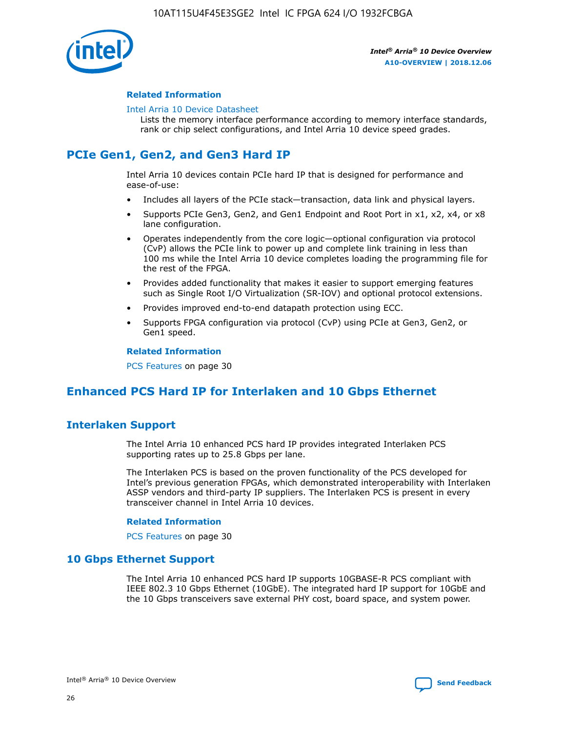### Related Information

Intel Arria 10 Device Datasheet

Lists the memory interface performance according to memory interface standards, rank or chip select configurations, and Intel Arria 10 device speed grades.

## PCIe Gen1, Gen2, and Gen3 Hard IP

Intel Arria 10 devices contain PCIe hard IP that is designed for performance and ease-of-use:

- Includes all layers of the PCIe stack—transaction, data link and physical layers.
- Supports PCIe Gen3, Gen2, and Gen1 Endpoint and Root Port in x1, x2, x4, or x8 lane configuration.
- Operates independently from the core logic—optional configuration via protocol (CvP) allows the PCIe link to power up and complete link training in less than 100 ms while the Intel Arria 10 device completes loading the programming file for the rest of the FPGA.
- Provides added functionality that makes it easier to support emerging features such as Single Root I/O Virtualization (SR-IOV) and optional protocol extensions.
- Provides improved end-to-end datapath protection using ECC.
- Supports FPGA configuration via protocol (CvP) using PCIe at Gen3, Gen2, or Gen1 speed.

### Related Information

PCS Features on page 30

## Enhanced PCS Hard IP for Interlaken and 10 Gbps Ethernet

## Interlaken Support

The Intel Arria 10 enhanced PCS hard IP provides integrated Interlaken PCS supporting rates up to 25.8 Gbps per lane.

The Interlaken PCS is based on the proven functionality of the PCS developed for Intel's previous generation FPGAs, which demonstrated interoperability with Interlaken ASSP vendors and third-party IP suppliers. The Interlaken PCS is present in every transceiver channel in Intel Arria 10 devices.

### Related Information

PCS Features on page 30

## 10 Gbps Ethernet Support

The Intel Arria 10 enhanced PCS hard IP supports 10GBASE-R PCS compliant with IEEE 802.3 10 Gbps Ethernet (10GbE). The integrated hard IP support for 10GbE and the 10 Gbps transceivers save external PHY cost, board space, and system power.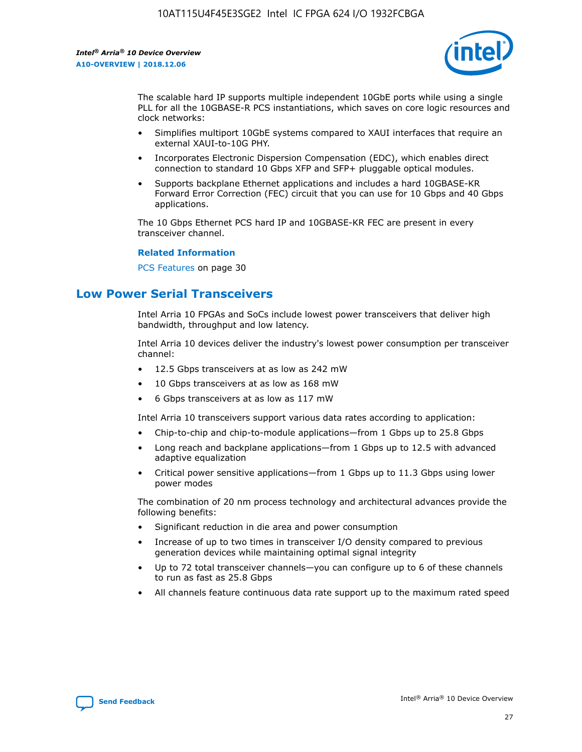The scalable hard IP supports multiple independent 10GbE ports while using a single PLL for all the 10GBASE-R PCS instantiations, which saves on core logic resources and clock networks:

- Simplifies multiport 10GbE systems compared to XAUI interfaces that require an external XAUI-to-10G PHY.
- Incorporates Electronic Dispersion Compensation (EDC), which enables direct connection to standard 10 Gbps XFP and SFP+ pluggable optical modules.
- Supports backplane Ethernet applications and includes a hard 10GBASE-KR Forward Error Correction (FEC) circuit that you can use for 10 Gbps and 40 Gbps applications.

The 10 Gbps Ethernet PCS hard IP and 10GBASE-KR FEC are present in every transceiver channel.

**Related Information**

PCS Features on page 30

## Low Power Serial Transceivers

Intel Arria 10 FPGAs and SoCs include lowest power transceivers that deliver high bandwidth, throughput and low latency.

Intel Arria 10 devices deliver the industry's lowest power consumption per transceiver channel:

- 12.5 Gbps transceivers at as low as 242 mW
- 10 Gbps transceivers at as low as 168 mW
- 6 Gbps transceivers at as low as 117 mW

Intel Arria 10 transceivers support various data rates according to application:

- Chip-to-chip and chip-to-module applications—from 1 Gbps up to 25.8 Gbps
- Long reach and backplane applications—from 1 Gbps up to 12.5 with advanced adaptive equalization
- Critical power sensitive applications—from 1 Gbps up to 11.3 Gbps using lower power modes

The combination of 20 nm process technology and architectural advances provide the following benefits:

- Significant reduction in die area and power consumption
- Increase of up to two times in transceiver I/O density compared to previous generation devices while maintaining optimal signal integrity
- Up to 72 total transceiver channels—you can configure up to 6 of these channels to run as fast as 25.8 Gbps
- All channels feature continuous data rate support up to the maximum rated speed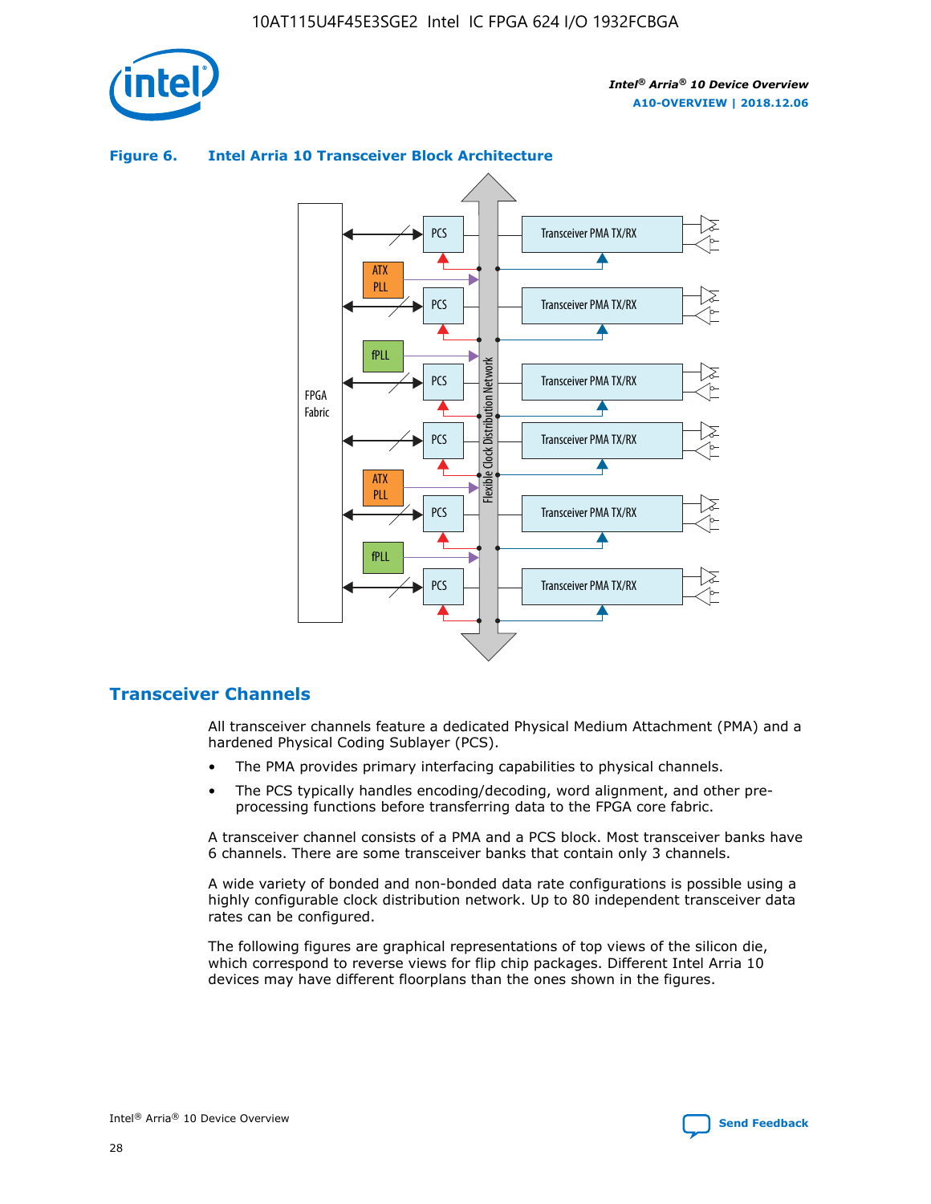**Figure 6. Intel Arria 10 Transceiver Block Architecture**

## Transceiver Channels

All transceiver channels feature a dedicated Physical Medium Attachment (PMA) and a hardened Physical Coding Sublayer (PCS).

- The PMA provides primary interfacing capabilities to physical channels.
- The PCS typically handles encoding/decoding, word alignment, and other pre-processing functions before transferring data to the FPGA core fabric.

A transceiver channel consists of a PMA and a PCS block. Most transceiver banks have 6 channels. There are some transceiver banks that contain only 3 channels.

A wide variety of bonded and non-bonded data rate configurations is possible using a highly configurable clock distribution network. Up to 80 independent transceiver data rates can be configured.

The following figures are graphical representations of top views of the silicon die, which correspond to reverse views for flip chip packages. Different Intel Arria 10 devices may have different floorplans than the ones shown in the figures.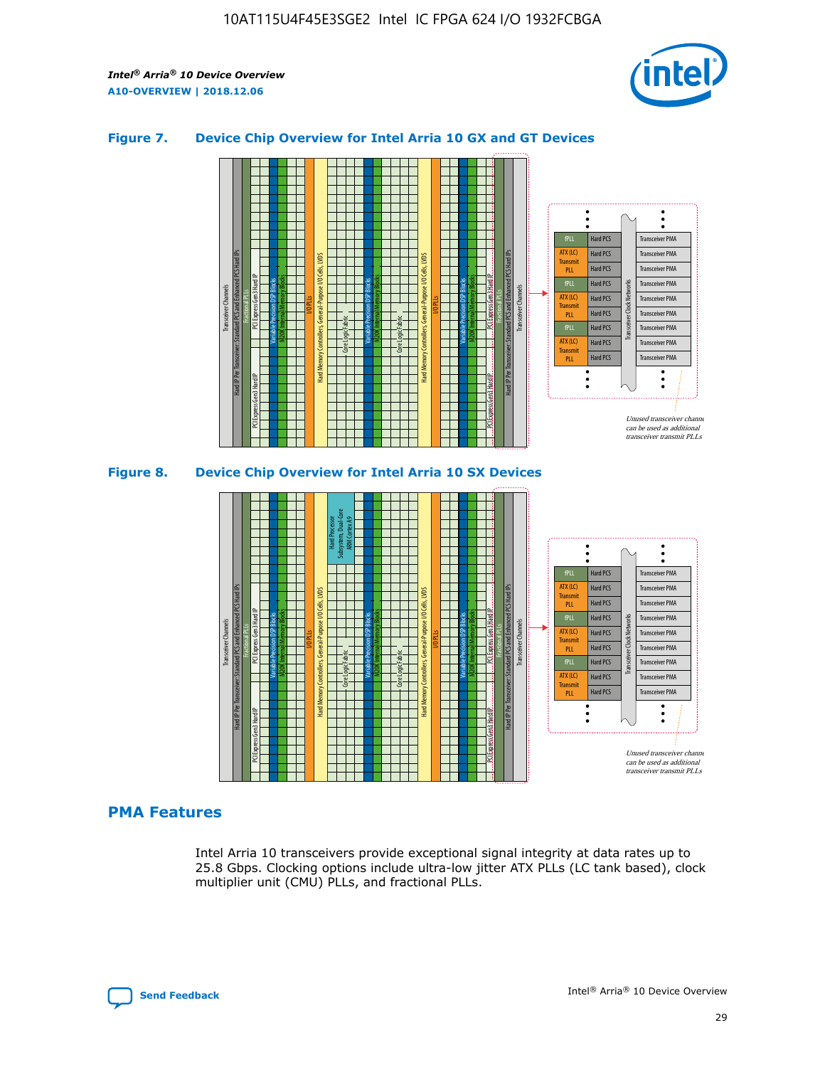### Figure 7. Device Chip Overview for Intel Arria 10 GX and GT Devices

### Figure 8. Device Chip Overview for Intel Arria 10 SX Devices

## PMA Features

Intel Arria 10 transceivers provide exceptional signal integrity at data rates up to 25.8 Gbps. Clocking options include ultra-low jitter ATX PLLs (LC tank based), clock multiplier unit (CMU) PLLs, and fractional PLLs.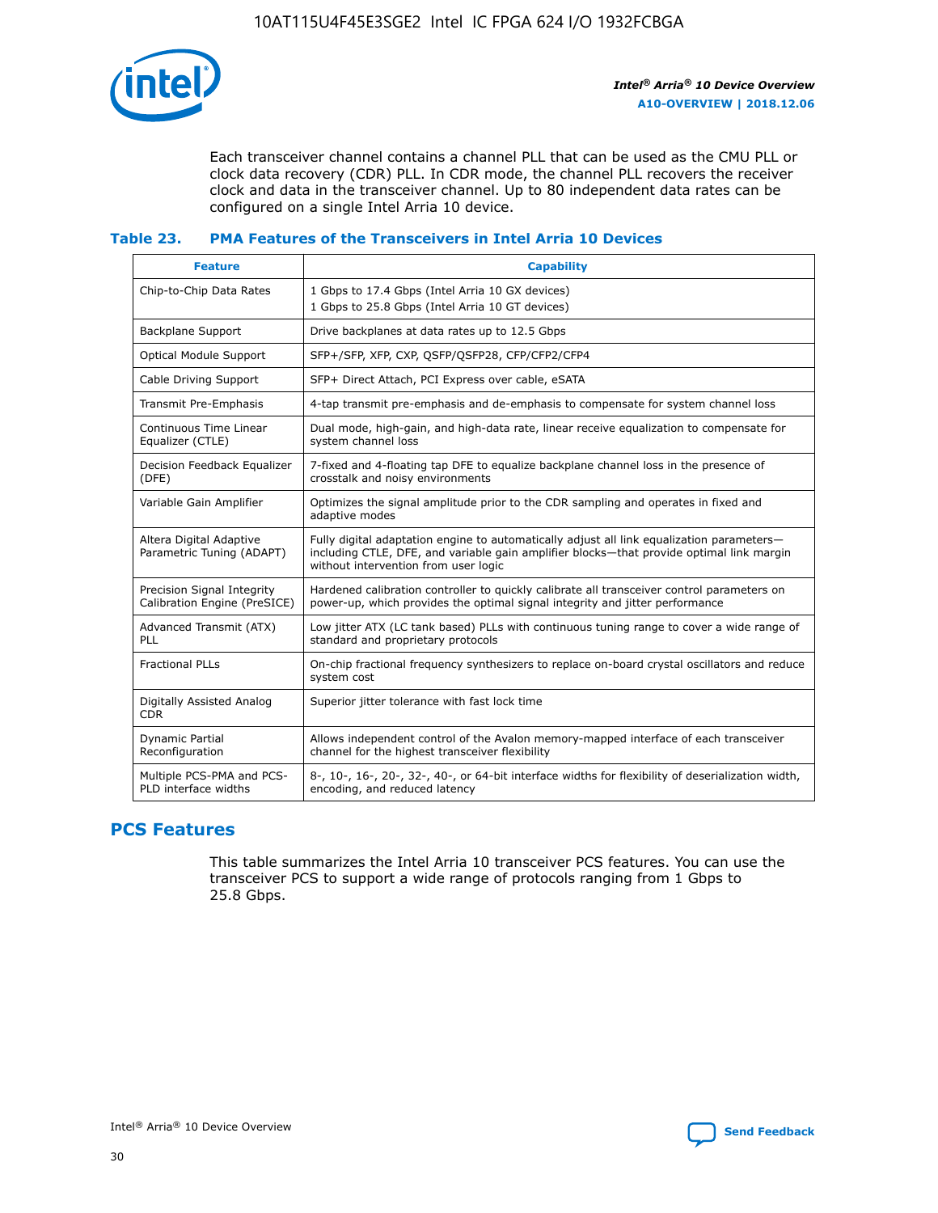Each transceiver channel contains a channel PLL that can be used as the CMU PLL or clock data recovery (CDR) PLL. In CDR mode, the channel PLL recovers the receiver clock and data in the transceiver channel. Up to 80 independent data rates can be configured on a single Intel Arria 10 device.

### Table 23. PMA Features of the Transceivers in Intel Arria 10 Devices

| Feature | Capability |
| --- | --- |
| Chip-to-Chip Data Rates | 1 Gbps to 17.4 Gbps (Intel Arria 10 GX devices)<br>1 Gbps to 25.8 Gbps (Intel Arria 10 GT devices) |
| Backplane Support | Drive backplanes at data rates up to 12.5 Gbps |
| Optical Module Support | SFP+/SFP, XFP, CXP, QSFP/QSFP28, CFP/CFP2/CFP4 |
| Cable Driving Support | SFP+ Direct Attach, PCI Express over cable, eSATA |
| Transmit Pre-Emphasis | 4-tap transmit pre-emphasis and de-emphasis to compensate for system channel loss |
| Continuous Time Linear Equalizer (CTLE) | Dual mode, high-gain, and high-data rate, linear receive equalization to compensate for system channel loss |
| Decision Feedback Equalizer (DFE) | 7-fixed and 4-floating tap DFE to equalize backplane channel loss in the presence of crosstalk and noisy environments |
| Variable Gain Amplifier | Optimizes the signal amplitude prior to the CDR sampling and operates in fixed and adaptive modes |
| Altera Digital Adaptive Parametric Tuning (ADAPT) | Fully digital adaptation engine to automatically adjust all link equalization parameters—including CTLE, DFE, and variable gain amplifier blocks—that provide optimal link margin without intervention from user logic |
| Precision Signal Integrity Calibration Engine (PreSICE) | Hardened calibration controller to quickly calibrate all transceiver control parameters on power-up, which provides the optimal signal integrity and jitter performance |
| Advanced Transmit (ATX) PLL | Low jitter ATX (LC tank based) PLLs with continuous tuning range to cover a wide range of standard and proprietary protocols |
| Fractional PLLs | On-chip fractional frequency synthesizers to replace on-board crystal oscillators and reduce system cost |
| Digitally Assisted Analog CDR | Superior jitter tolerance with fast lock time |
| Dynamic Partial Reconfiguration | Allows independent control of the Avalon memory-mapped interface of each transceiver channel for the highest transceiver flexibility |
| Multiple PCS-PMA and PCS-PLD interface widths | 8-, 10-, 16-, 20-, 32-, 40-, or 64-bit interface widths for flexibility of deserialization width, encoding, and reduced latency |

## PCS Features

This table summarizes the Intel Arria 10 transceiver PCS features. You can use the transceiver PCS to support a wide range of protocols ranging from 1 Gbps to 25.8 Gbps.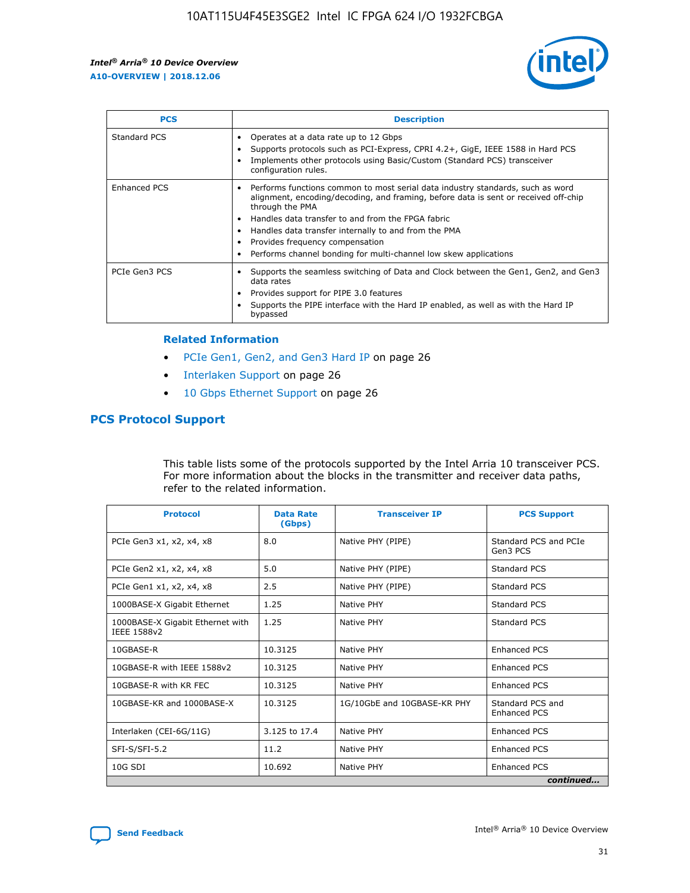| PCS | Description |
| --- | --- |
| Standard PCS | • Operates at a data rate up to 12 Gbps<br>• Supports protocols such as PCI-Express, CPRI 4.2+, GigE, IEEE 1588 in Hard PCS<br>• Implements other protocols using Basic/Custom (Standard PCS) transceiver configuration rules. |
| Enhanced PCS | • Performs functions common to most serial data industry standards, such as word alignment, encoding/decoding, and framing, before data is sent or received off-chip through the PMA<br>• Handles data transfer to and from the FPGA fabric<br>• Handles data transfer internally to and from the PMA<br>• Provides frequency compensation<br>• Performs channel bonding for multi-channel low skew applications |
| PCIe Gen3 PCS | • Supports the seamless switching of Data and Clock between the Gen1, Gen2, and Gen3 data rates<br>• Provides support for PIPE 3.0 features<br>• Supports the PIPE interface with the Hard IP enabled, as well as with the Hard IP bypassed |

### Related Information

- PCIe Gen1, Gen2, and Gen3 Hard IP on page 26
- Interlaken Support on page 26
- 10 Gbps Ethernet Support on page 26

## PCS Protocol Support

This table lists some of the protocols supported by the Intel Arria 10 transceiver PCS. For more information about the blocks in the transmitter and receiver data paths, refer to the related information.

| Protocol | Data Rate (Gbps) | Transceiver IP | PCS Support |
| --- | --- | --- | --- |
| PCIe Gen3 x1, x2, x4, x8 | 8.0 | Native PHY (PIPE) | Standard PCS and PCIe Gen3 PCS |
| PCIe Gen2 x1, x2, x4, x8 | 5.0 | Native PHY (PIPE) | Standard PCS |
| PCIe Gen1 x1, x2, x4, x8 | 2.5 | Native PHY (PIPE) | Standard PCS |
| 1000BASE-X Gigabit Ethernet | 1.25 | Native PHY | Standard PCS |
| 1000BASE-X Gigabit Ethernet with IEEE 1588v2 | 1.25 | Native PHY | Standard PCS |
| 10GBASE-R | 10.3125 | Native PHY | Enhanced PCS |
| 10GBASE-R with IEEE 1588v2 | 10.3125 | Native PHY | Enhanced PCS |
| 10GBASE-R with KR FEC | 10.3125 | Native PHY | Enhanced PCS |
| 10GBASE-KR and 1000BASE-X | 10.3125 | 1G/10GbE and 10GBASE-KR PHY | Standard PCS and Enhanced PCS |
| Interlaken (CEI-6G/11G) | 3.125 to 17.4 | Native PHY | Enhanced PCS |
| SFI-S/SFI-5.2 | 11.2 | Native PHY | Enhanced PCS |
| 10G SDI | 10.692 | Native PHY | Enhanced PCS |

*continued...*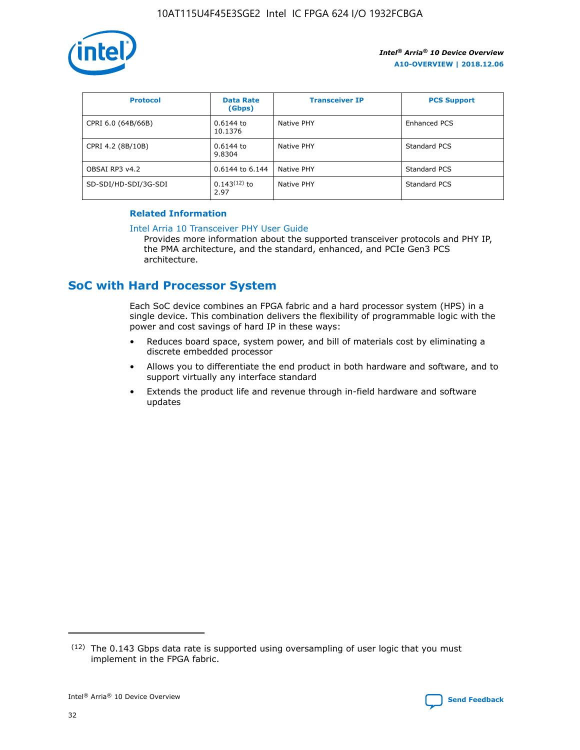| Protocol | Data Rate (Gbps) | Transceiver IP | PCS Support |
| --- | --- | --- | --- |
| CPRI 6.0 (64B/66B) | 0.6144 to 10.1376 | Native PHY | Enhanced PCS |
| CPRI 4.2 (8B/10B) | 0.6144 to 9.8304 | Native PHY | Standard PCS |
| OBSAI RP3 v4.2 | 0.6144 to 6.144 | Native PHY | Standard PCS |
| SD-SDI/HD-SDI/3G-SDI | 0.143[12] to 2.97 | Native PHY | Standard PCS |

**Related Information**

Intel Arria 10 Transceiver PHY User Guide

Provides more information about the supported transceiver protocols and PHY IP, the PMA architecture, and the standard, enhanced, and PCIe Gen3 PCS architecture.

## SoC with Hard Processor System

Each SoC device combines an FPGA fabric and a hard processor system (HPS) in a single device. This combination delivers the flexibility of programmable logic with the power and cost savings of hard IP in these ways:

- Reduces board space, system power, and bill of materials cost by eliminating a discrete embedded processor
- Allows you to differentiate the end product in both hardware and software, and to support virtually any interface standard
- Extends the product life and revenue through in-field hardware and software updates

(12) The 0.143 Gbps data rate is supported using oversampling of user logic that you must implement in the FPGA fabric.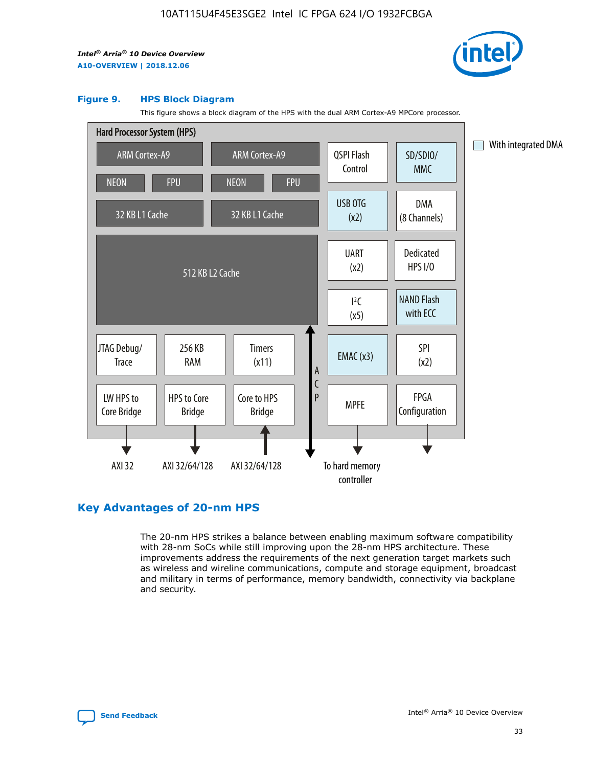**Figure 9. HPS Block Diagram**

This figure shows a block diagram of the HPS with the dual ARM Cortex-A9 MPCore processor.

Hard Processor System (HPS)

ARM Cortex-A9 | ARM Cortex-A9 | QSPI Flash Control | SD/SDIO/MMC

NEON | FPU | NEON | FPU

32 KB L1 Cache | 32 KB L1 Cache | USB OTG (x2) | DMA (8 Channels)

512 KB L2 Cache | UART (x2) | Dedicated HPS I/O | I²C (x5) | NAND Flash with ECC

JTAG Debug/Trace | 256 KB RAM | Timers (x11) | ACP | EMAC (x3) | SPI (x2)

LW HPS to Core Bridge | HPS to Core Bridge | Core to HPS Bridge | MPFE | FPGA Configuration

AXI 32 | AXI 32/64/128 | AXI 32/64/128 | To hard memory controller

With integrated DMA

## Key Advantages of 20-nm HPS

The 20-nm HPS strikes a balance between enabling maximum software compatibility with 28-nm SoCs while still improving upon the 28-nm HPS architecture. These improvements address the requirements of the next generation target markets such as wireless and wireline communications, compute and storage equipment, broadcast and military in terms of performance, memory bandwidth, connectivity via backplane and security.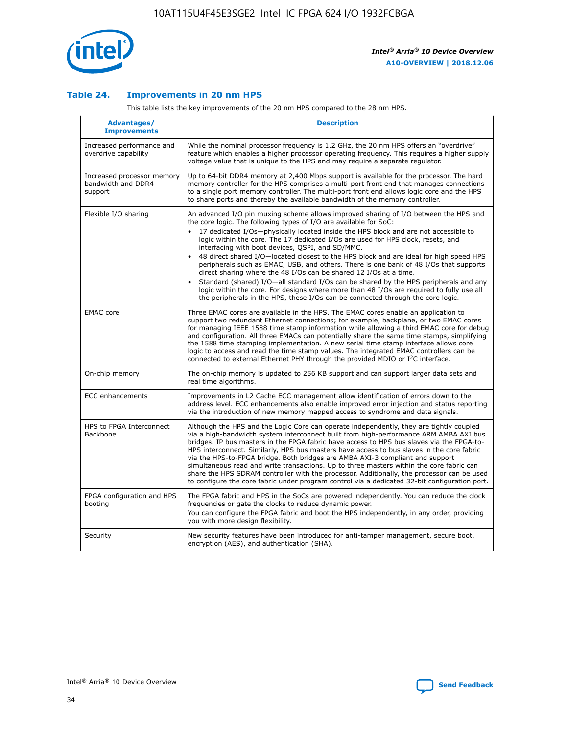## Table 24. Improvements in 20 nm HPS

This table lists the key improvements of the 20 nm HPS compared to the 28 nm HPS.

| Advantages/ Improvements | Description |
|---|---|
| Increased performance and overdrive capability | While the nominal processor frequency is 1.2 GHz, the 20 nm HPS offers an "overdrive" feature which enables a higher processor operating frequency. This requires a higher supply voltage value that is unique to the HPS and may require a separate regulator. |
| Increased processor memory bandwidth and DDR4 support | Up to 64-bit DDR4 memory at 2,400 Mbps support is available for the processor. The hard memory controller for the HPS comprises a multi-port front end that manages connections to a single port memory controller. The multi-port front end allows logic core and the HPS to share ports and thereby the available bandwidth of the memory controller. |
| Flexible I/O sharing | An advanced I/O pin muxing scheme allows improved sharing of I/O between the HPS and the core logic. The following types of I/O are available for SoC: <br>• 17 dedicated I/Os—physically located inside the HPS block and are not accessible to logic within the core. The 17 dedicated I/Os are used for HPS clock, resets, and interfacing with boot devices, QSPI, and SD/MMC. <br>• 48 direct shared I/O—located closest to the HPS block and are ideal for high speed HPS peripherals such as EMAC, USB, and others. There is one bank of 48 I/Os that supports direct sharing where the 48 I/Os can be shared 12 I/Os at a time. <br>• Standard (shared) I/O—all standard I/Os can be shared by the HPS peripherals and any logic within the core. For designs where more than 48 I/Os are required to fully use all the peripherals in the HPS, these I/Os can be connected through the core logic. |
| EMAC core | Three EMAC cores are available in the HPS. The EMAC cores enable an application to support two redundant Ethernet connections; for example, backplane, or two EMAC cores for managing IEEE 1588 time stamp information while allowing a third EMAC core for debug and configuration. All three EMACs can potentially share the same time stamps, simplifying the 1588 time stamping implementation. A new serial time stamp interface allows core logic to access and read the time stamp values. The integrated EMAC controllers can be connected to external Ethernet PHY through the provided MDIO or I²C interface. |
| On-chip memory | The on-chip memory is updated to 256 KB support and can support larger data sets and real time algorithms. |
| ECC enhancements | Improvements in L2 Cache ECC management allow identification of errors down to the address level. ECC enhancements also enable improved error injection and status reporting via the introduction of new memory mapped access to syndrome and data signals. |
| HPS to FPGA Interconnect Backbone | Although the HPS and the Logic Core can operate independently, they are tightly coupled via a high-bandwidth system interconnect built from high-performance ARM AMBA AXI bus bridges. IP bus masters in the FPGA fabric have access to HPS bus slaves via the FPGA-to-HPS interconnect. Similarly, HPS bus masters have access to bus slaves in the core fabric via the HPS-to-FPGA bridge. Both bridges are AMBA AXI-3 compliant and support simultaneous read and write transactions. Up to three masters within the core fabric can share the HPS SDRAM controller with the processor. Additionally, the processor can be used to configure the core fabric under program control via a dedicated 32-bit configuration port. |
| FPGA configuration and HPS booting | The FPGA fabric and HPS in the SoCs are powered independently. You can reduce the clock frequencies or gate the clocks to reduce dynamic power. <br>You can configure the FPGA fabric and boot the HPS independently, in any order, providing you with more design flexibility. |
| Security | New security features have been introduced for anti-tamper management, secure boot, encryption (AES), and authentication (SHA). |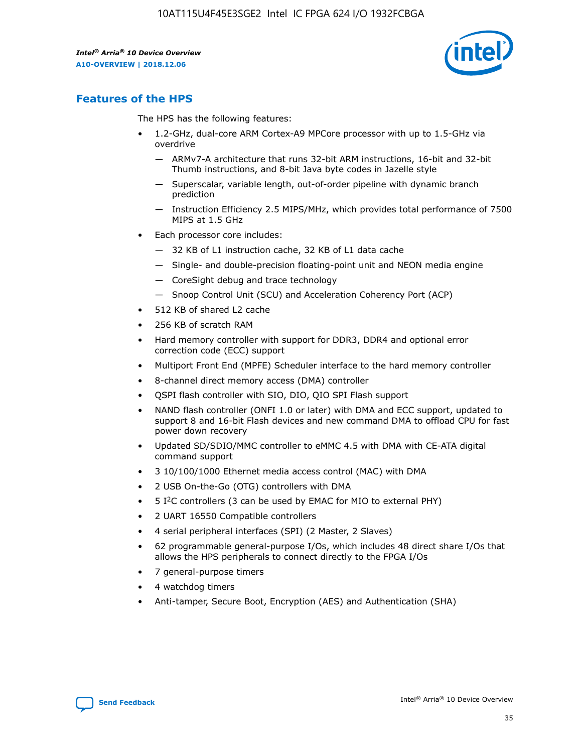## Features of the HPS

The HPS has the following features:

- 1.2-GHz, dual-core ARM Cortex-A9 MPCore processor with up to 1.5-GHz via overdrive
  - — ARMv7-A architecture that runs 32-bit ARM instructions, 16-bit and 32-bit Thumb instructions, and 8-bit Java byte codes in Jazelle style
  - — Superscalar, variable length, out-of-order pipeline with dynamic branch prediction
  - — Instruction Efficiency 2.5 MIPS/MHz, which provides total performance of 7500 MIPS at 1.5 GHz
- Each processor core includes:
  - — 32 KB of L1 instruction cache, 32 KB of L1 data cache
  - — Single- and double-precision floating-point unit and NEON media engine
  - — CoreSight debug and trace technology
  - — Snoop Control Unit (SCU) and Acceleration Coherency Port (ACP)
- 512 KB of shared L2 cache
- 256 KB of scratch RAM
- Hard memory controller with support for DDR3, DDR4 and optional error correction code (ECC) support
- Multiport Front End (MPFE) Scheduler interface to the hard memory controller
- 8-channel direct memory access (DMA) controller
- QSPI flash controller with SIO, DIO, QIO SPI Flash support
- NAND flash controller (ONFI 1.0 or later) with DMA and ECC support, updated to support 8 and 16-bit Flash devices and new command DMA to offload CPU for fast power down recovery
- Updated SD/SDIO/MMC controller to eMMC 4.5 with DMA with CE-ATA digital command support
- 3 10/100/1000 Ethernet media access control (MAC) with DMA
- 2 USB On-the-Go (OTG) controllers with DMA
- 5 I²C controllers (3 can be used by EMAC for MIO to external PHY)
- 2 UART 16550 Compatible controllers
- 4 serial peripheral interfaces (SPI) (2 Master, 2 Slaves)
- 62 programmable general-purpose I/Os, which includes 48 direct share I/Os that allows the HPS peripherals to connect directly to the FPGA I/Os
- 7 general-purpose timers
- 4 watchdog timers
- Anti-tamper, Secure Boot, Encryption (AES) and Authentication (SHA)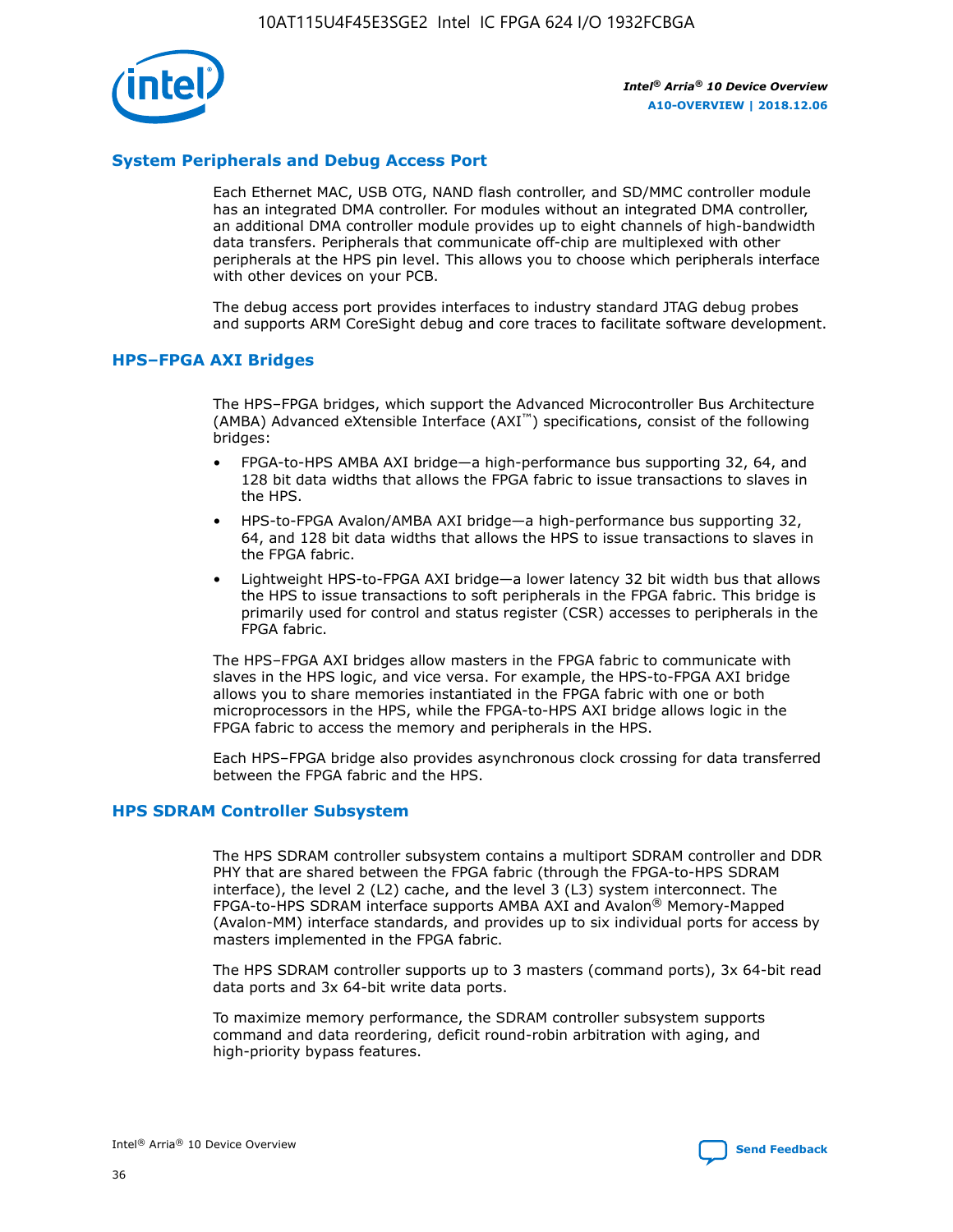## System Peripherals and Debug Access Port

Each Ethernet MAC, USB OTG, NAND flash controller, and SD/MMC controller module has an integrated DMA controller. For modules without an integrated DMA controller, an additional DMA controller module provides up to eight channels of high-bandwidth data transfers. Peripherals that communicate off-chip are multiplexed with other peripherals at the HPS pin level. This allows you to choose which peripherals interface with other devices on your PCB.

The debug access port provides interfaces to industry standard JTAG debug probes and supports ARM CoreSight debug and core traces to facilitate software development.

## HPS–FPGA AXI Bridges

The HPS–FPGA bridges, which support the Advanced Microcontroller Bus Architecture (AMBA) Advanced eXtensible Interface (AXI™) specifications, consist of the following bridges:

- FPGA-to-HPS AMBA AXI bridge—a high-performance bus supporting 32, 64, and 128 bit data widths that allows the FPGA fabric to issue transactions to slaves in the HPS.
- HPS-to-FPGA Avalon/AMBA AXI bridge—a high-performance bus supporting 32, 64, and 128 bit data widths that allows the HPS to issue transactions to slaves in the FPGA fabric.
- Lightweight HPS-to-FPGA AXI bridge—a lower latency 32 bit width bus that allows the HPS to issue transactions to soft peripherals in the FPGA fabric. This bridge is primarily used for control and status register (CSR) accesses to peripherals in the FPGA fabric.

The HPS–FPGA AXI bridges allow masters in the FPGA fabric to communicate with slaves in the HPS logic, and vice versa. For example, the HPS-to-FPGA AXI bridge allows you to share memories instantiated in the FPGA fabric with one or both microprocessors in the HPS, while the FPGA-to-HPS AXI bridge allows logic in the FPGA fabric to access the memory and peripherals in the HPS.

Each HPS–FPGA bridge also provides asynchronous clock crossing for data transferred between the FPGA fabric and the HPS.

## HPS SDRAM Controller Subsystem

The HPS SDRAM controller subsystem contains a multiport SDRAM controller and DDR PHY that are shared between the FPGA fabric (through the FPGA-to-HPS SDRAM interface), the level 2 (L2) cache, and the level 3 (L3) system interconnect. The FPGA-to-HPS SDRAM interface supports AMBA AXI and Avalon® Memory-Mapped (Avalon-MM) interface standards, and provides up to six individual ports for access by masters implemented in the FPGA fabric.

The HPS SDRAM controller supports up to 3 masters (command ports), 3x 64-bit read data ports and 3x 64-bit write data ports.

To maximize memory performance, the SDRAM controller subsystem supports command and data reordering, deficit round-robin arbitration with aging, and high-priority bypass features.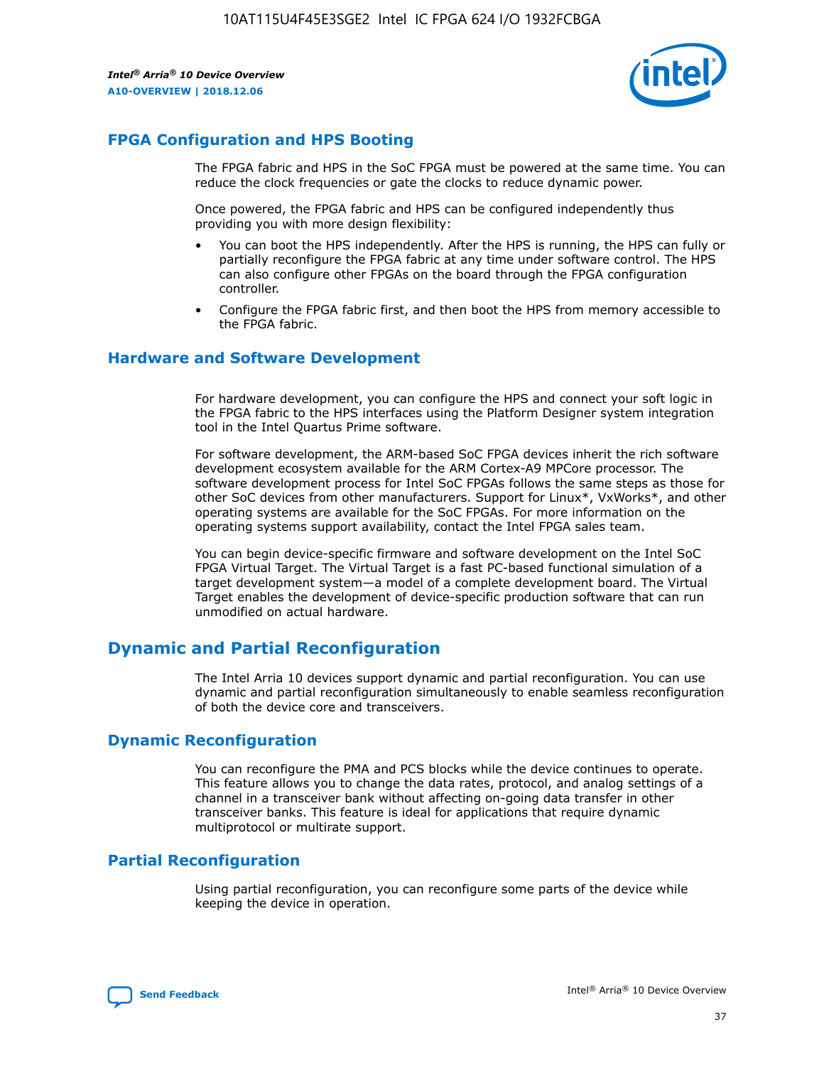## FPGA Configuration and HPS Booting

The FPGA fabric and HPS in the SoC FPGA must be powered at the same time. You can reduce the clock frequencies or gate the clocks to reduce dynamic power.

Once powered, the FPGA fabric and HPS can be configured independently thus providing you with more design flexibility:

- You can boot the HPS independently. After the HPS is running, the HPS can fully or partially reconfigure the FPGA fabric at any time under software control. The HPS can also configure other FPGAs on the board through the FPGA configuration controller.
- Configure the FPGA fabric first, and then boot the HPS from memory accessible to the FPGA fabric.

## Hardware and Software Development

For hardware development, you can configure the HPS and connect your soft logic in the FPGA fabric to the HPS interfaces using the Platform Designer system integration tool in the Intel Quartus Prime software.

For software development, the ARM-based SoC FPGA devices inherit the rich software development ecosystem available for the ARM Cortex-A9 MPCore processor. The software development process for Intel SoC FPGAs follows the same steps as those for other SoC devices from other manufacturers. Support for Linux*, VxWorks*, and other operating systems are available for the SoC FPGAs. For more information on the operating systems support availability, contact the Intel FPGA sales team.

You can begin device-specific firmware and software development on the Intel SoC FPGA Virtual Target. The Virtual Target is a fast PC-based functional simulation of a target development system—a model of a complete development board. The Virtual Target enables the development of device-specific production software that can run unmodified on actual hardware.

# Dynamic and Partial Reconfiguration

The Intel Arria 10 devices support dynamic and partial reconfiguration. You can use dynamic and partial reconfiguration simultaneously to enable seamless reconfiguration of both the device core and transceivers.

## Dynamic Reconfiguration

You can reconfigure the PMA and PCS blocks while the device continues to operate. This feature allows you to change the data rates, protocol, and analog settings of a channel in a transceiver bank without affecting on-going data transfer in other transceiver banks. This feature is ideal for applications that require dynamic multiprotocol or multirate support.

## Partial Reconfiguration

Using partial reconfiguration, you can reconfigure some parts of the device while keeping the device in operation.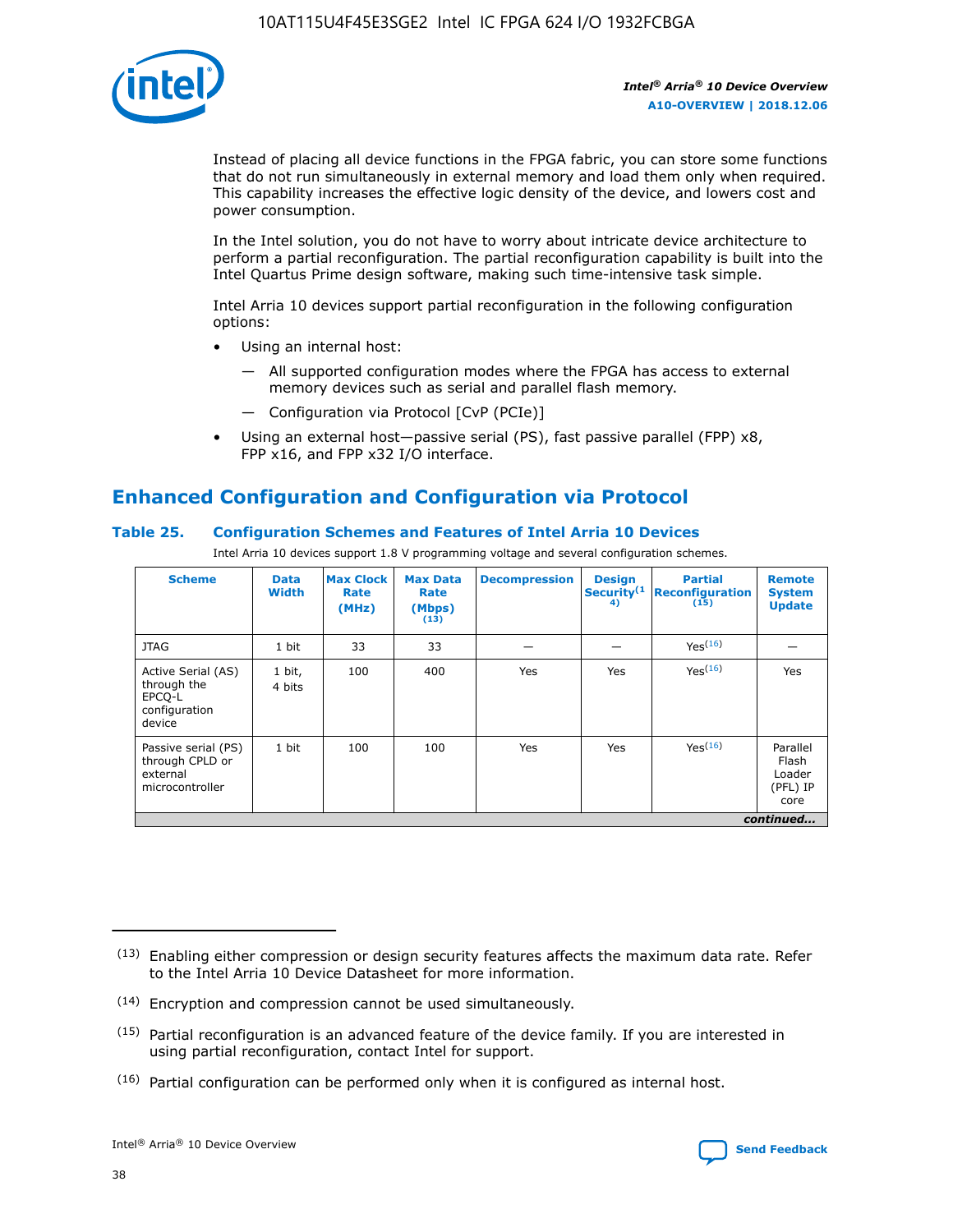Instead of placing all device functions in the FPGA fabric, you can store some functions that do not run simultaneously in external memory and load them only when required. This capability increases the effective logic density of the device, and lowers cost and power consumption.

In the Intel solution, you do not have to worry about intricate device architecture to perform a partial reconfiguration. The partial reconfiguration capability is built into the Intel Quartus Prime design software, making such time-intensive task simple.

Intel Arria 10 devices support partial reconfiguration in the following configuration options:

- Using an internal host:
  - — All supported configuration modes where the FPGA has access to external memory devices such as serial and parallel flash memory.
  - — Configuration via Protocol [CvP (PCIe)]
- Using an external host—passive serial (PS), fast passive parallel (FPP) x8, FPP x16, and FPP x32 I/O interface.

## Enhanced Configuration and Configuration via Protocol

### Table 25. Configuration Schemes and Features of Intel Arria 10 Devices

Intel Arria 10 devices support 1.8 V programming voltage and several configuration schemes.

| Scheme | Data Width | Max Clock Rate (MHz) | Max Data Rate (Mbps) (13) | Decompression | Design Security (14) | Partial Reconfiguration (15) | Remote System Update |
|---|---|---|---|---|---|---|---|
| JTAG | 1 bit | 33 | 33 | — | — | Yes (16) | — |
| Active Serial (AS) through the EPCQ-L configuration device | 1 bit, 4 bits | 100 | 400 | Yes | Yes | Yes (16) | Yes |
| Passive serial (PS) through CPLD or external microcontroller | 1 bit | 100 | 100 | Yes | Yes | Yes (16) | Parallel Flash Loader (PFL) IP core |

*continued...*

(13) Enabling either compression or design security features affects the maximum data rate. Refer to the Intel Arria 10 Device Datasheet for more information.

(14) Encryption and compression cannot be used simultaneously.

(15) Partial reconfiguration is an advanced feature of the device family. If you are interested in using partial reconfiguration, contact Intel for support.

(16) Partial configuration can be performed only when it is configured as internal host.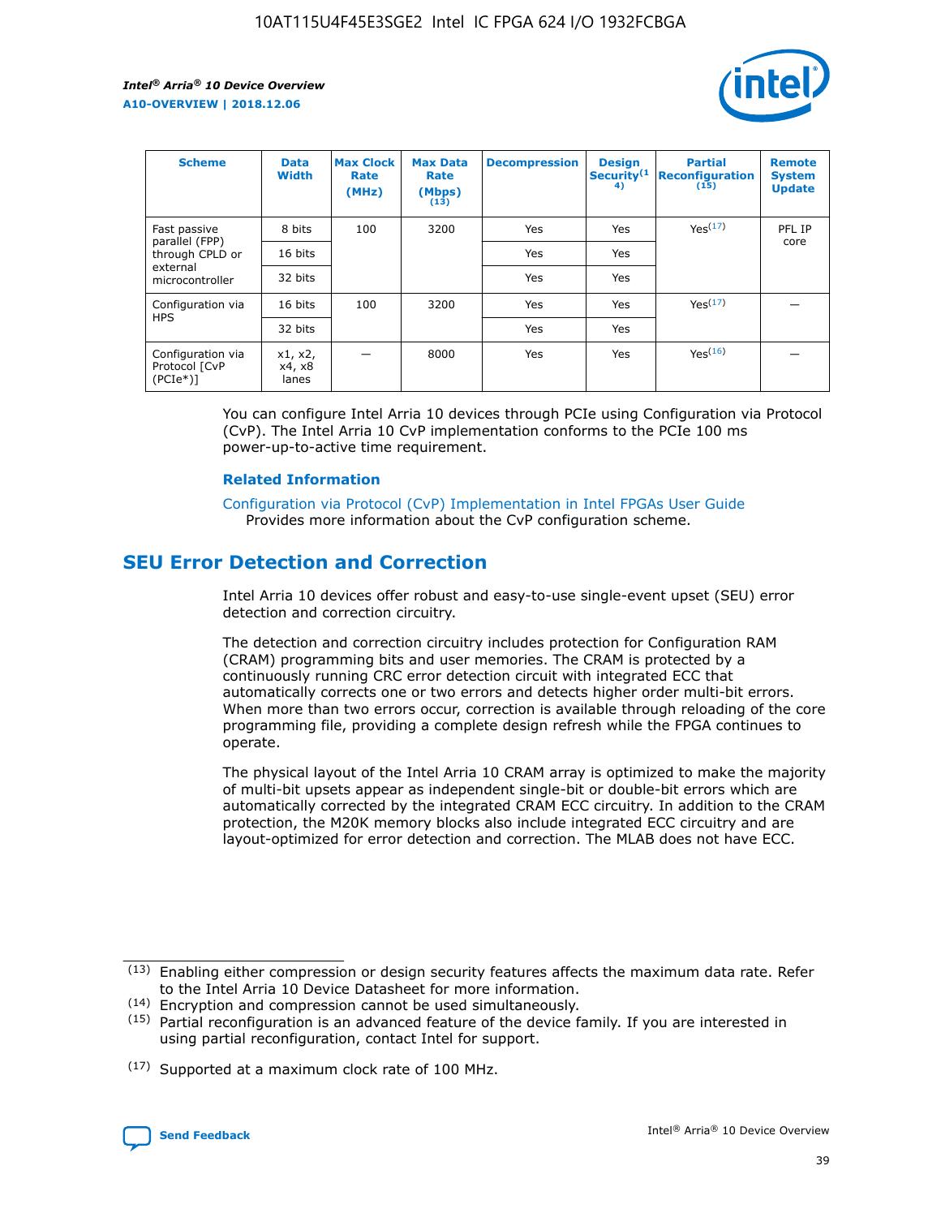| Scheme | Data Width | Max Clock Rate (MHz) | Max Data Rate (Mbps) (13) | Decompression | Design Security(14) | Partial Reconfiguration (15) | Remote System Update |
|---|---|---|---|---|---|---|---|
| Fast passive parallel (FPP) through CPLD or external microcontroller | 8 bits | 100 | 3200 | Yes | Yes | Yes(17) | PFL IP core |
| | 16 bits | | | Yes | Yes | | |
| | 32 bits | | | Yes | Yes | | |
| Configuration via HPS | 16 bits | 100 | 3200 | Yes | Yes | Yes(17) | — |
| | 32 bits | | | Yes | Yes | | |
| Configuration via Protocol [CvP (PCIe*)] | x1, x2, x4, x8 lanes | — | 8000 | Yes | Yes | Yes(16) | — |

You can configure Intel Arria 10 devices through PCIe using Configuration via Protocol (CvP). The Intel Arria 10 CvP implementation conforms to the PCIe 100 ms power-up-to-active time requirement.

**Related Information**

Configuration via Protocol (CvP) Implementation in Intel FPGAs User Guide
Provides more information about the CvP configuration scheme.

## SEU Error Detection and Correction

Intel Arria 10 devices offer robust and easy-to-use single-event upset (SEU) error detection and correction circuitry.

The detection and correction circuitry includes protection for Configuration RAM (CRAM) programming bits and user memories. The CRAM is protected by a continuously running CRC error detection circuit with integrated ECC that automatically corrects one or two errors and detects higher order multi-bit errors. When more than two errors occur, correction is available through reloading of the core programming file, providing a complete design refresh while the FPGA continues to operate.

The physical layout of the Intel Arria 10 CRAM array is optimized to make the majority of multi-bit upsets appear as independent single-bit or double-bit errors which are automatically corrected by the integrated CRAM ECC circuitry. In addition to the CRAM protection, the M20K memory blocks also include integrated ECC circuitry and are layout-optimized for error detection and correction. The MLAB does not have ECC.

(13) Enabling either compression or design security features affects the maximum data rate. Refer to the Intel Arria 10 Device Datasheet for more information.

(14) Encryption and compression cannot be used simultaneously.

(15) Partial reconfiguration is an advanced feature of the device family. If you are interested in using partial reconfiguration, contact Intel for support.

(17) Supported at a maximum clock rate of 100 MHz.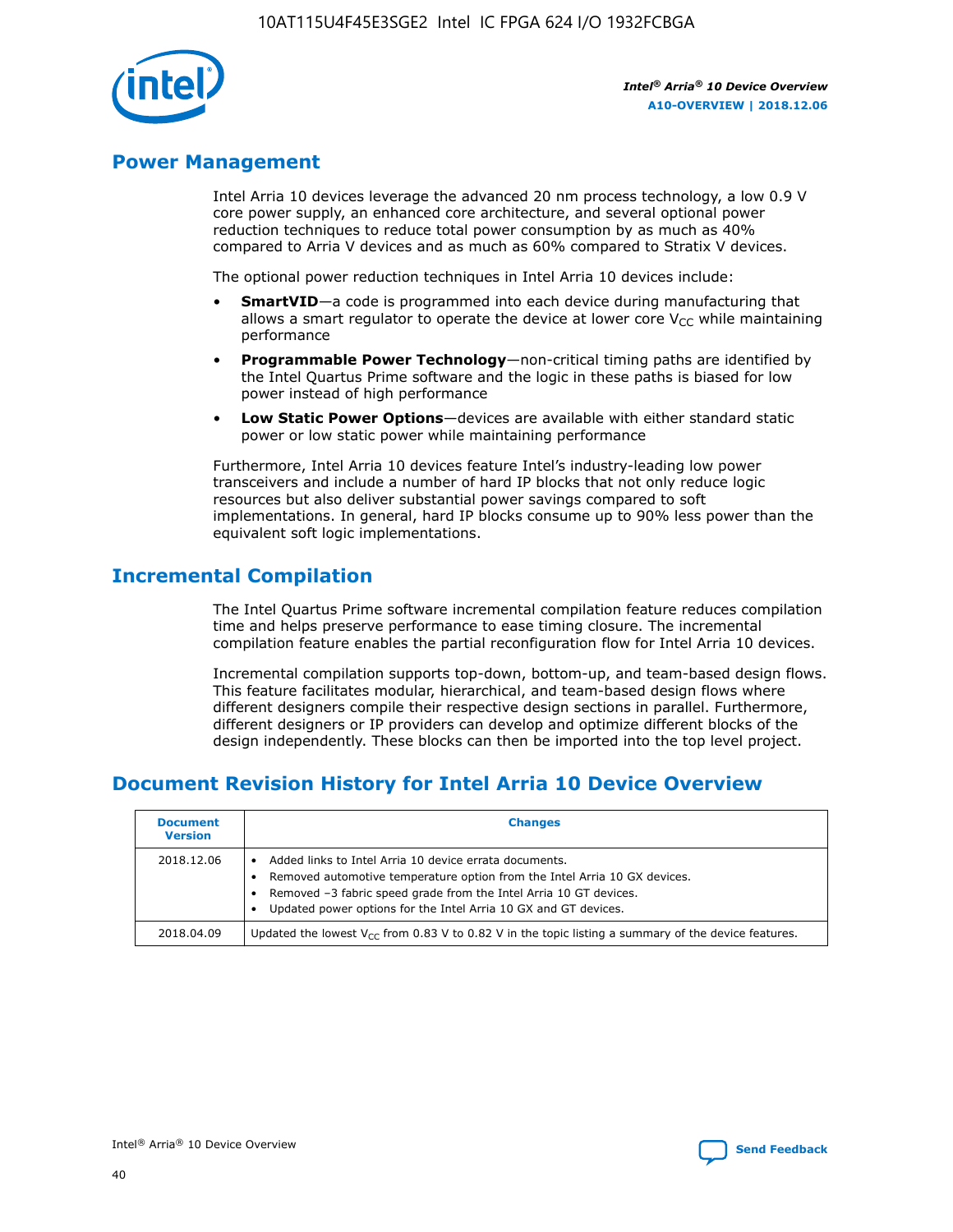## Power Management

Intel Arria 10 devices leverage the advanced 20 nm process technology, a low 0.9 V core power supply, an enhanced core architecture, and several optional power reduction techniques to reduce total power consumption by as much as 40% compared to Arria V devices and as much as 60% compared to Stratix V devices.

The optional power reduction techniques in Intel Arria 10 devices include:

- **SmartVID**—a code is programmed into each device during manufacturing that allows a smart regulator to operate the device at lower core $V_{CC}$ while maintaining performance
- **Programmable Power Technology**—non-critical timing paths are identified by the Intel Quartus Prime software and the logic in these paths is biased for low power instead of high performance
- **Low Static Power Options**—devices are available with either standard static power or low static power while maintaining performance

Furthermore, Intel Arria 10 devices feature Intel's industry-leading low power transceivers and include a number of hard IP blocks that not only reduce logic resources but also deliver substantial power savings compared to soft implementations. In general, hard IP blocks consume up to 90% less power than the equivalent soft logic implementations.

## Incremental Compilation

The Intel Quartus Prime software incremental compilation feature reduces compilation time and helps preserve performance to ease timing closure. The incremental compilation feature enables the partial reconfiguration flow for Intel Arria 10 devices.

Incremental compilation supports top-down, bottom-up, and team-based design flows. This feature facilitates modular, hierarchical, and team-based design flows where different designers compile their respective design sections in parallel. Furthermore, different designers or IP providers can develop and optimize different blocks of the design independently. These blocks can then be imported into the top level project.

## Document Revision History for Intel Arria 10 Device Overview

| Document Version | Changes |
|---|---|
| 2018.12.06 | • Added links to Intel Arria 10 device errata documents.<br>• Removed automotive temperature option from the Intel Arria 10 GX devices.<br>• Removed –3 fabric speed grade from the Intel Arria 10 GT devices.<br>• Updated power options for the Intel Arria 10 GX and GT devices. |
| 2018.04.09 | Updated the lowest $V_{CC}$ from 0.83 V to 0.82 V in the topic listing a summary of the device features. |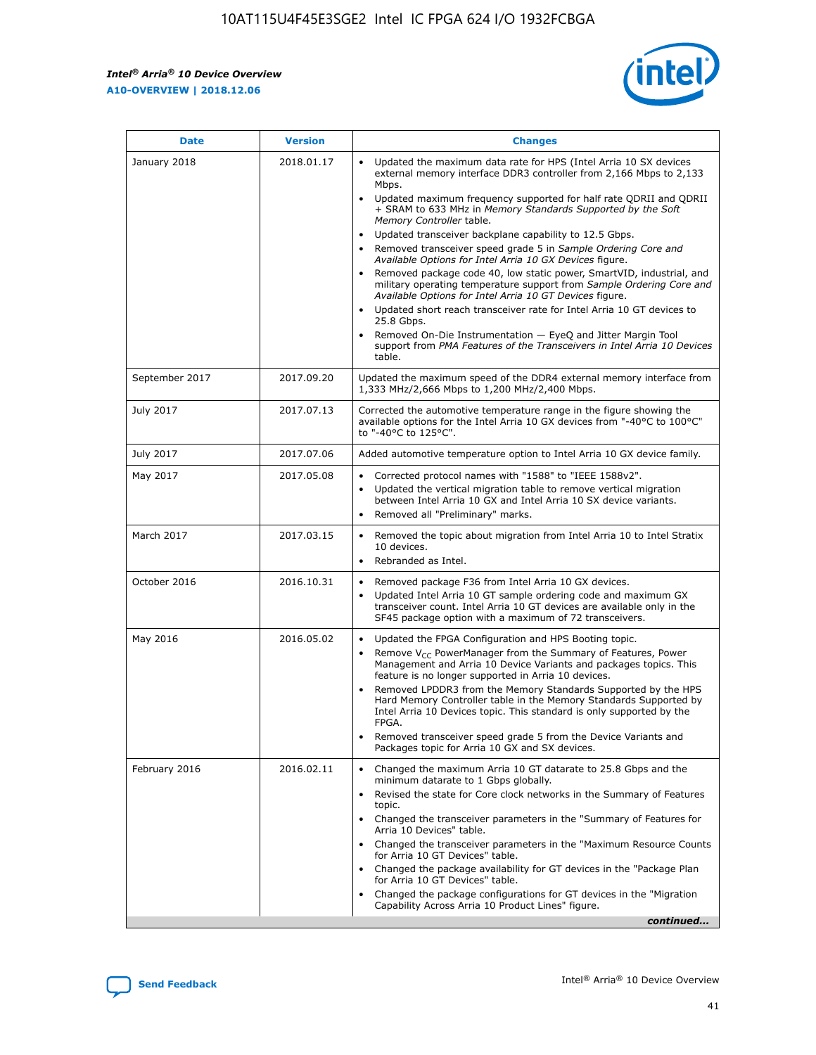| Date | Version | Changes |
| --- | --- | --- |
| January 2018 | 2018.01.17 | • Updated the maximum data rate for HPS (Intel Arria 10 SX devices external memory interface DDR3 controller from 2,166 Mbps to 2,133 Mbps.<br>• Updated maximum frequency supported for half rate QDRII and QDRII + SRAM to 633 MHz in *Memory Standards Supported by the Soft Memory Controller* table.<br>• Updated transceiver backplane capability to 12.5 Gbps.<br>• Removed transceiver speed grade 5 in *Sample Ordering Core and Available Options for Intel Arria 10 GX Devices* figure.<br>• Removed package code 40, low static power, SmartVID, industrial, and military operating temperature support from *Sample Ordering Core and Available Options for Intel Arria 10 GT Devices* figure.<br>• Updated short reach transceiver rate for Intel Arria 10 GT devices to 25.8 Gbps.<br>• Removed On-Die Instrumentation — EyeQ and Jitter Margin Tool support from *PMA Features of the Transceivers in Intel Arria 10 Devices* table. |
| September 2017 | 2017.09.20 | Updated the maximum speed of the DDR4 external memory interface from 1,333 MHz/2,666 Mbps to 1,200 MHz/2,400 Mbps. |
| July 2017 | 2017.07.13 | Corrected the automotive temperature range in the figure showing the available options for the Intel Arria 10 GX devices from "-40°C to 100°C" to "-40°C to 125°C". |
| July 2017 | 2017.07.06 | Added automotive temperature option to Intel Arria 10 GX device family. |
| May 2017 | 2017.05.08 | • Corrected protocol names with "1588" to "IEEE 1588v2".<br>• Updated the vertical migration table to remove vertical migration between Intel Arria 10 GX and Intel Arria 10 SX device variants.<br>• Removed all "Preliminary" marks. |
| March 2017 | 2017.03.15 | • Removed the topic about migration from Intel Arria 10 to Intel Stratix 10 devices.<br>• Rebranded as Intel. |
| October 2016 | 2016.10.31 | • Removed package F36 from Intel Arria 10 GX devices.<br>• Updated Intel Arria 10 GT sample ordering code and maximum GX transceiver count. Intel Arria 10 GT devices are available only in the SF45 package option with a maximum of 72 transceivers. |
| May 2016 | 2016.05.02 | • Updated the FPGA Configuration and HPS Booting topic.<br>• Remove $V_{CC}$ PowerManager from the Summary of Features, Power Management and Arria 10 Device Variants and packages topics. This feature is no longer supported in Arria 10 devices.<br>• Removed LPDDR3 from the Memory Standards Supported by the HPS Hard Memory Controller table in the Memory Standards Supported by Intel Arria 10 Devices topic. This standard is only supported by the FPGA.<br>• Removed transceiver speed grade 5 from the Device Variants and Packages topic for Arria 10 GX and SX devices. |
| February 2016 | 2016.02.11 | • Changed the maximum Arria 10 GT datarate to 25.8 Gbps and the minimum datarate to 1 Gbps globally.<br>• Revised the state for Core clock networks in the Summary of Features topic.<br>• Changed the transceiver parameters in the "Summary of Features for Arria 10 Devices" table.<br>• Changed the transceiver parameters in the "Maximum Resource Counts for Arria 10 GT Devices" table.<br>• Changed the package availability for GT devices in the "Package Plan for Arria 10 GT Devices" table.<br>• Changed the package configurations for GT devices in the "Migration Capability Across Arria 10 Product Lines" figure. |

*continued...*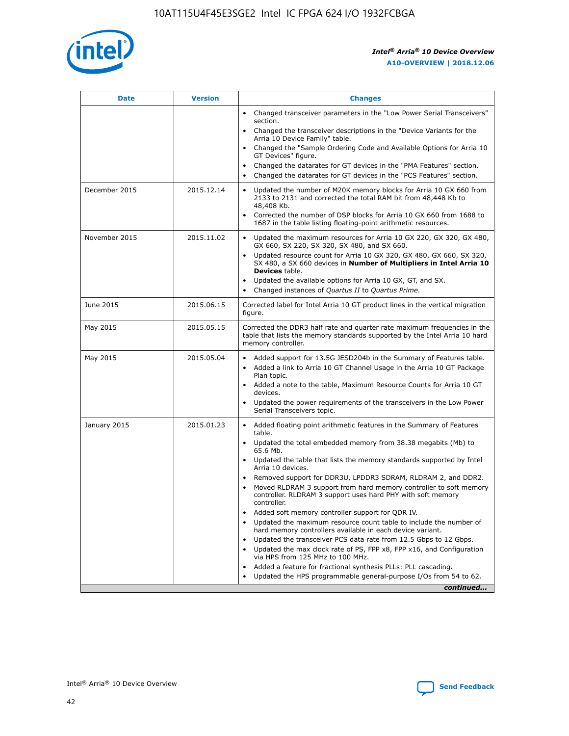| Date | Version | Changes |
| --- | --- | --- |
| | | • Changed transceiver parameters in the "Low Power Serial Transceivers" section.<br>• Changed the transceiver descriptions in the "Device Variants for the Arria 10 Device Family" table.<br>• Changed the "Sample Ordering Code and Available Options for Arria 10 GT Devices" figure.<br>• Changed the datarates for GT devices in the "PMA Features" section.<br>• Changed the datarates for GT devices in the "PCS Features" section. |
| December 2015 | 2015.12.14 | • Updated the number of M20K memory blocks for Arria 10 GX 660 from 2133 to 2131 and corrected the total RAM bit from 48,448 Kb to 48,408 Kb.<br>• Corrected the number of DSP blocks for Arria 10 GX 660 from 1688 to 1687 in the table listing floating-point arithmetic resources. |
| November 2015 | 2015.11.02 | • Updated the maximum resources for Arria 10 GX 220, GX 320, GX 480, GX 660, SX 220, SX 320, SX 480, and SX 660.<br>• Updated resource count for Arria 10 GX 320, GX 480, GX 660, SX 320, SX 480, a SX 660 devices in **Number of Multipliers in Intel Arria 10 Devices** table.<br>• Updated the available options for Arria 10 GX, GT, and SX.<br>• Changed instances of *Quartus II* to *Quartus Prime*. |
| June 2015 | 2015.06.15 | Corrected label for Intel Arria 10 GT product lines in the vertical migration figure. |
| May 2015 | 2015.05.15 | Corrected the DDR3 half rate and quarter rate maximum frequencies in the table that lists the memory standards supported by the Intel Arria 10 hard memory controller. |
| May 2015 | 2015.05.04 | • Added support for 13.5G JESD204b in the Summary of Features table.<br>• Added a link to Arria 10 GT Channel Usage in the Arria 10 GT Package Plan topic.<br>• Added a note to the table, Maximum Resource Counts for Arria 10 GT devices.<br>• Updated the power requirements of the transceivers in the Low Power Serial Transceivers topic. |
| January 2015 | 2015.01.23 | • Added floating point arithmetic features in the Summary of Features table.<br>• Updated the total embedded memory from 38.38 megabits (Mb) to 65.6 Mb.<br>• Updated the table that lists the memory standards supported by Intel Arria 10 devices.<br>• Removed support for DDR3U, LPDDR3 SDRAM, RLDRAM 2, and DDR2.<br>• Moved RLDRAM 3 support from hard memory controller to soft memory controller. RLDRAM 3 support uses hard PHY with soft memory controller.<br>• Added soft memory controller support for QDR IV.<br>• Updated the maximum resource count table to include the number of hard memory controllers available in each device variant.<br>• Updated the transceiver PCS data rate from 12.5 Gbps to 12 Gbps.<br>• Updated the max clock rate of PS, FPP x8, FPP x16, and Configuration via HPS from 125 MHz to 100 MHz.<br>• Added a feature for fractional synthesis PLLs: PLL cascading.<br>• Updated the HPS programmable general-purpose I/Os from 54 to 62. |

*continued...*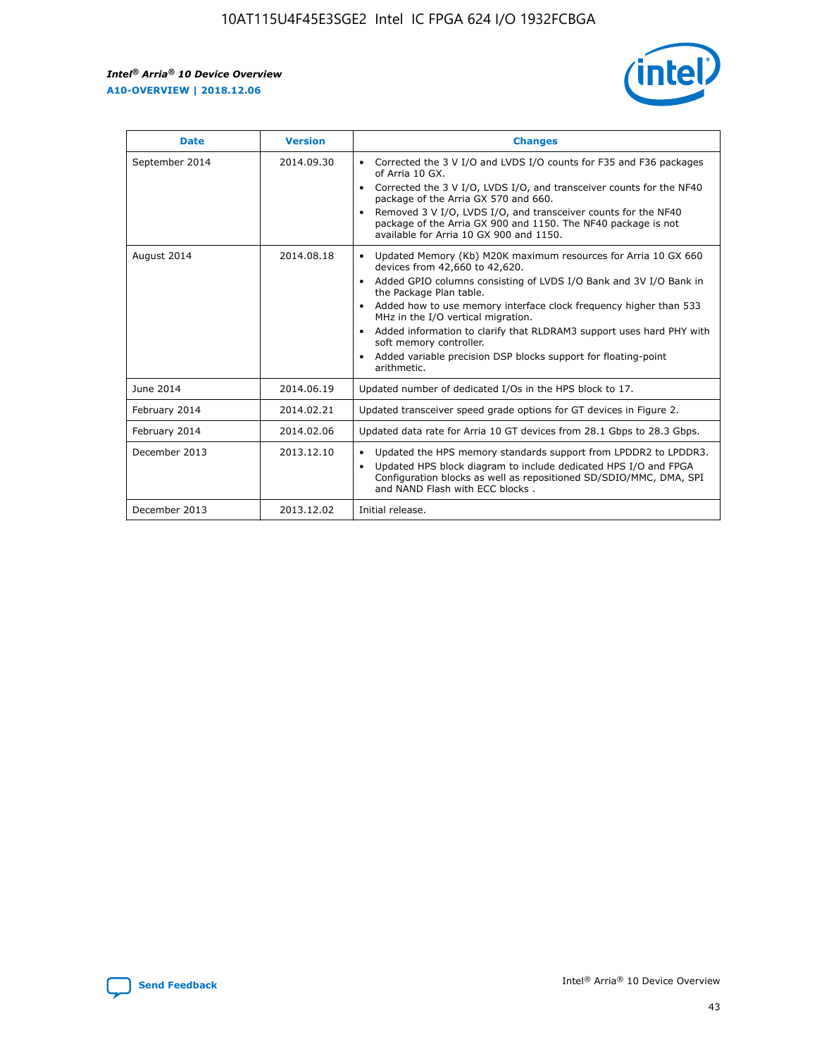| Date | Version | Changes |
| --- | --- | --- |
| September 2014 | 2014.09.30 | • Corrected the 3 V I/O and LVDS I/O counts for F35 and F36 packages of Arria 10 GX.<br>• Corrected the 3 V I/O, LVDS I/O, and transceiver counts for the NF40 package of the Arria GX 570 and 660.<br>• Removed 3 V I/O, LVDS I/O, and transceiver counts for the NF40 package of the Arria GX 900 and 1150. The NF40 package is not available for Arria 10 GX 900 and 1150. |
| August 2014 | 2014.08.18 | • Updated Memory (Kb) M20K maximum resources for Arria 10 GX 660 devices from 42,660 to 42,620.<br>• Added GPIO columns consisting of LVDS I/O Bank and 3V I/O Bank in the Package Plan table.<br>• Added how to use memory interface clock frequency higher than 533 MHz in the I/O vertical migration.<br>• Added information to clarify that RLDRAM3 support uses hard PHY with soft memory controller.<br>• Added variable precision DSP blocks support for floating-point arithmetic. |
| June 2014 | 2014.06.19 | Updated number of dedicated I/Os in the HPS block to 17. |
| February 2014 | 2014.02.21 | Updated transceiver speed grade options for GT devices in Figure 2. |
| February 2014 | 2014.02.06 | Updated data rate for Arria 10 GT devices from 28.1 Gbps to 28.3 Gbps. |
| December 2013 | 2013.12.10 | • Updated the HPS memory standards support from LPDDR2 to LPDDR3.<br>• Updated HPS block diagram to include dedicated HPS I/O and FPGA Configuration blocks as well as repositioned SD/SDIO/MMC, DMA, SPI and NAND Flash with ECC blocks . |
| December 2013 | 2013.12.02 | Initial release. |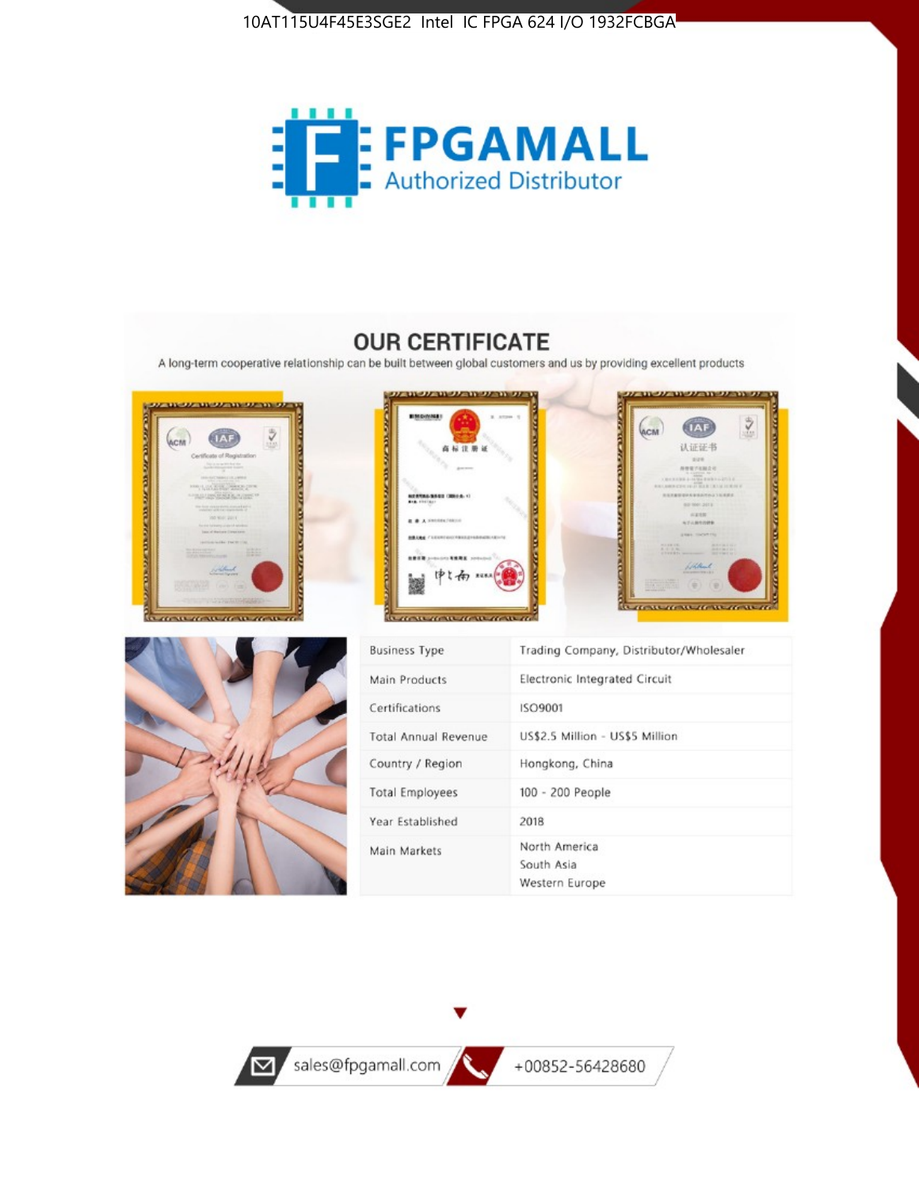FPGAMALL

Authorized Distributor

## OUR CERTIFICATE

A long-term cooperative relationship can be built between global customers and us by providing excellent products

| | |
|---|---|
| Business Type | Trading Company, Distributor/Wholesaler |
| Main Products | Electronic Integrated Circuit |
| Certifications | ISO9001 |
| Total Annual Revenue | US$2.5 Million - US$5 Million |
| Country / Region | Hongkong, China |
| Total Employees | 100 - 200 People |
| Year Established | 2018 |
| Main Markets | North America<br>South Asia<br>Western Europe |

sales@fpgamall.com

+00852-56428680